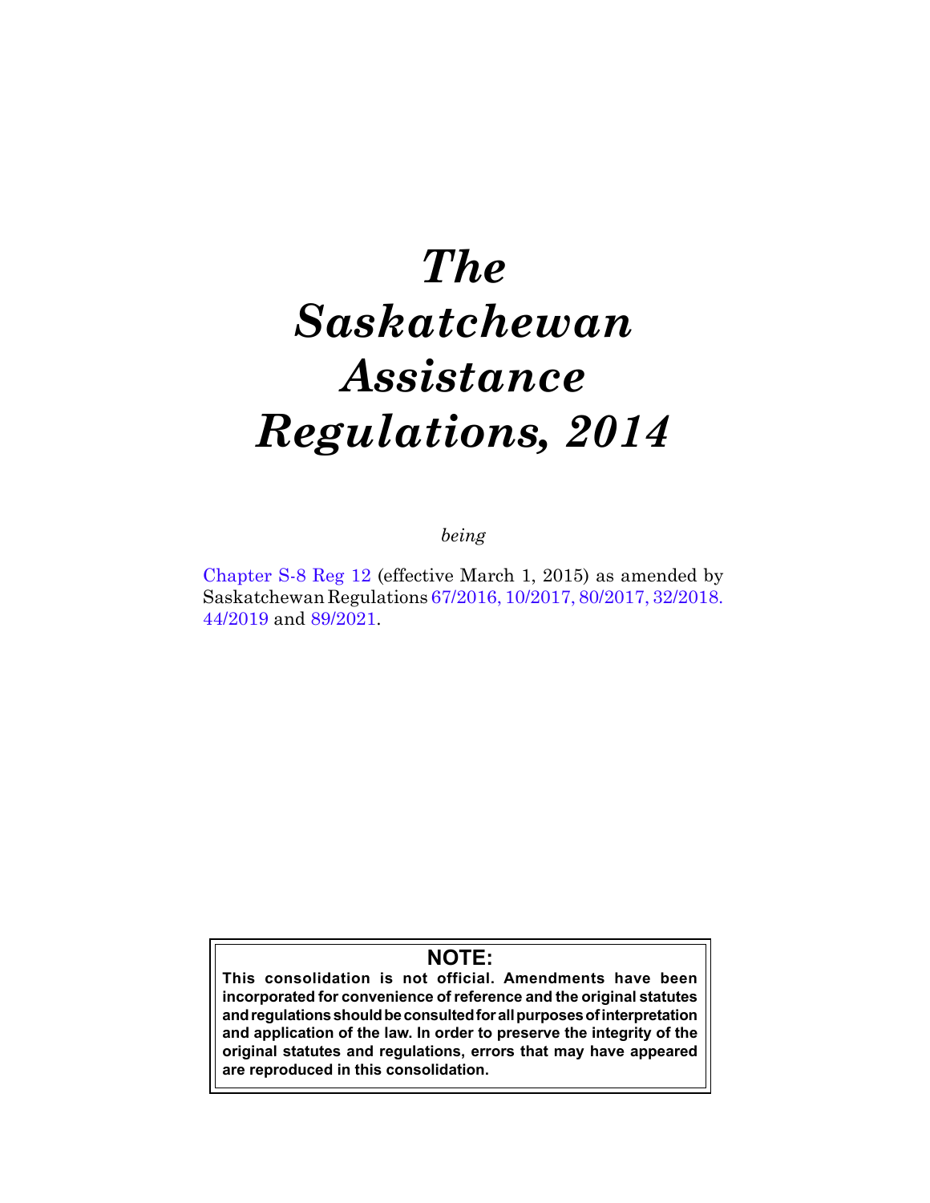# *The Saskatchewan Assistance Regulations, 2014*

*being*

Chapter S-8 Reg 12 (effective March 1, 2015) as amended by Saskatchewan Regulations 67/2016, 10/2017, 80/2017, 32/2018. 44/2019 and 89/2021.

**NOTE:**

**This consolidation is not official. Amendments have been incorporated for convenience of reference and the original statutes and regulations should be consulted for all purposes of interpretation and application of the law. In order to preserve the integrity of the original statutes and regulations, errors that may have appeared are reproduced in this consolidation.**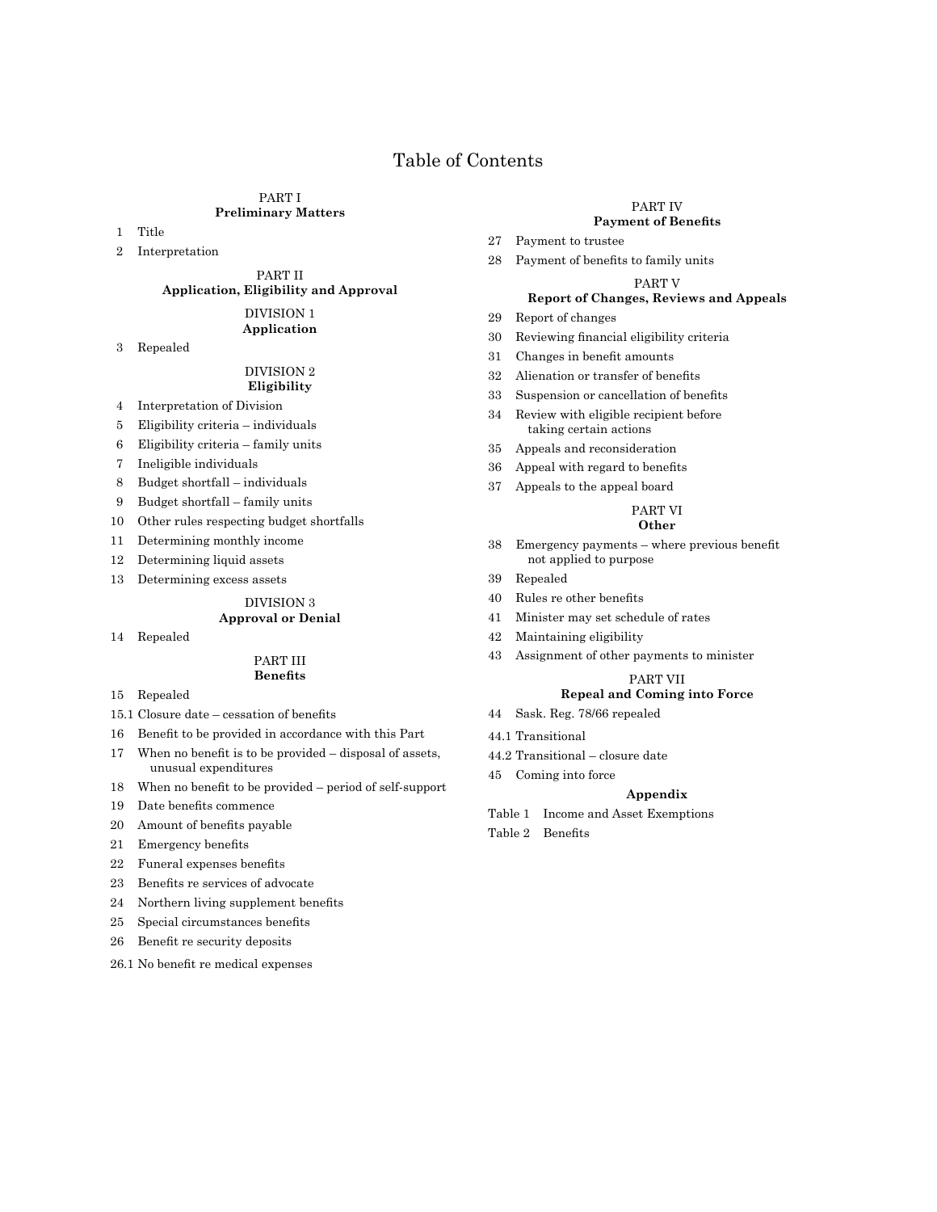# Table of Contents

## PART I
**Preliminary Matters**

1 Title

2 Interpretation

## PART II
**Application, Eligibility and Approval**

### DIVISION 1
**Application**

3 Repealed

### DIVISION 2
**Eligibility**

4 Interpretation of Division

5 Eligibility criteria – individuals

6 Eligibility criteria – family units

7 Ineligible individuals

8 Budget shortfall – individuals

9 Budget shortfall – family units

10 Other rules respecting budget shortfalls

11 Determining monthly income

12 Determining liquid assets

13 Determining excess assets

### DIVISION 3
**Approval or Denial**

14 Repealed

## PART III
**Benefits**

15 Repealed

15.1 Closure date – cessation of benefits

16 Benefit to be provided in accordance with this Part

17 When no benefit is to be provided – disposal of assets, unusual expenditures

18 When no benefit to be provided – period of self-support

19 Date benefits commence

20 Amount of benefits payable

21 Emergency benefits

22 Funeral expenses benefits

23 Benefits re services of advocate

24 Northern living supplement benefits

25 Special circumstances benefits

26 Benefit re security deposits

26.1 No benefit re medical expenses

## PART IV
**Payment of Benefits**

27 Payment to trustee

28 Payment of benefits to family units

## PART V
**Report of Changes, Reviews and Appeals**

29 Report of changes

30 Reviewing financial eligibility criteria

31 Changes in benefit amounts

32 Alienation or transfer of benefits

33 Suspension or cancellation of benefits

34 Review with eligible recipient before taking certain actions

35 Appeals and reconsideration

36 Appeal with regard to benefits

37 Appeals to the appeal board

## PART VI
**Other**

38 Emergency payments – where previous benefit not applied to purpose

39 Repealed

40 Rules re other benefits

41 Minister may set schedule of rates

42 Maintaining eligibility

43 Assignment of other payments to minister

## PART VII
**Repeal and Coming into Force**

44 Sask. Reg. 78/66 repealed

44.1 Transitional

44.2 Transitional – closure date

45 Coming into force

**Appendix**

Table 1 Income and Asset Exemptions

Table 2 Benefits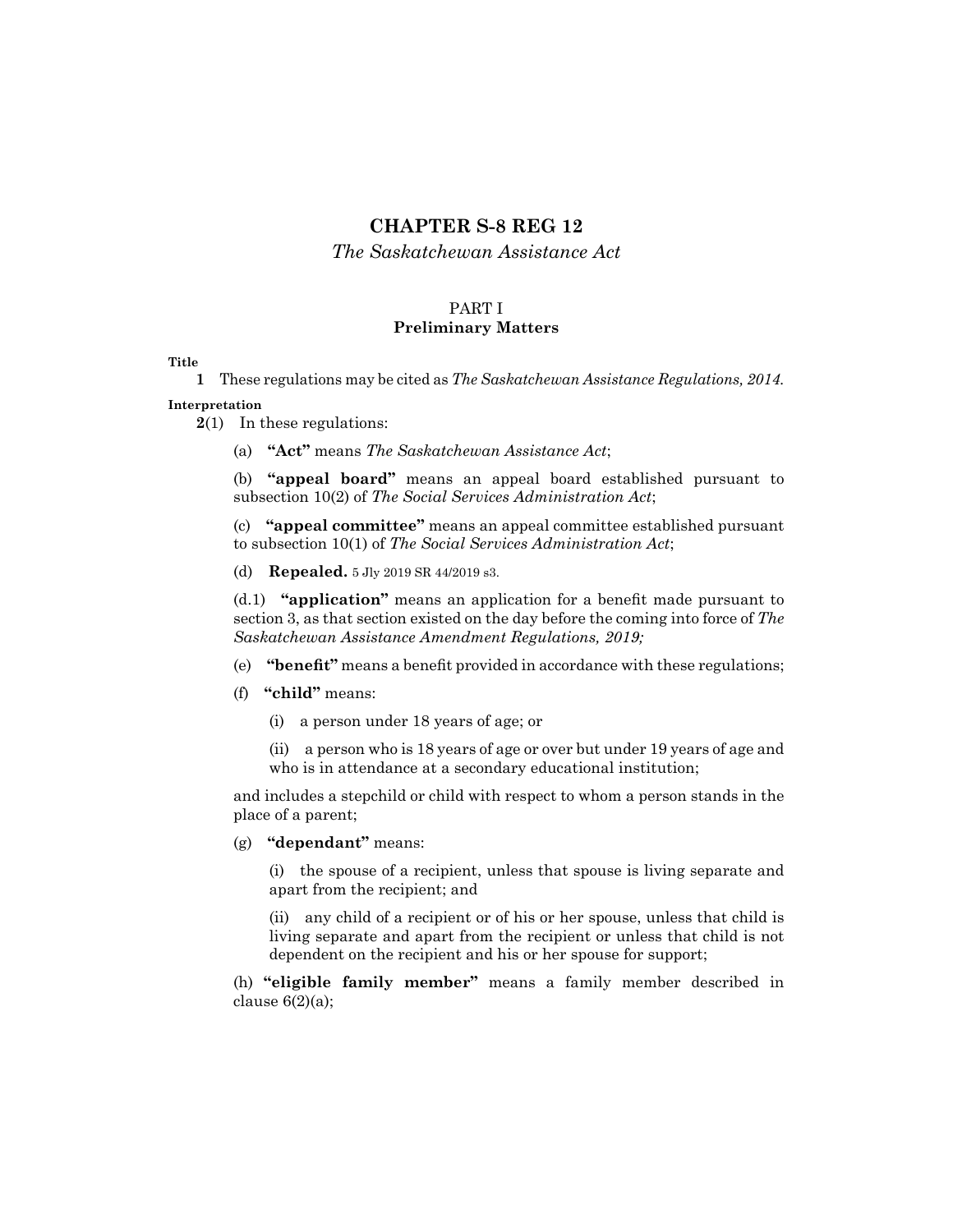# CHAPTER S-8 REG 12

## *The Saskatchewan Assistance Act*

## PART I
## Preliminary Matters

**Title**

**1** These regulations may be cited as *The Saskatchewan Assistance Regulations, 2014*.

**Interpretation**

**2**(1) In these regulations:

(a) **"Act"** means *The Saskatchewan Assistance Act*;

(b) **"appeal board"** means an appeal board established pursuant to subsection 10(2) of *The Social Services Administration Act*;

(c) **"appeal committee"** means an appeal committee established pursuant to subsection 10(1) of *The Social Services Administration Act*;

(d) **Repealed.** 5 Jly 2019 SR 44/2019 s3.

(d.1) **"application"** means an application for a benefit made pursuant to section 3, as that section existed on the day before the coming into force of *The Saskatchewan Assistance Amendment Regulations, 2019;*

(e) **"benefit"** means a benefit provided in accordance with these regulations;

(f) **"child"** means:

(i) a person under 18 years of age; or

(ii) a person who is 18 years of age or over but under 19 years of age and who is in attendance at a secondary educational institution;

and includes a stepchild or child with respect to whom a person stands in the place of a parent;

(g) **"dependant"** means:

(i) the spouse of a recipient, unless that spouse is living separate and apart from the recipient; and

(ii) any child of a recipient or of his or her spouse, unless that child is living separate and apart from the recipient or unless that child is not dependent on the recipient and his or her spouse for support;

(h) **"eligible family member"** means a family member described in clause 6(2)(a);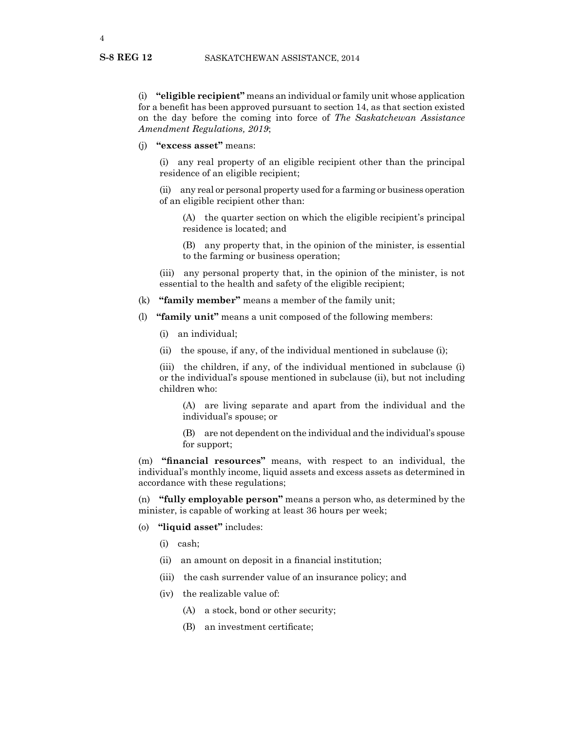(i) **"eligible recipient"** means an individual or family unit whose application for a benefit has been approved pursuant to section 14, as that section existed on the day before the coming into force of *The Saskatchewan Assistance Amendment Regulations, 2019*;

(j) **"excess asset"** means:

(i) any real property of an eligible recipient other than the principal residence of an eligible recipient;

(ii) any real or personal property used for a farming or business operation of an eligible recipient other than:

(A) the quarter section on which the eligible recipient's principal residence is located; and

(B) any property that, in the opinion of the minister, is essential to the farming or business operation;

(iii) any personal property that, in the opinion of the minister, is not essential to the health and safety of the eligible recipient;

(k) **"family member"** means a member of the family unit;

(l) **"family unit"** means a unit composed of the following members:

(i) an individual;

(ii) the spouse, if any, of the individual mentioned in subclause (i);

(iii) the children, if any, of the individual mentioned in subclause (i) or the individual's spouse mentioned in subclause (ii), but not including children who:

(A) are living separate and apart from the individual and the individual's spouse; or

(B) are not dependent on the individual and the individual's spouse for support;

(m) **"financial resources"** means, with respect to an individual, the individual's monthly income, liquid assets and excess assets as determined in accordance with these regulations;

(n) **"fully employable person"** means a person who, as determined by the minister, is capable of working at least 36 hours per week;

(o) **"liquid asset"** includes:

(i) cash;

(ii) an amount on deposit in a financial institution;

(iii) the cash surrender value of an insurance policy; and

(iv) the realizable value of:

(A) a stock, bond or other security;

(B) an investment certificate;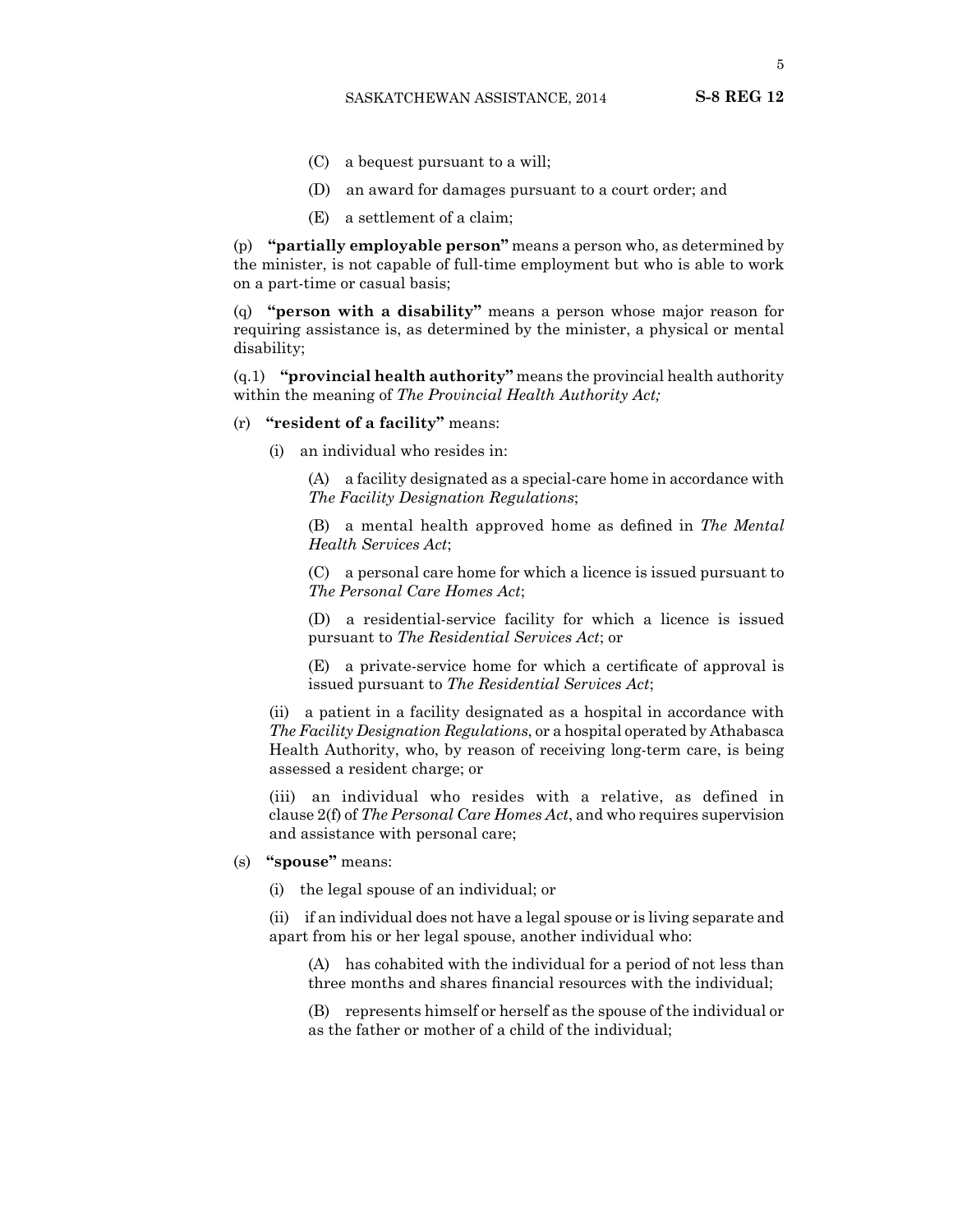(C) a bequest pursuant to a will;

(D) an award for damages pursuant to a court order; and

(E) a settlement of a claim;

(p) **"partially employable person"** means a person who, as determined by the minister, is not capable of full-time employment but who is able to work on a part-time or casual basis;

(q) **"person with a disability"** means a person whose major reason for requiring assistance is, as determined by the minister, a physical or mental disability;

(q.1) **"provincial health authority"** means the provincial health authority within the meaning of *The Provincial Health Authority Act;*

(r) **"resident of a facility"** means:

(i) an individual who resides in:

(A) a facility designated as a special-care home in accordance with *The Facility Designation Regulations*;

(B) a mental health approved home as defined in *The Mental Health Services Act*;

(C) a personal care home for which a licence is issued pursuant to *The Personal Care Homes Act*;

(D) a residential-service facility for which a licence is issued pursuant to *The Residential Services Act*; or

(E) a private-service home for which a certificate of approval is issued pursuant to *The Residential Services Act*;

(ii) a patient in a facility designated as a hospital in accordance with *The Facility Designation Regulations*, or a hospital operated by Athabasca Health Authority, who, by reason of receiving long-term care, is being assessed a resident charge; or

(iii) an individual who resides with a relative, as defined in clause 2(f) of *The Personal Care Homes Act*, and who requires supervision and assistance with personal care;

(s) **"spouse"** means:

(i) the legal spouse of an individual; or

(ii) if an individual does not have a legal spouse or is living separate and apart from his or her legal spouse, another individual who:

(A) has cohabited with the individual for a period of not less than three months and shares financial resources with the individual;

(B) represents himself or herself as the spouse of the individual or as the father or mother of a child of the individual;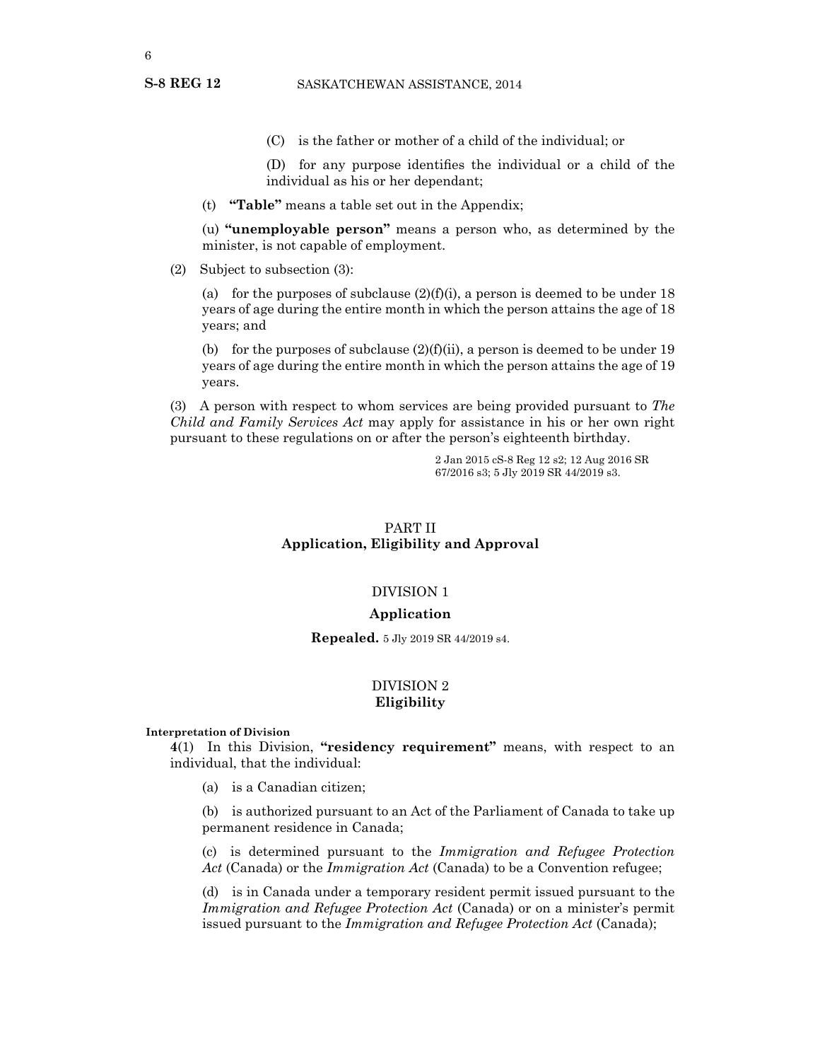(C) is the father or mother of a child of the individual; or

(D) for any purpose identifies the individual or a child of the individual as his or her dependant;

(t) **"Table"** means a table set out in the Appendix;

(u) **"unemployable person"** means a person who, as determined by the minister, is not capable of employment.

(2) Subject to subsection (3):

(a) for the purposes of subclause (2)(f)(i), a person is deemed to be under 18 years of age during the entire month in which the person attains the age of 18 years; and

(b) for the purposes of subclause (2)(f)(ii), a person is deemed to be under 19 years of age during the entire month in which the person attains the age of 19 years.

(3) A person with respect to whom services are being provided pursuant to *The Child and Family Services Act* may apply for assistance in his or her own right pursuant to these regulations on or after the person's eighteenth birthday.

2 Jan 2015 cS-8 Reg 12 s2; 12 Aug 2016 SR 67/2016 s3; 5 Jly 2019 SR 44/2019 s3.

## PART II
## Application, Eligibility and Approval

### DIVISION 1
### Application

**Repealed.** 5 Jly 2019 SR 44/2019 s4.

### DIVISION 2
### Eligibility

**Interpretation of Division**

**4**(1) In this Division, **"residency requirement"** means, with respect to an individual, that the individual:

(a) is a Canadian citizen;

(b) is authorized pursuant to an Act of the Parliament of Canada to take up permanent residence in Canada;

(c) is determined pursuant to the *Immigration and Refugee Protection Act* (Canada) or the *Immigration Act* (Canada) to be a Convention refugee;

(d) is in Canada under a temporary resident permit issued pursuant to the *Immigration and Refugee Protection Act* (Canada) or on a minister's permit issued pursuant to the *Immigration and Refugee Protection Act* (Canada);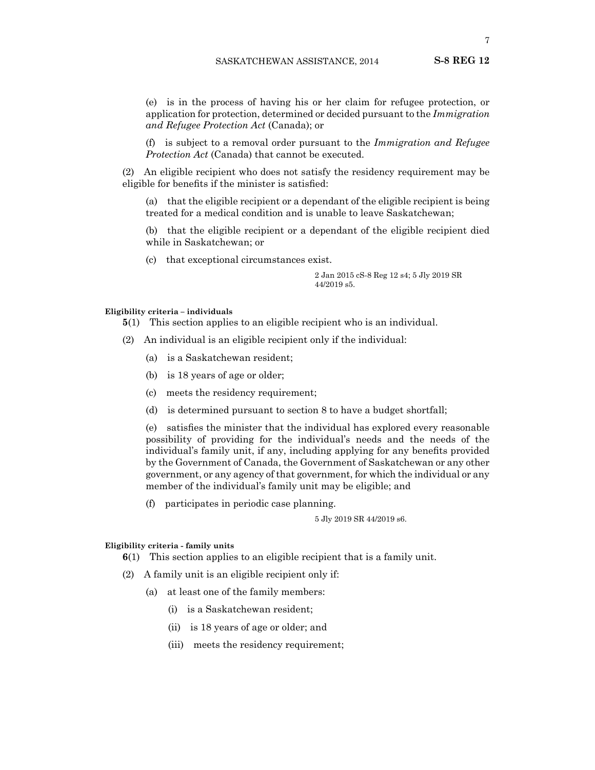(e) is in the process of having his or her claim for refugee protection, or application for protection, determined or decided pursuant to the *Immigration and Refugee Protection Act* (Canada); or

(f) is subject to a removal order pursuant to the *Immigration and Refugee Protection Act* (Canada) that cannot be executed.

(2) An eligible recipient who does not satisfy the residency requirement may be eligible for benefits if the minister is satisfied:

(a) that the eligible recipient or a dependant of the eligible recipient is being treated for a medical condition and is unable to leave Saskatchewan;

(b) that the eligible recipient or a dependant of the eligible recipient died while in Saskatchewan; or

(c) that exceptional circumstances exist.

2 Jan 2015 cS-8 Reg 12 s4; 5 Jly 2019 SR 44/2019 s5.

**Eligibility criteria – individuals**

**5**(1) This section applies to an eligible recipient who is an individual.

(2) An individual is an eligible recipient only if the individual:

(a) is a Saskatchewan resident;

(b) is 18 years of age or older;

(c) meets the residency requirement;

(d) is determined pursuant to section 8 to have a budget shortfall;

(e) satisfies the minister that the individual has explored every reasonable possibility of providing for the individual's needs and the needs of the individual's family unit, if any, including applying for any benefits provided by the Government of Canada, the Government of Saskatchewan or any other government, or any agency of that government, for which the individual or any member of the individual's family unit may be eligible; and

(f) participates in periodic case planning.

5 Jly 2019 SR 44/2019 s6.

**Eligibility criteria - family units**

**6**(1) This section applies to an eligible recipient that is a family unit.

(2) A family unit is an eligible recipient only if:

(a) at least one of the family members:

(i) is a Saskatchewan resident;

(ii) is 18 years of age or older; and

(iii) meets the residency requirement;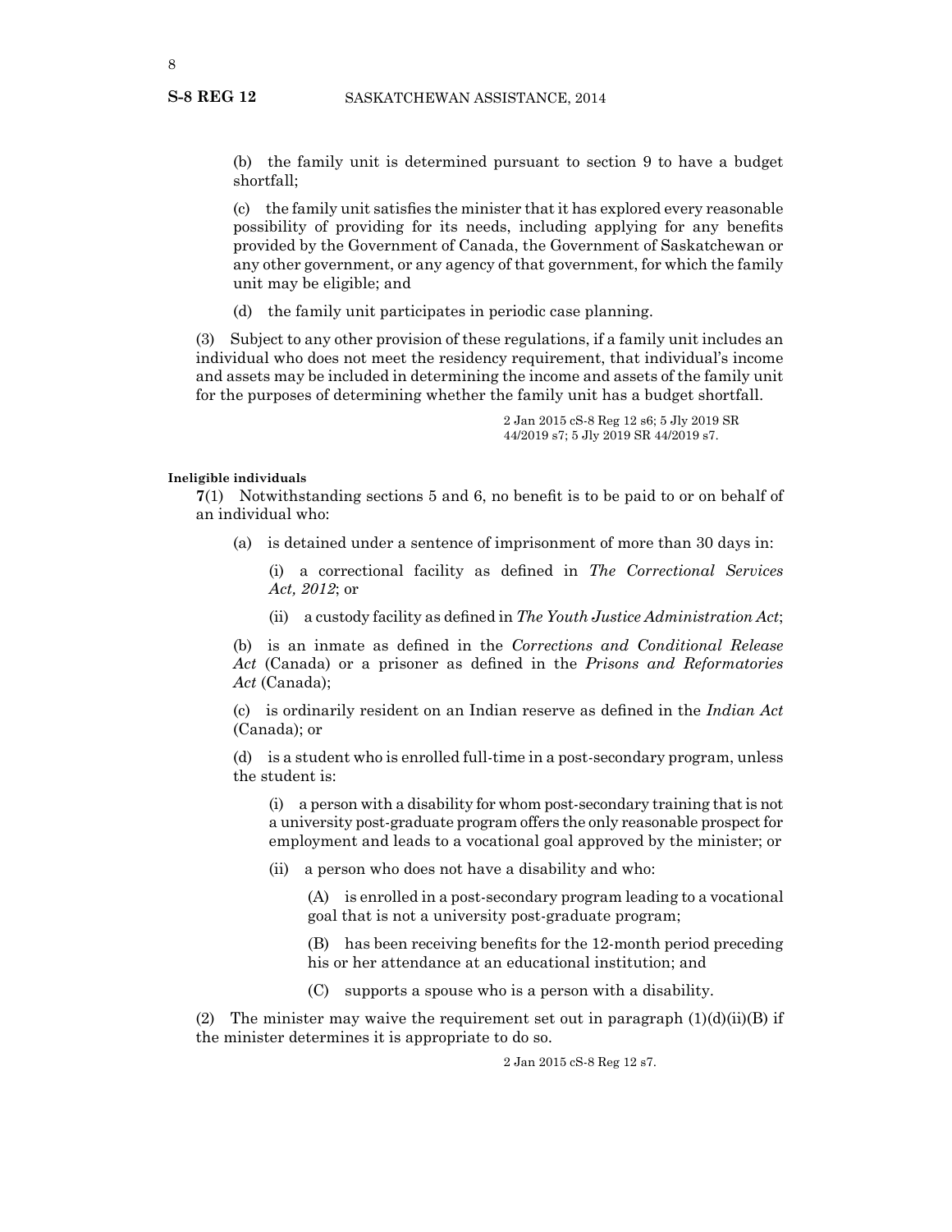(b) the family unit is determined pursuant to section 9 to have a budget shortfall;

(c) the family unit satisfies the minister that it has explored every reasonable possibility of providing for its needs, including applying for any benefits provided by the Government of Canada, the Government of Saskatchewan or any other government, or any agency of that government, for which the family unit may be eligible; and

(d) the family unit participates in periodic case planning.

(3) Subject to any other provision of these regulations, if a family unit includes an individual who does not meet the residency requirement, that individual's income and assets may be included in determining the income and assets of the family unit for the purposes of determining whether the family unit has a budget shortfall.

2 Jan 2015 cS-8 Reg 12 s6; 5 Jly 2019 SR 44/2019 s7; 5 Jly 2019 SR 44/2019 s7.

**Ineligible individuals**

**7**(1) Notwithstanding sections 5 and 6, no benefit is to be paid to or on behalf of an individual who:

(a) is detained under a sentence of imprisonment of more than 30 days in:

(i) a correctional facility as defined in *The Correctional Services Act, 2012*; or

(ii) a custody facility as defined in *The Youth Justice Administration Act*;

(b) is an inmate as defined in the *Corrections and Conditional Release Act* (Canada) or a prisoner as defined in the *Prisons and Reformatories Act* (Canada);

(c) is ordinarily resident on an Indian reserve as defined in the *Indian Act* (Canada); or

(d) is a student who is enrolled full-time in a post-secondary program, unless the student is:

(i) a person with a disability for whom post-secondary training that is not a university post-graduate program offers the only reasonable prospect for employment and leads to a vocational goal approved by the minister; or

(ii) a person who does not have a disability and who:

(A) is enrolled in a post-secondary program leading to a vocational goal that is not a university post-graduate program;

(B) has been receiving benefits for the 12-month period preceding his or her attendance at an educational institution; and

(C) supports a spouse who is a person with a disability.

(2) The minister may waive the requirement set out in paragraph (1)(d)(ii)(B) if the minister determines it is appropriate to do so.

2 Jan 2015 cS-8 Reg 12 s7.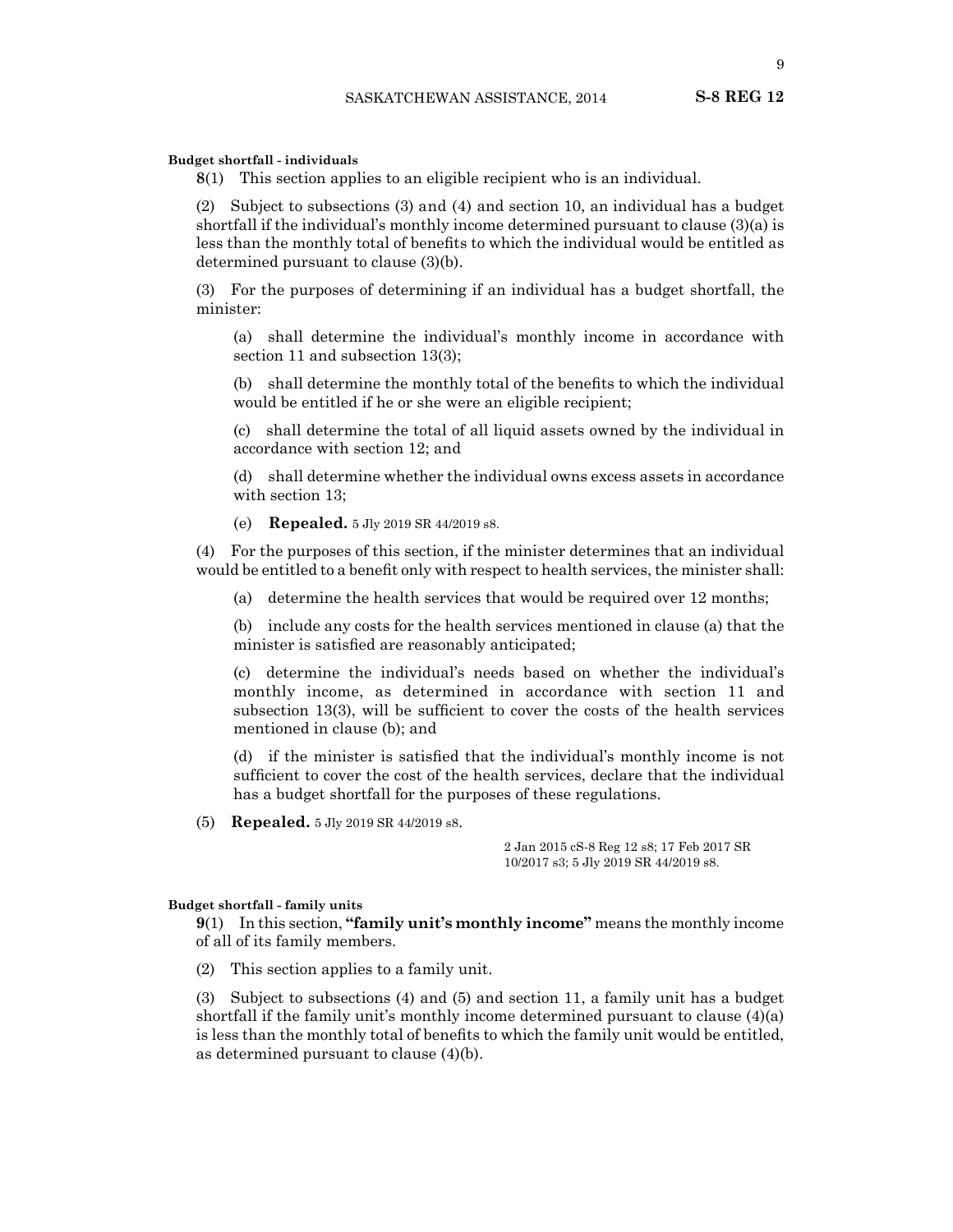**Budget shortfall - individuals**

**8**(1) This section applies to an eligible recipient who is an individual.

(2) Subject to subsections (3) and (4) and section 10, an individual has a budget shortfall if the individual's monthly income determined pursuant to clause (3)(a) is less than the monthly total of benefits to which the individual would be entitled as determined pursuant to clause (3)(b).

(3) For the purposes of determining if an individual has a budget shortfall, the minister:

(a) shall determine the individual's monthly income in accordance with section 11 and subsection 13(3);

(b) shall determine the monthly total of the benefits to which the individual would be entitled if he or she were an eligible recipient;

(c) shall determine the total of all liquid assets owned by the individual in accordance with section 12; and

(d) shall determine whether the individual owns excess assets in accordance with section 13;

(e) **Repealed.** 5 Jly 2019 SR 44/2019 s8.

(4) For the purposes of this section, if the minister determines that an individual would be entitled to a benefit only with respect to health services, the minister shall:

(a) determine the health services that would be required over 12 months;

(b) include any costs for the health services mentioned in clause (a) that the minister is satisfied are reasonably anticipated;

(c) determine the individual's needs based on whether the individual's monthly income, as determined in accordance with section 11 and subsection 13(3), will be sufficient to cover the costs of the health services mentioned in clause (b); and

(d) if the minister is satisfied that the individual's monthly income is not sufficient to cover the cost of the health services, declare that the individual has a budget shortfall for the purposes of these regulations.

(5) **Repealed.** 5 Jly 2019 SR 44/2019 s8.

2 Jan 2015 cS-8 Reg 12 s8; 17 Feb 2017 SR 10/2017 s3; 5 Jly 2019 SR 44/2019 s8.

**Budget shortfall - family units**

**9**(1) In this section, **"family unit's monthly income"** means the monthly income of all of its family members.

(2) This section applies to a family unit.

(3) Subject to subsections (4) and (5) and section 11, a family unit has a budget shortfall if the family unit's monthly income determined pursuant to clause (4)(a) is less than the monthly total of benefits to which the family unit would be entitled, as determined pursuant to clause (4)(b).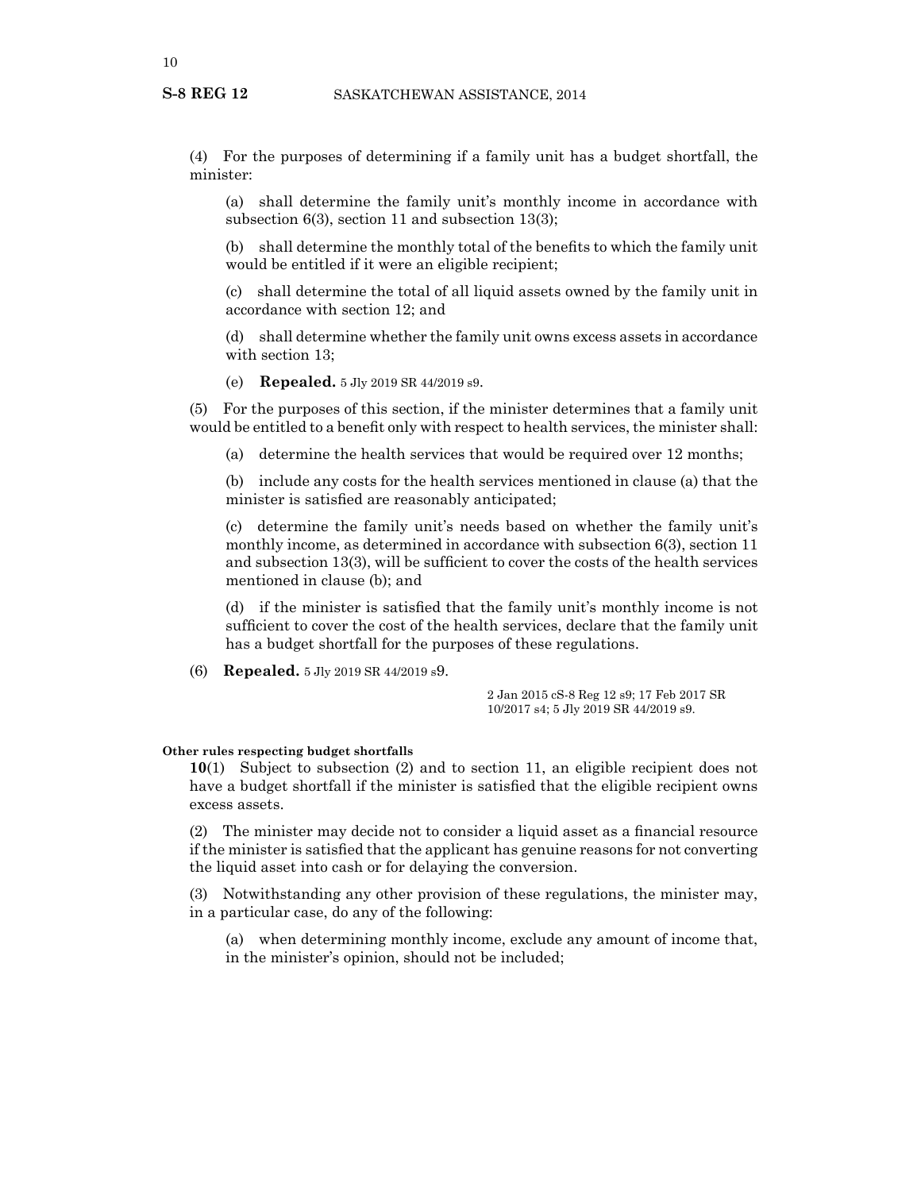(4) For the purposes of determining if a family unit has a budget shortfall, the minister:

(a) shall determine the family unit's monthly income in accordance with subsection 6(3), section 11 and subsection 13(3);

(b) shall determine the monthly total of the benefits to which the family unit would be entitled if it were an eligible recipient;

(c) shall determine the total of all liquid assets owned by the family unit in accordance with section 12; and

(d) shall determine whether the family unit owns excess assets in accordance with section 13;

(e) **Repealed.** 5 Jly 2019 SR 44/2019 s9.

(5) For the purposes of this section, if the minister determines that a family unit would be entitled to a benefit only with respect to health services, the minister shall:

(a) determine the health services that would be required over 12 months;

(b) include any costs for the health services mentioned in clause (a) that the minister is satisfied are reasonably anticipated;

(c) determine the family unit's needs based on whether the family unit's monthly income, as determined in accordance with subsection 6(3), section 11 and subsection 13(3), will be sufficient to cover the costs of the health services mentioned in clause (b); and

(d) if the minister is satisfied that the family unit's monthly income is not sufficient to cover the cost of the health services, declare that the family unit has a budget shortfall for the purposes of these regulations.

(6) **Repealed.** 5 Jly 2019 SR 44/2019 s9.

2 Jan 2015 cS-8 Reg 12 s9; 17 Feb 2017 SR 10/2017 s4; 5 Jly 2019 SR 44/2019 s9.

**Other rules respecting budget shortfalls**

**10**(1) Subject to subsection (2) and to section 11, an eligible recipient does not have a budget shortfall if the minister is satisfied that the eligible recipient owns excess assets.

(2) The minister may decide not to consider a liquid asset as a financial resource if the minister is satisfied that the applicant has genuine reasons for not converting the liquid asset into cash or for delaying the conversion.

(3) Notwithstanding any other provision of these regulations, the minister may, in a particular case, do any of the following:

(a) when determining monthly income, exclude any amount of income that, in the minister's opinion, should not be included;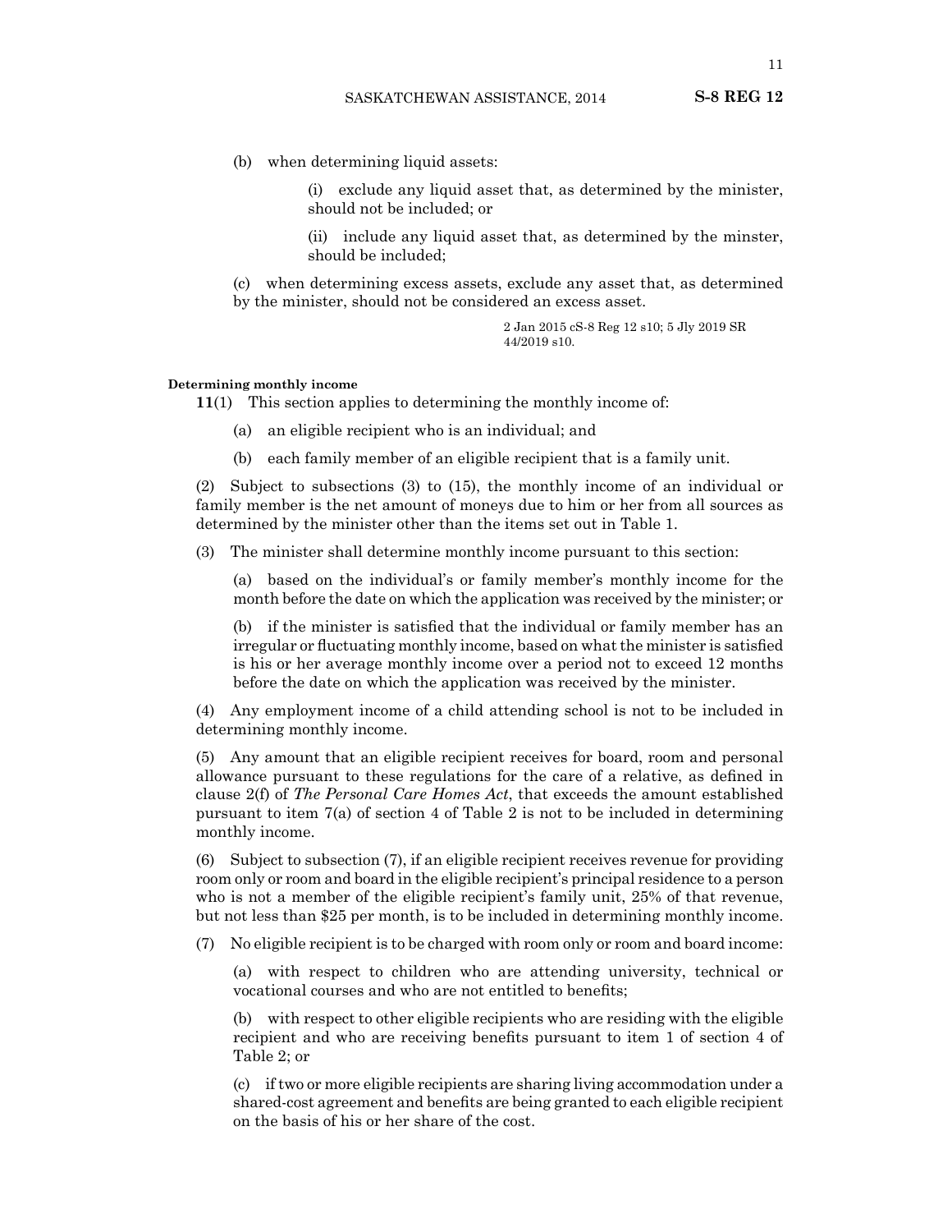(b) when determining liquid assets:

(i) exclude any liquid asset that, as determined by the minister, should not be included; or

(ii) include any liquid asset that, as determined by the minster, should be included;

(c) when determining excess assets, exclude any asset that, as determined by the minister, should not be considered an excess asset.

2 Jan 2015 cS-8 Reg 12 s10; 5 Jly 2019 SR 44/2019 s10.

**Determining monthly income**

**11**(1) This section applies to determining the monthly income of:

(a) an eligible recipient who is an individual; and

(b) each family member of an eligible recipient that is a family unit.

(2) Subject to subsections (3) to (15), the monthly income of an individual or family member is the net amount of moneys due to him or her from all sources as determined by the minister other than the items set out in Table 1.

(3) The minister shall determine monthly income pursuant to this section:

(a) based on the individual's or family member's monthly income for the month before the date on which the application was received by the minister; or

(b) if the minister is satisfied that the individual or family member has an irregular or fluctuating monthly income, based on what the minister is satisfied is his or her average monthly income over a period not to exceed 12 months before the date on which the application was received by the minister.

(4) Any employment income of a child attending school is not to be included in determining monthly income.

(5) Any amount that an eligible recipient receives for board, room and personal allowance pursuant to these regulations for the care of a relative, as defined in clause 2(f) of *The Personal Care Homes Act*, that exceeds the amount established pursuant to item 7(a) of section 4 of Table 2 is not to be included in determining monthly income.

(6) Subject to subsection (7), if an eligible recipient receives revenue for providing room only or room and board in the eligible recipient's principal residence to a person who is not a member of the eligible recipient's family unit, 25% of that revenue, but not less than $25 per month, is to be included in determining monthly income.

(7) No eligible recipient is to be charged with room only or room and board income:

(a) with respect to children who are attending university, technical or vocational courses and who are not entitled to benefits;

(b) with respect to other eligible recipients who are residing with the eligible recipient and who are receiving benefits pursuant to item 1 of section 4 of Table 2; or

(c) if two or more eligible recipients are sharing living accommodation under a shared-cost agreement and benefits are being granted to each eligible recipient on the basis of his or her share of the cost.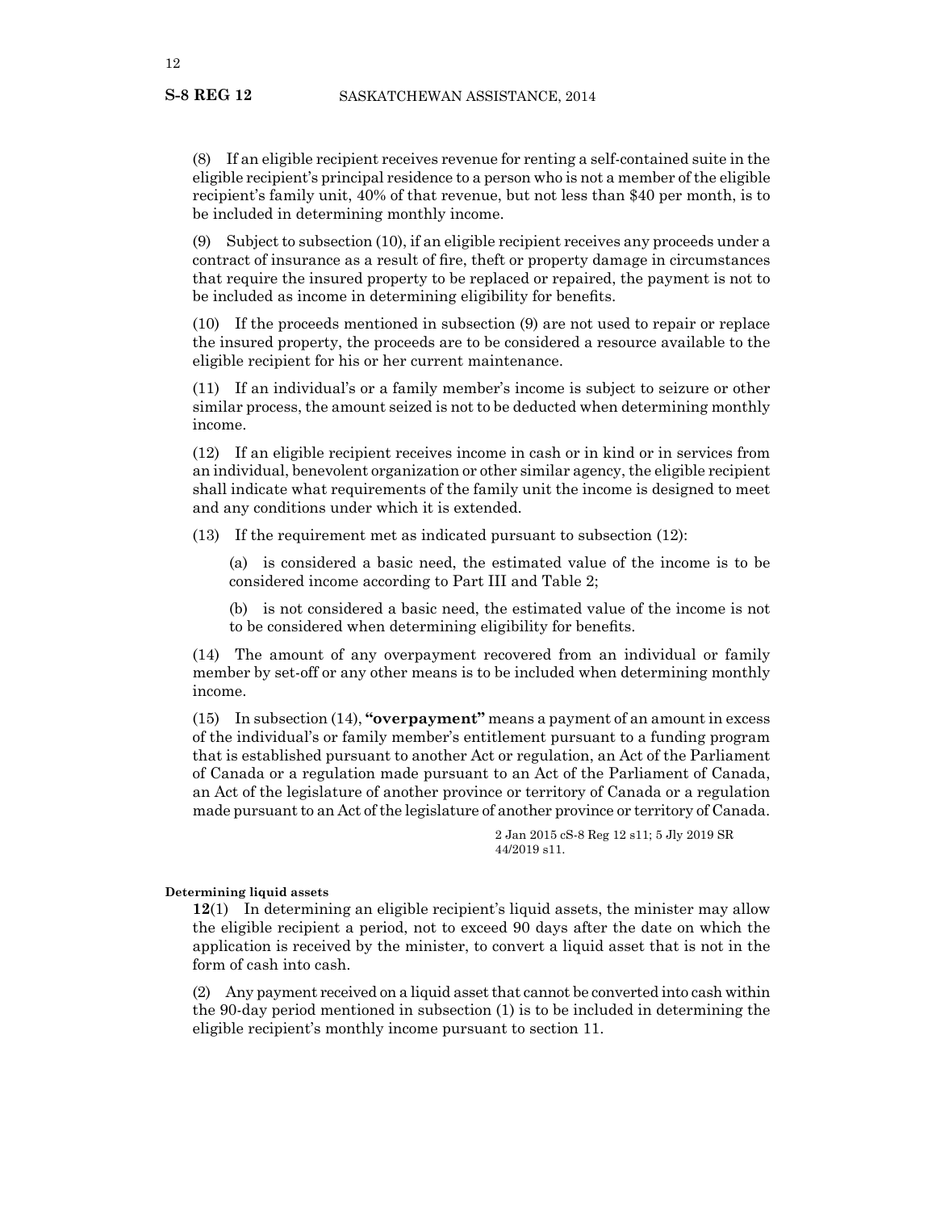(8) If an eligible recipient receives revenue for renting a self-contained suite in the eligible recipient's principal residence to a person who is not a member of the eligible recipient's family unit, 40% of that revenue, but not less than $40 per month, is to be included in determining monthly income.

(9) Subject to subsection (10), if an eligible recipient receives any proceeds under a contract of insurance as a result of fire, theft or property damage in circumstances that require the insured property to be replaced or repaired, the payment is not to be included as income in determining eligibility for benefits.

(10) If the proceeds mentioned in subsection (9) are not used to repair or replace the insured property, the proceeds are to be considered a resource available to the eligible recipient for his or her current maintenance.

(11) If an individual's or a family member's income is subject to seizure or other similar process, the amount seized is not to be deducted when determining monthly income.

(12) If an eligible recipient receives income in cash or in kind or in services from an individual, benevolent organization or other similar agency, the eligible recipient shall indicate what requirements of the family unit the income is designed to meet and any conditions under which it is extended.

(13) If the requirement met as indicated pursuant to subsection (12):

(a) is considered a basic need, the estimated value of the income is to be considered income according to Part III and Table 2;

(b) is not considered a basic need, the estimated value of the income is not to be considered when determining eligibility for benefits.

(14) The amount of any overpayment recovered from an individual or family member by set-off or any other means is to be included when determining monthly income.

(15) In subsection (14), **"overpayment"** means a payment of an amount in excess of the individual's or family member's entitlement pursuant to a funding program that is established pursuant to another Act or regulation, an Act of the Parliament of Canada or a regulation made pursuant to an Act of the Parliament of Canada, an Act of the legislature of another province or territory of Canada or a regulation made pursuant to an Act of the legislature of another province or territory of Canada.

2 Jan 2015 cS-8 Reg 12 s11; 5 Jly 2019 SR 44/2019 s11.

**Determining liquid assets**

**12**(1) In determining an eligible recipient's liquid assets, the minister may allow the eligible recipient a period, not to exceed 90 days after the date on which the application is received by the minister, to convert a liquid asset that is not in the form of cash into cash.

(2) Any payment received on a liquid asset that cannot be converted into cash within the 90-day period mentioned in subsection (1) is to be included in determining the eligible recipient's monthly income pursuant to section 11.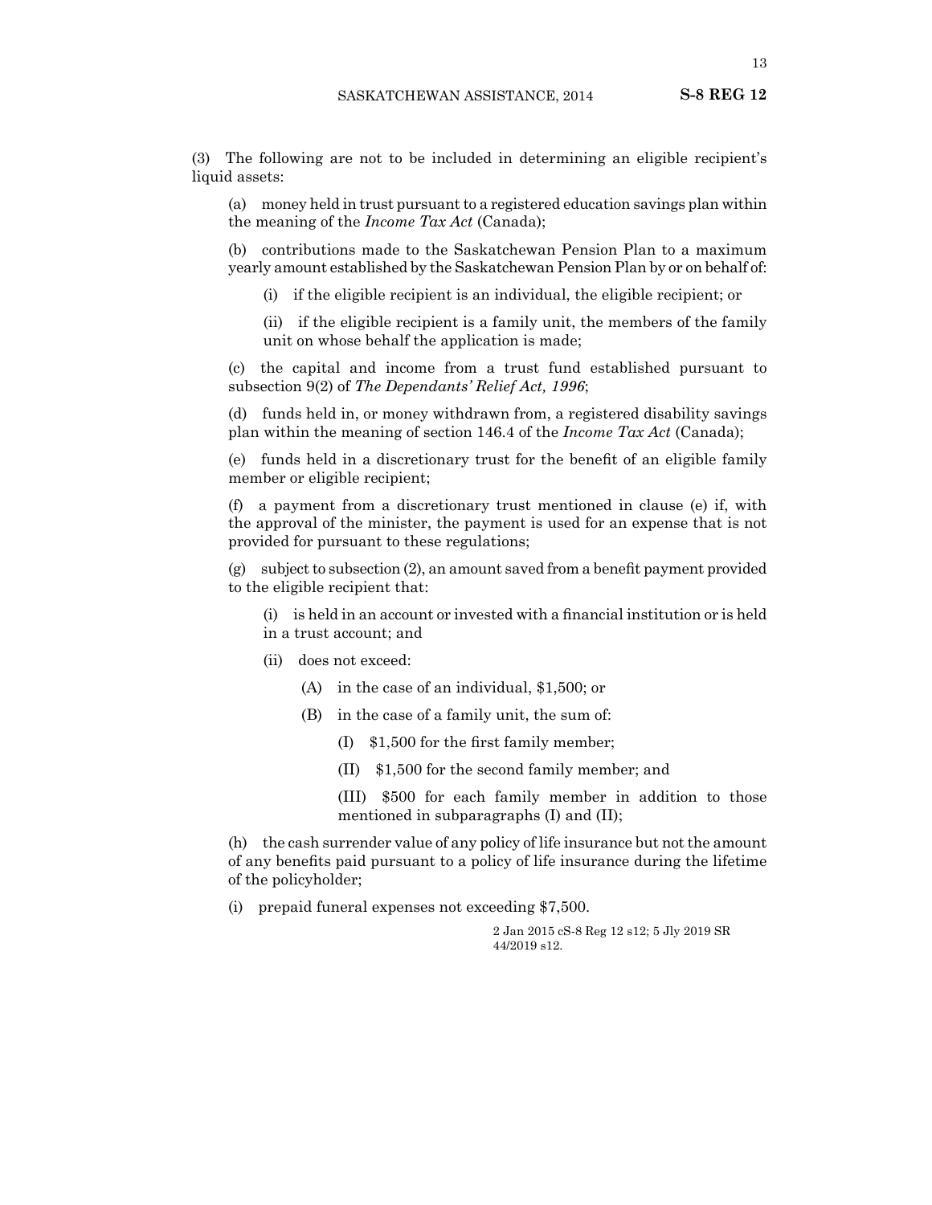(3) The following are not to be included in determining an eligible recipient's liquid assets:

(a) money held in trust pursuant to a registered education savings plan within the meaning of the *Income Tax Act* (Canada);

(b) contributions made to the Saskatchewan Pension Plan to a maximum yearly amount established by the Saskatchewan Pension Plan by or on behalf of:

(i) if the eligible recipient is an individual, the eligible recipient; or

(ii) if the eligible recipient is a family unit, the members of the family unit on whose behalf the application is made;

(c) the capital and income from a trust fund established pursuant to subsection 9(2) of *The Dependants' Relief Act, 1996*;

(d) funds held in, or money withdrawn from, a registered disability savings plan within the meaning of section 146.4 of the *Income Tax Act* (Canada);

(e) funds held in a discretionary trust for the benefit of an eligible family member or eligible recipient;

(f) a payment from a discretionary trust mentioned in clause (e) if, with the approval of the minister, the payment is used for an expense that is not provided for pursuant to these regulations;

(g) subject to subsection (2), an amount saved from a benefit payment provided to the eligible recipient that:

(i) is held in an account or invested with a financial institution or is held in a trust account; and

(ii) does not exceed:

(A) in the case of an individual, $1,500; or

(B) in the case of a family unit, the sum of:

(I) $1,500 for the first family member;

(II) $1,500 for the second family member; and

(III) $500 for each family member in addition to those mentioned in subparagraphs (I) and (II);

(h) the cash surrender value of any policy of life insurance but not the amount of any benefits paid pursuant to a policy of life insurance during the lifetime of the policyholder;

(i) prepaid funeral expenses not exceeding $7,500.

2 Jan 2015 cS-8 Reg 12 s12; 5 Jly 2019 SR 44/2019 s12.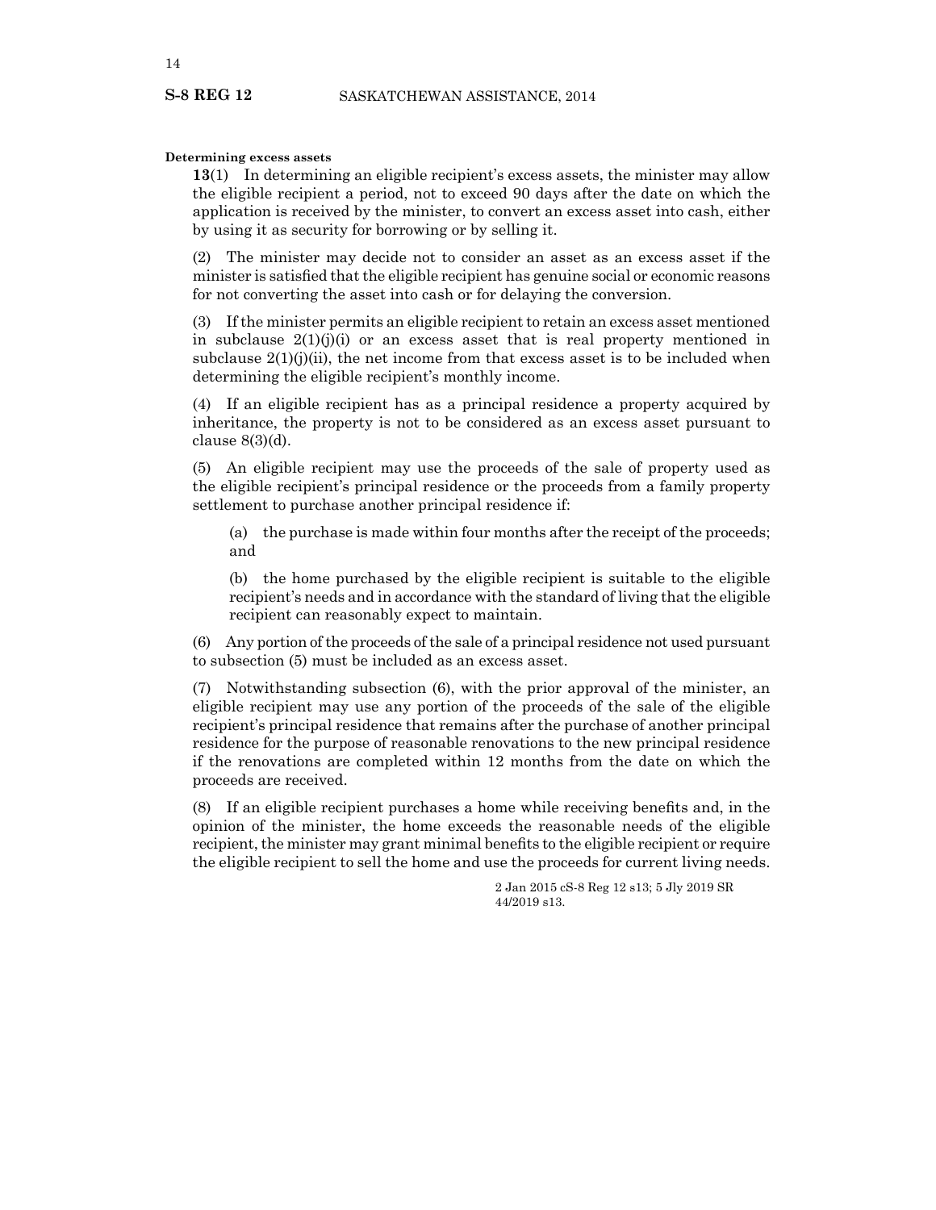**Determining excess assets**

**13**(1) In determining an eligible recipient's excess assets, the minister may allow the eligible recipient a period, not to exceed 90 days after the date on which the application is received by the minister, to convert an excess asset into cash, either by using it as security for borrowing or by selling it.

(2) The minister may decide not to consider an asset as an excess asset if the minister is satisfied that the eligible recipient has genuine social or economic reasons for not converting the asset into cash or for delaying the conversion.

(3) If the minister permits an eligible recipient to retain an excess asset mentioned in subclause 2(1)(j)(i) or an excess asset that is real property mentioned in subclause 2(1)(j)(ii), the net income from that excess asset is to be included when determining the eligible recipient's monthly income.

(4) If an eligible recipient has as a principal residence a property acquired by inheritance, the property is not to be considered as an excess asset pursuant to clause 8(3)(d).

(5) An eligible recipient may use the proceeds of the sale of property used as the eligible recipient's principal residence or the proceeds from a family property settlement to purchase another principal residence if:

(a) the purchase is made within four months after the receipt of the proceeds; and

(b) the home purchased by the eligible recipient is suitable to the eligible recipient's needs and in accordance with the standard of living that the eligible recipient can reasonably expect to maintain.

(6) Any portion of the proceeds of the sale of a principal residence not used pursuant to subsection (5) must be included as an excess asset.

(7) Notwithstanding subsection (6), with the prior approval of the minister, an eligible recipient may use any portion of the proceeds of the sale of the eligible recipient's principal residence that remains after the purchase of another principal residence for the purpose of reasonable renovations to the new principal residence if the renovations are completed within 12 months from the date on which the proceeds are received.

(8) If an eligible recipient purchases a home while receiving benefits and, in the opinion of the minister, the home exceeds the reasonable needs of the eligible recipient, the minister may grant minimal benefits to the eligible recipient or require the eligible recipient to sell the home and use the proceeds for current living needs.

2 Jan 2015 cS-8 Reg 12 s13; 5 Jly 2019 SR 44/2019 s13.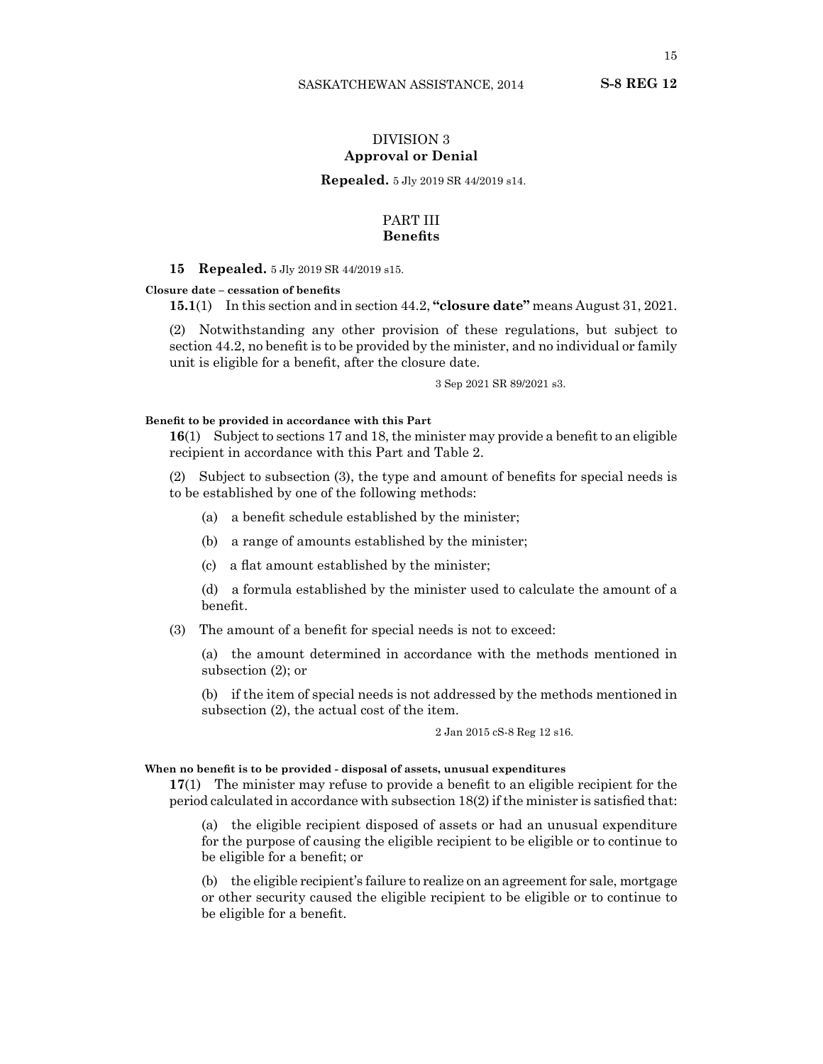## DIVISION 3
## Approval or Denial

**Repealed.** 5 Jly 2019 SR 44/2019 s14.

# PART III
# Benefits

**15 Repealed.** 5 Jly 2019 SR 44/2019 s15.

**Closure date – cessation of benefits**

**15.1**(1) In this section and in section 44.2, **"closure date"** means August 31, 2021.

(2) Notwithstanding any other provision of these regulations, but subject to section 44.2, no benefit is to be provided by the minister, and no individual or family unit is eligible for a benefit, after the closure date.

3 Sep 2021 SR 89/2021 s3.

**Benefit to be provided in accordance with this Part**

**16**(1) Subject to sections 17 and 18, the minister may provide a benefit to an eligible recipient in accordance with this Part and Table 2.

(2) Subject to subsection (3), the type and amount of benefits for special needs is to be established by one of the following methods:

(a) a benefit schedule established by the minister;

(b) a range of amounts established by the minister;

(c) a flat amount established by the minister;

(d) a formula established by the minister used to calculate the amount of a benefit.

(3) The amount of a benefit for special needs is not to exceed:

(a) the amount determined in accordance with the methods mentioned in subsection (2); or

(b) if the item of special needs is not addressed by the methods mentioned in subsection (2), the actual cost of the item.

2 Jan 2015 cS-8 Reg 12 s16.

**When no benefit is to be provided - disposal of assets, unusual expenditures**

**17**(1) The minister may refuse to provide a benefit to an eligible recipient for the period calculated in accordance with subsection 18(2) if the minister is satisfied that:

(a) the eligible recipient disposed of assets or had an unusual expenditure for the purpose of causing the eligible recipient to be eligible or to continue to be eligible for a benefit; or

(b) the eligible recipient's failure to realize on an agreement for sale, mortgage or other security caused the eligible recipient to be eligible or to continue to be eligible for a benefit.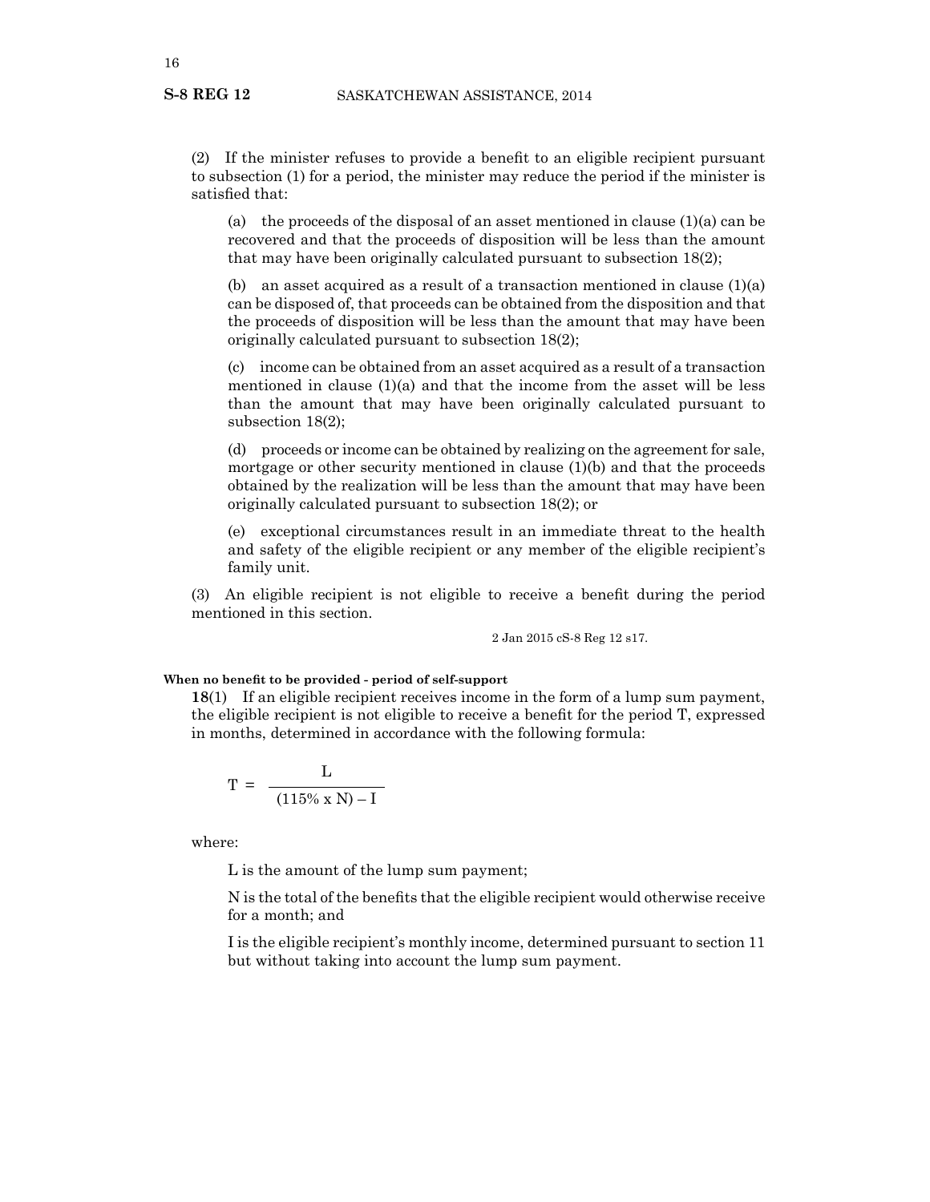(2) If the minister refuses to provide a benefit to an eligible recipient pursuant to subsection (1) for a period, the minister may reduce the period if the minister is satisfied that:

(a) the proceeds of the disposal of an asset mentioned in clause (1)(a) can be recovered and that the proceeds of disposition will be less than the amount that may have been originally calculated pursuant to subsection 18(2);

(b) an asset acquired as a result of a transaction mentioned in clause (1)(a) can be disposed of, that proceeds can be obtained from the disposition and that the proceeds of disposition will be less than the amount that may have been originally calculated pursuant to subsection 18(2);

(c) income can be obtained from an asset acquired as a result of a transaction mentioned in clause (1)(a) and that the income from the asset will be less than the amount that may have been originally calculated pursuant to subsection 18(2);

(d) proceeds or income can be obtained by realizing on the agreement for sale, mortgage or other security mentioned in clause (1)(b) and that the proceeds obtained by the realization will be less than the amount that may have been originally calculated pursuant to subsection 18(2); or

(e) exceptional circumstances result in an immediate threat to the health and safety of the eligible recipient or any member of the eligible recipient's family unit.

(3) An eligible recipient is not eligible to receive a benefit during the period mentioned in this section.

2 Jan 2015 cS-8 Reg 12 s17.

**When no benefit to be provided - period of self-support**

**18**(1) If an eligible recipient receives income in the form of a lump sum payment, the eligible recipient is not eligible to receive a benefit for the period T, expressed in months, determined in accordance with the following formula:

$$T = \frac{L}{(115\% \times N) - I}$$

where:

L is the amount of the lump sum payment;

N is the total of the benefits that the eligible recipient would otherwise receive for a month; and

I is the eligible recipient's monthly income, determined pursuant to section 11 but without taking into account the lump sum payment.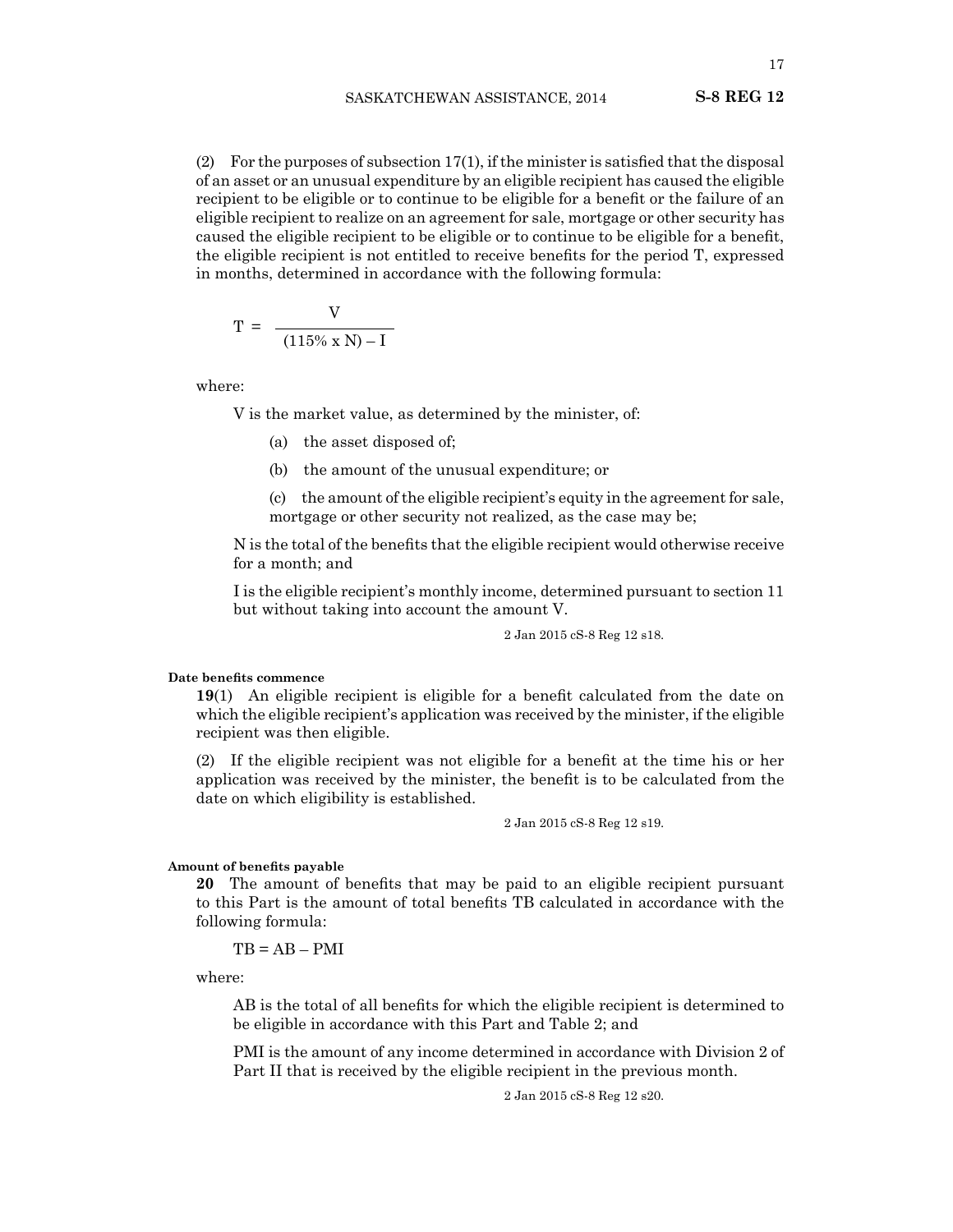(2) For the purposes of subsection 17(1), if the minister is satisfied that the disposal of an asset or an unusual expenditure by an eligible recipient has caused the eligible recipient to be eligible or to continue to be eligible for a benefit or the failure of an eligible recipient to realize on an agreement for sale, mortgage or other security has caused the eligible recipient to be eligible or to continue to be eligible for a benefit, the eligible recipient is not entitled to receive benefits for the period T, expressed in months, determined in accordance with the following formula:

$$T = \frac{V}{(115\% \times N) - I}$$

where:

V is the market value, as determined by the minister, of:

(a) the asset disposed of;

(b) the amount of the unusual expenditure; or

(c) the amount of the eligible recipient's equity in the agreement for sale, mortgage or other security not realized, as the case may be;

N is the total of the benefits that the eligible recipient would otherwise receive for a month; and

I is the eligible recipient's monthly income, determined pursuant to section 11 but without taking into account the amount V.

2 Jan 2015 cS-8 Reg 12 s18.

**Date benefits commence**

**19**(1) An eligible recipient is eligible for a benefit calculated from the date on which the eligible recipient's application was received by the minister, if the eligible recipient was then eligible.

(2) If the eligible recipient was not eligible for a benefit at the time his or her application was received by the minister, the benefit is to be calculated from the date on which eligibility is established.

2 Jan 2015 cS-8 Reg 12 s19.

**Amount of benefits payable**

**20** The amount of benefits that may be paid to an eligible recipient pursuant to this Part is the amount of total benefits TB calculated in accordance with the following formula:

$$TB = AB - PMI$$

where:

AB is the total of all benefits for which the eligible recipient is determined to be eligible in accordance with this Part and Table 2; and

PMI is the amount of any income determined in accordance with Division 2 of Part II that is received by the eligible recipient in the previous month.

2 Jan 2015 cS-8 Reg 12 s20.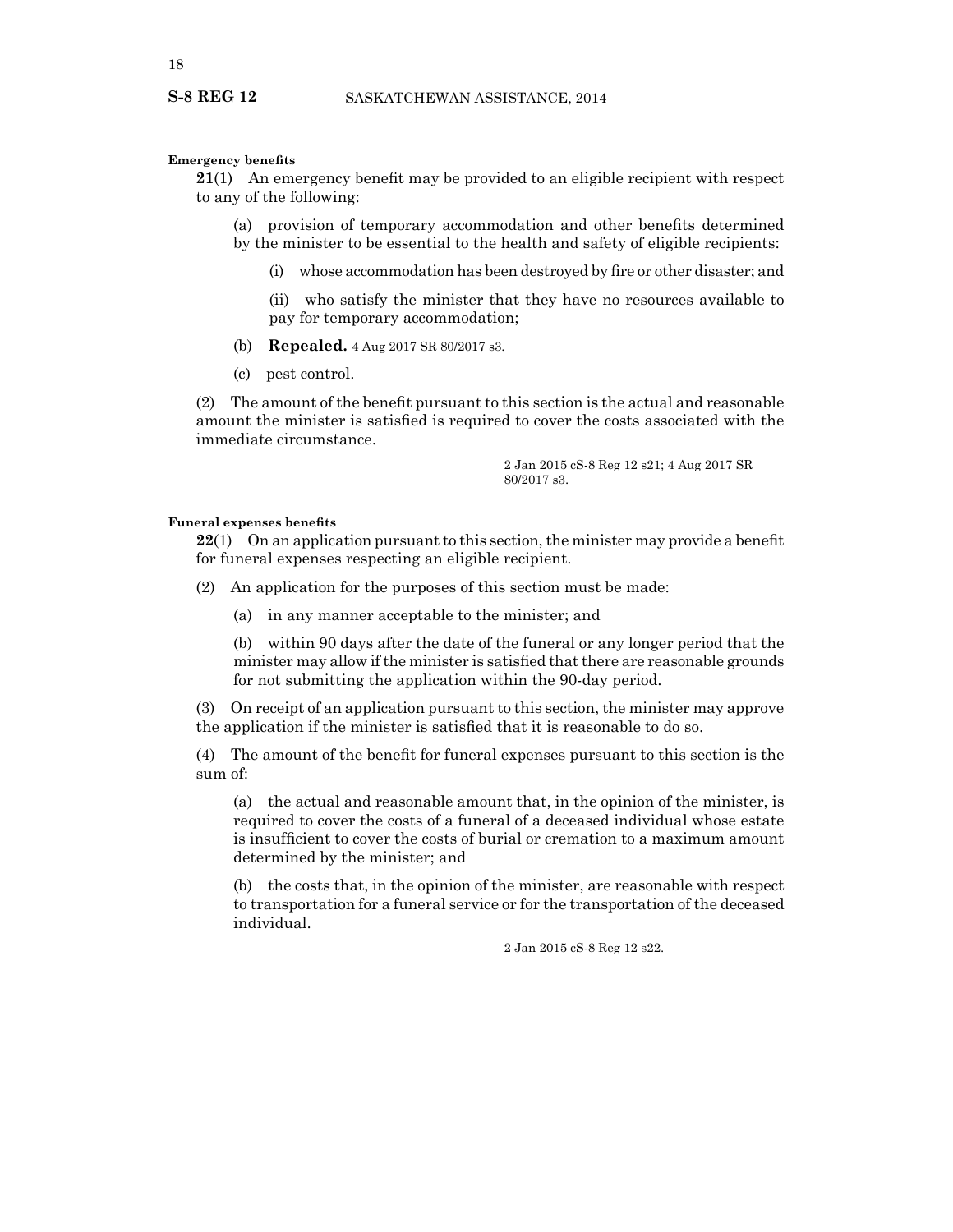**Emergency benefits**

**21**(1) An emergency benefit may be provided to an eligible recipient with respect to any of the following:

(a) provision of temporary accommodation and other benefits determined by the minister to be essential to the health and safety of eligible recipients:

(i) whose accommodation has been destroyed by fire or other disaster; and

(ii) who satisfy the minister that they have no resources available to pay for temporary accommodation;

(b) **Repealed.** 4 Aug 2017 SR 80/2017 s3.

(c) pest control.

(2) The amount of the benefit pursuant to this section is the actual and reasonable amount the minister is satisfied is required to cover the costs associated with the immediate circumstance.

2 Jan 2015 cS-8 Reg 12 s21; 4 Aug 2017 SR 80/2017 s3.

**Funeral expenses benefits**

**22**(1) On an application pursuant to this section, the minister may provide a benefit for funeral expenses respecting an eligible recipient.

(2) An application for the purposes of this section must be made:

(a) in any manner acceptable to the minister; and

(b) within 90 days after the date of the funeral or any longer period that the minister may allow if the minister is satisfied that there are reasonable grounds for not submitting the application within the 90-day period.

(3) On receipt of an application pursuant to this section, the minister may approve the application if the minister is satisfied that it is reasonable to do so.

(4) The amount of the benefit for funeral expenses pursuant to this section is the sum of:

(a) the actual and reasonable amount that, in the opinion of the minister, is required to cover the costs of a funeral of a deceased individual whose estate is insufficient to cover the costs of burial or cremation to a maximum amount determined by the minister; and

(b) the costs that, in the opinion of the minister, are reasonable with respect to transportation for a funeral service or for the transportation of the deceased individual.

2 Jan 2015 cS-8 Reg 12 s22.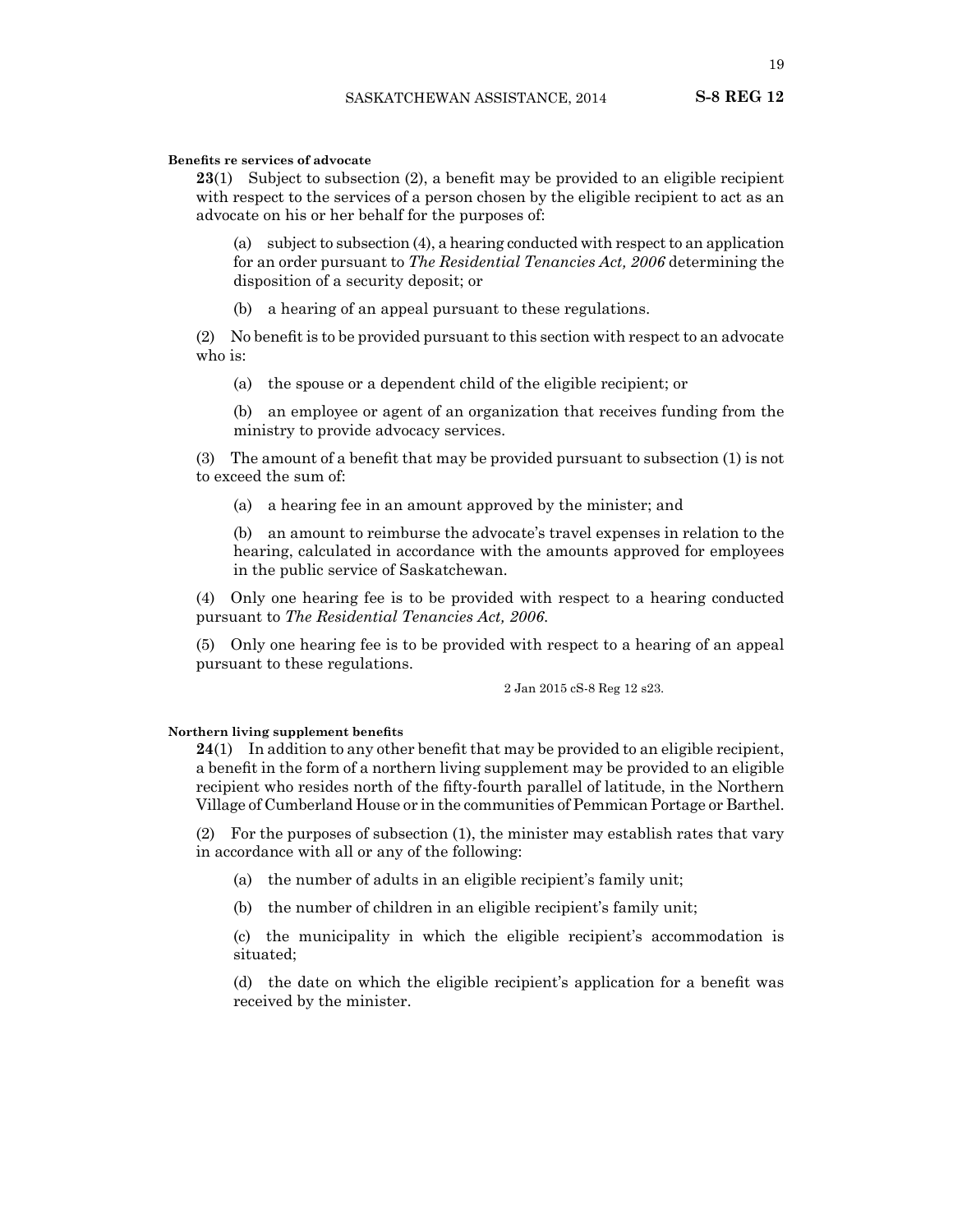**Benefits re services of advocate**

**23**(1) Subject to subsection (2), a benefit may be provided to an eligible recipient with respect to the services of a person chosen by the eligible recipient to act as an advocate on his or her behalf for the purposes of:

(a) subject to subsection (4), a hearing conducted with respect to an application for an order pursuant to *The Residential Tenancies Act, 2006* determining the disposition of a security deposit; or

(b) a hearing of an appeal pursuant to these regulations.

(2) No benefit is to be provided pursuant to this section with respect to an advocate who is:

(a) the spouse or a dependent child of the eligible recipient; or

(b) an employee or agent of an organization that receives funding from the ministry to provide advocacy services.

(3) The amount of a benefit that may be provided pursuant to subsection (1) is not to exceed the sum of:

(a) a hearing fee in an amount approved by the minister; and

(b) an amount to reimburse the advocate's travel expenses in relation to the hearing, calculated in accordance with the amounts approved for employees in the public service of Saskatchewan.

(4) Only one hearing fee is to be provided with respect to a hearing conducted pursuant to *The Residential Tenancies Act, 2006*.

(5) Only one hearing fee is to be provided with respect to a hearing of an appeal pursuant to these regulations.

2 Jan 2015 cS-8 Reg 12 s23.

**Northern living supplement benefits**

**24**(1) In addition to any other benefit that may be provided to an eligible recipient, a benefit in the form of a northern living supplement may be provided to an eligible recipient who resides north of the fifty-fourth parallel of latitude, in the Northern Village of Cumberland House or in the communities of Pemmican Portage or Barthel.

(2) For the purposes of subsection (1), the minister may establish rates that vary in accordance with all or any of the following:

(a) the number of adults in an eligible recipient's family unit;

(b) the number of children in an eligible recipient's family unit;

(c) the municipality in which the eligible recipient's accommodation is situated;

(d) the date on which the eligible recipient's application for a benefit was received by the minister.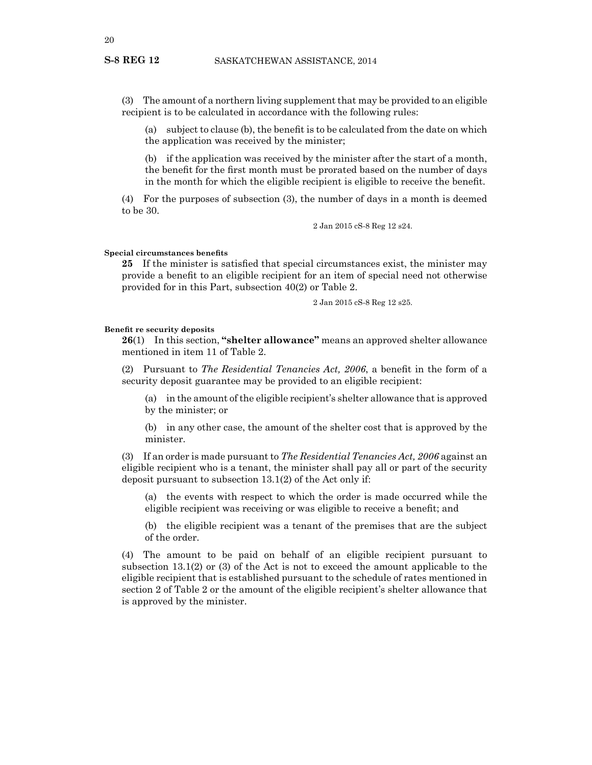(3) The amount of a northern living supplement that may be provided to an eligible recipient is to be calculated in accordance with the following rules:

(a) subject to clause (b), the benefit is to be calculated from the date on which the application was received by the minister;

(b) if the application was received by the minister after the start of a month, the benefit for the first month must be prorated based on the number of days in the month for which the eligible recipient is eligible to receive the benefit.

(4) For the purposes of subsection (3), the number of days in a month is deemed to be 30.

2 Jan 2015 cS-8 Reg 12 s24.

**Special circumstances benefits**

**25** If the minister is satisfied that special circumstances exist, the minister may provide a benefit to an eligible recipient for an item of special need not otherwise provided for in this Part, subsection 40(2) or Table 2.

2 Jan 2015 cS-8 Reg 12 s25.

**Benefit re security deposits**

**26**(1) In this section, **"shelter allowance"** means an approved shelter allowance mentioned in item 11 of Table 2.

(2) Pursuant to *The Residential Tenancies Act, 2006*, a benefit in the form of a security deposit guarantee may be provided to an eligible recipient:

(a) in the amount of the eligible recipient's shelter allowance that is approved by the minister; or

(b) in any other case, the amount of the shelter cost that is approved by the minister.

(3) If an order is made pursuant to *The Residential Tenancies Act, 2006* against an eligible recipient who is a tenant, the minister shall pay all or part of the security deposit pursuant to subsection 13.1(2) of the Act only if:

(a) the events with respect to which the order is made occurred while the eligible recipient was receiving or was eligible to receive a benefit; and

(b) the eligible recipient was a tenant of the premises that are the subject of the order.

(4) The amount to be paid on behalf of an eligible recipient pursuant to subsection 13.1(2) or (3) of the Act is not to exceed the amount applicable to the eligible recipient that is established pursuant to the schedule of rates mentioned in section 2 of Table 2 or the amount of the eligible recipient's shelter allowance that is approved by the minister.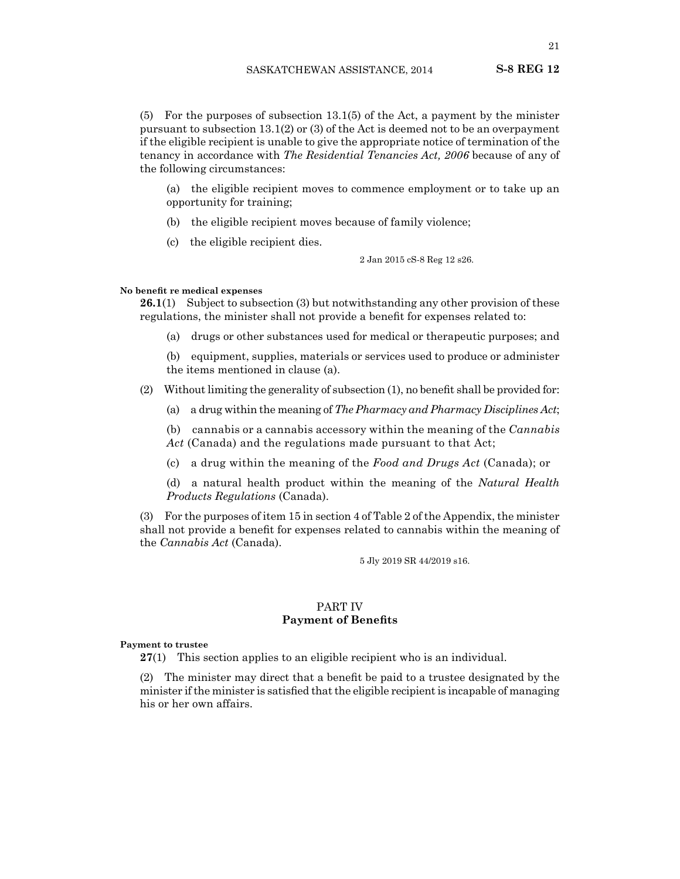(5) For the purposes of subsection 13.1(5) of the Act, a payment by the minister pursuant to subsection 13.1(2) or (3) of the Act is deemed not to be an overpayment if the eligible recipient is unable to give the appropriate notice of termination of the tenancy in accordance with *The Residential Tenancies Act, 2006* because of any of the following circumstances:

(a) the eligible recipient moves to commence employment or to take up an opportunity for training;

(b) the eligible recipient moves because of family violence;

(c) the eligible recipient dies.

2 Jan 2015 cS-8 Reg 12 s26.

**No benefit re medical expenses**

**26.1**(1) Subject to subsection (3) but notwithstanding any other provision of these regulations, the minister shall not provide a benefit for expenses related to:

(a) drugs or other substances used for medical or therapeutic purposes; and

(b) equipment, supplies, materials or services used to produce or administer the items mentioned in clause (a).

(2) Without limiting the generality of subsection (1), no benefit shall be provided for:

(a) a drug within the meaning of *The Pharmacy and Pharmacy Disciplines Act*;

(b) cannabis or a cannabis accessory within the meaning of the *Cannabis Act* (Canada) and the regulations made pursuant to that Act;

(c) a drug within the meaning of the *Food and Drugs Act* (Canada); or

(d) a natural health product within the meaning of the *Natural Health Products Regulations* (Canada).

(3) For the purposes of item 15 in section 4 of Table 2 of the Appendix, the minister shall not provide a benefit for expenses related to cannabis within the meaning of the *Cannabis Act* (Canada).

5 Jly 2019 SR 44/2019 s16.

## PART IV
## Payment of Benefits

**Payment to trustee**

**27**(1) This section applies to an eligible recipient who is an individual.

(2) The minister may direct that a benefit be paid to a trustee designated by the minister if the minister is satisfied that the eligible recipient is incapable of managing his or her own affairs.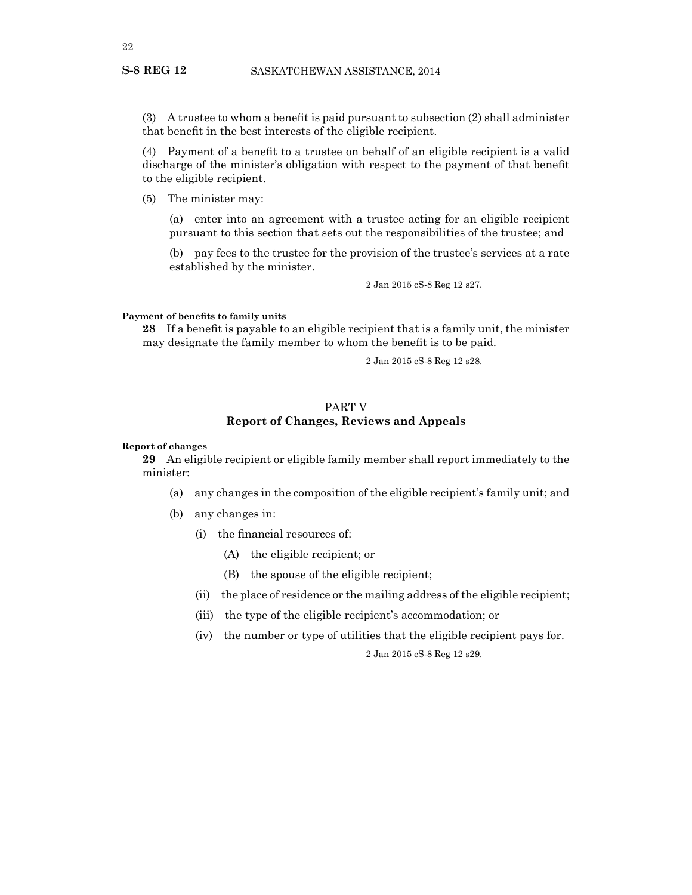(3) A trustee to whom a benefit is paid pursuant to subsection (2) shall administer that benefit in the best interests of the eligible recipient.

(4) Payment of a benefit to a trustee on behalf of an eligible recipient is a valid discharge of the minister's obligation with respect to the payment of that benefit to the eligible recipient.

(5) The minister may:

(a) enter into an agreement with a trustee acting for an eligible recipient pursuant to this section that sets out the responsibilities of the trustee; and

(b) pay fees to the trustee for the provision of the trustee's services at a rate established by the minister.

2 Jan 2015 cS-8 Reg 12 s27.

**Payment of benefits to family units**

**28** If a benefit is payable to an eligible recipient that is a family unit, the minister may designate the family member to whom the benefit is to be paid.

2 Jan 2015 cS-8 Reg 12 s28.

## PART V
## Report of Changes, Reviews and Appeals

**Report of changes**

**29** An eligible recipient or eligible family member shall report immediately to the minister:

(a) any changes in the composition of the eligible recipient's family unit; and

(b) any changes in:

(i) the financial resources of:

(A) the eligible recipient; or

(B) the spouse of the eligible recipient;

(ii) the place of residence or the mailing address of the eligible recipient;

(iii) the type of the eligible recipient's accommodation; or

(iv) the number or type of utilities that the eligible recipient pays for.

2 Jan 2015 cS-8 Reg 12 s29.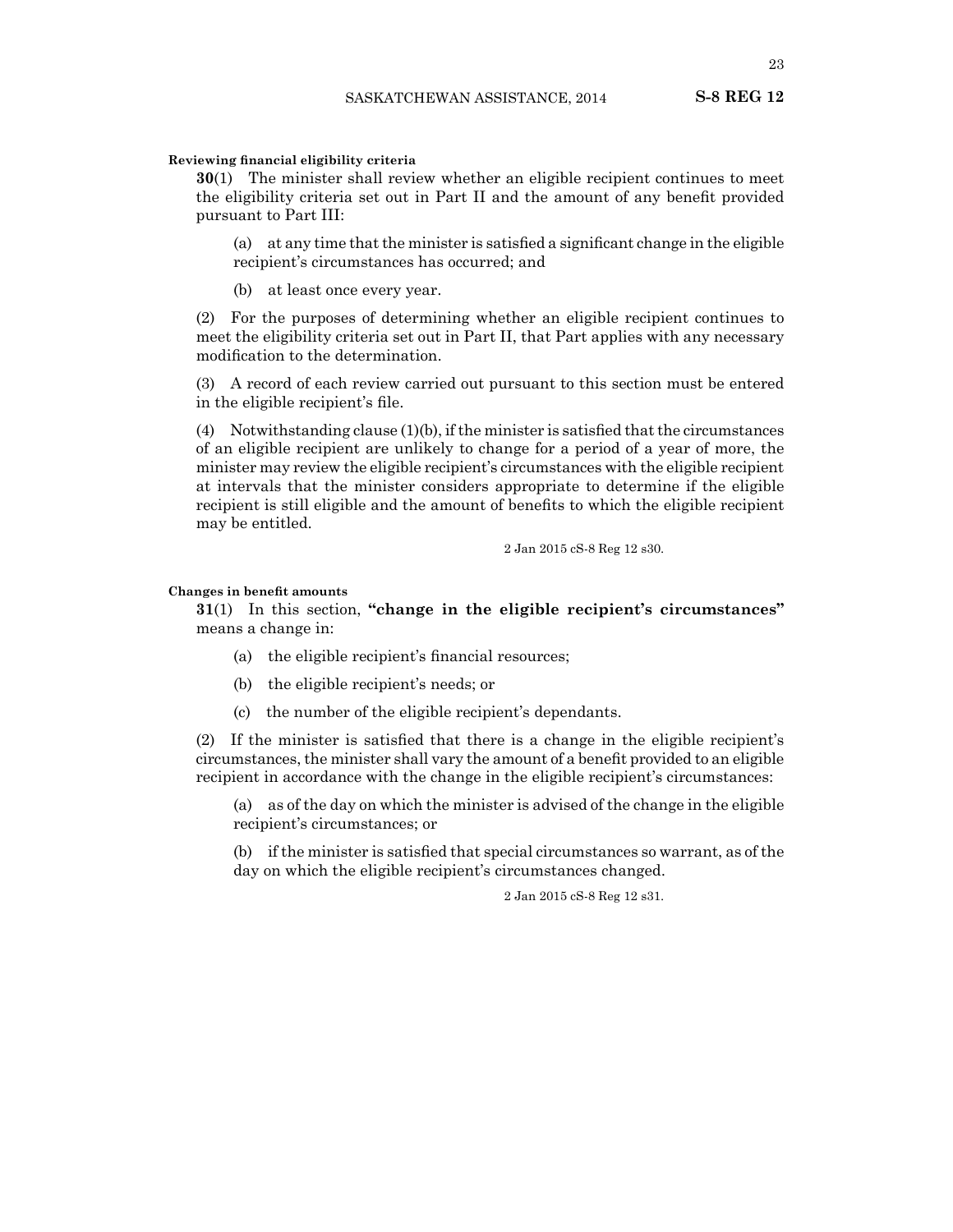**Reviewing financial eligibility criteria**

**30**(1) The minister shall review whether an eligible recipient continues to meet the eligibility criteria set out in Part II and the amount of any benefit provided pursuant to Part III:

(a) at any time that the minister is satisfied a significant change in the eligible recipient's circumstances has occurred; and

(b) at least once every year.

(2) For the purposes of determining whether an eligible recipient continues to meet the eligibility criteria set out in Part II, that Part applies with any necessary modification to the determination.

(3) A record of each review carried out pursuant to this section must be entered in the eligible recipient's file.

(4) Notwithstanding clause (1)(b), if the minister is satisfied that the circumstances of an eligible recipient are unlikely to change for a period of a year of more, the minister may review the eligible recipient's circumstances with the eligible recipient at intervals that the minister considers appropriate to determine if the eligible recipient is still eligible and the amount of benefits to which the eligible recipient may be entitled.

2 Jan 2015 cS-8 Reg 12 s30.

**Changes in benefit amounts**

**31**(1) In this section, **"change in the eligible recipient's circumstances"** means a change in:

(a) the eligible recipient's financial resources;

(b) the eligible recipient's needs; or

(c) the number of the eligible recipient's dependants.

(2) If the minister is satisfied that there is a change in the eligible recipient's circumstances, the minister shall vary the amount of a benefit provided to an eligible recipient in accordance with the change in the eligible recipient's circumstances:

(a) as of the day on which the minister is advised of the change in the eligible recipient's circumstances; or

(b) if the minister is satisfied that special circumstances so warrant, as of the day on which the eligible recipient's circumstances changed.

2 Jan 2015 cS-8 Reg 12 s31.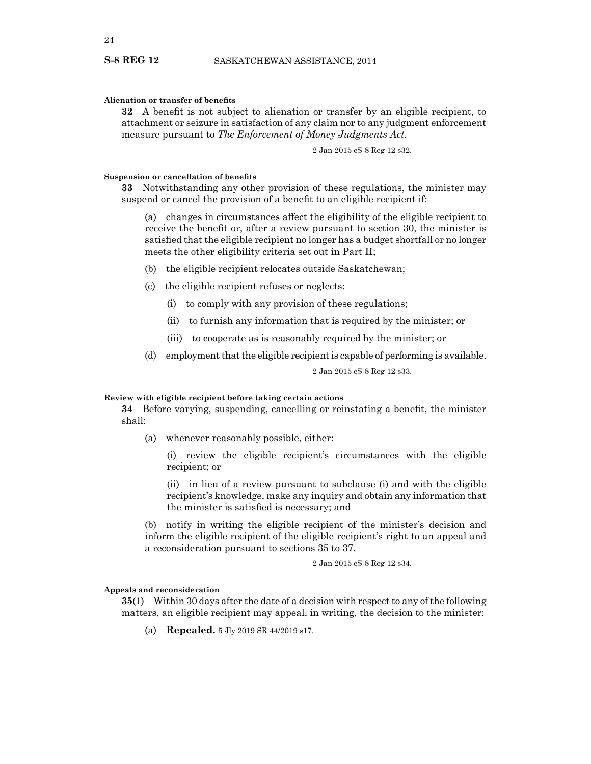**Alienation or transfer of benefits**

**32** A benefit is not subject to alienation or transfer by an eligible recipient, to attachment or seizure in satisfaction of any claim nor to any judgment enforcement measure pursuant to *The Enforcement of Money Judgments Act*.

2 Jan 2015 cS-8 Reg 12 s32.

**Suspension or cancellation of benefits**

**33** Notwithstanding any other provision of these regulations, the minister may suspend or cancel the provision of a benefit to an eligible recipient if:

(a) changes in circumstances affect the eligibility of the eligible recipient to receive the benefit or, after a review pursuant to section 30, the minister is satisfied that the eligible recipient no longer has a budget shortfall or no longer meets the other eligibility criteria set out in Part II;

(b) the eligible recipient relocates outside Saskatchewan;

(c) the eligible recipient refuses or neglects:

(i) to comply with any provision of these regulations;

(ii) to furnish any information that is required by the minister; or

(iii) to cooperate as is reasonably required by the minister; or

(d) employment that the eligible recipient is capable of performing is available.

2 Jan 2015 cS-8 Reg 12 s33.

**Review with eligible recipient before taking certain actions**

**34** Before varying, suspending, cancelling or reinstating a benefit, the minister shall:

(a) whenever reasonably possible, either:

(i) review the eligible recipient's circumstances with the eligible recipient; or

(ii) in lieu of a review pursuant to subclause (i) and with the eligible recipient's knowledge, make any inquiry and obtain any information that the minister is satisfied is necessary; and

(b) notify in writing the eligible recipient of the minister's decision and inform the eligible recipient of the eligible recipient's right to an appeal and a reconsideration pursuant to sections 35 to 37.

2 Jan 2015 cS-8 Reg 12 s34.

**Appeals and reconsideration**

**35**(1) Within 30 days after the date of a decision with respect to any of the following matters, an eligible recipient may appeal, in writing, the decision to the minister:

(a) **Repealed.** 5 Jly 2019 SR 44/2019 s17.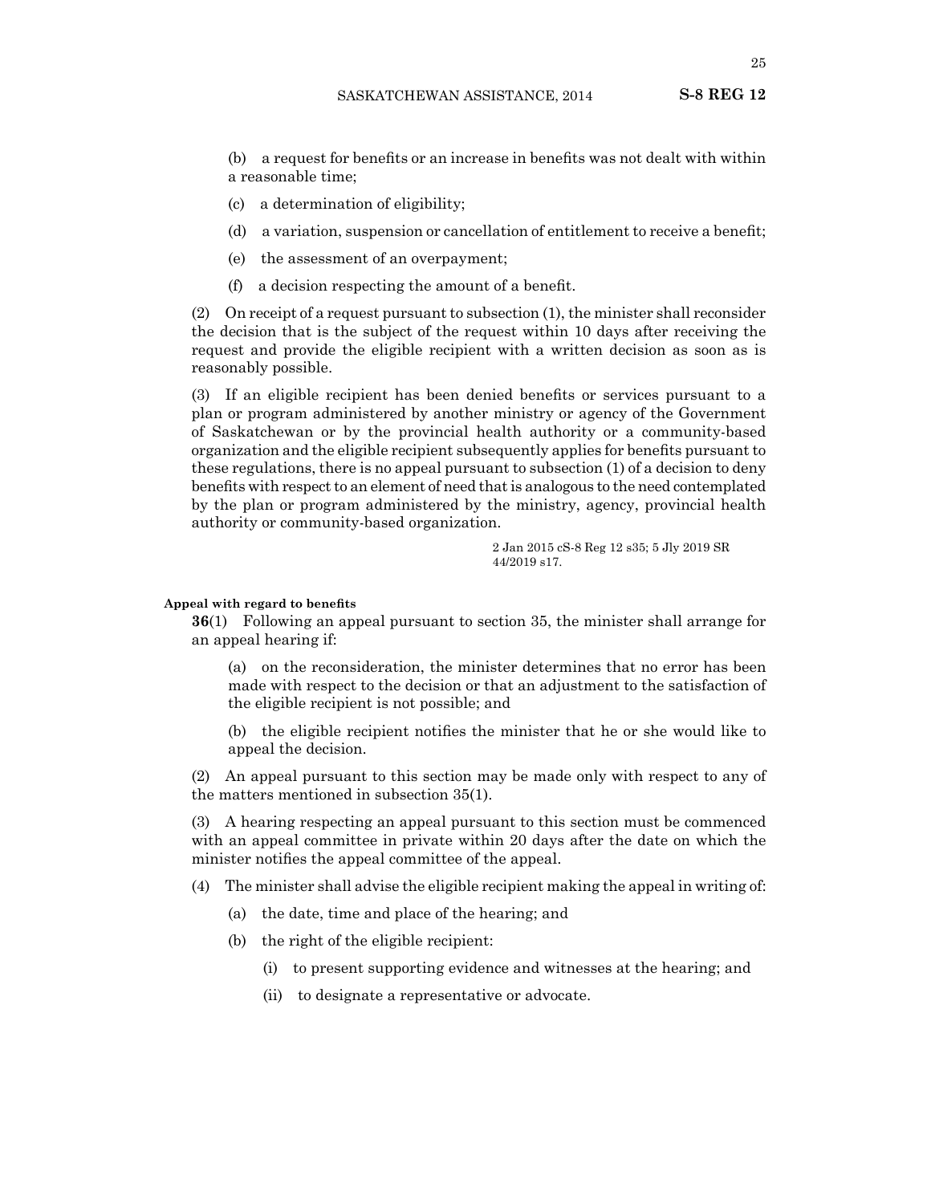(b) a request for benefits or an increase in benefits was not dealt with within a reasonable time;

(c) a determination of eligibility;

(d) a variation, suspension or cancellation of entitlement to receive a benefit;

(e) the assessment of an overpayment;

(f) a decision respecting the amount of a benefit.

(2) On receipt of a request pursuant to subsection (1), the minister shall reconsider the decision that is the subject of the request within 10 days after receiving the request and provide the eligible recipient with a written decision as soon as is reasonably possible.

(3) If an eligible recipient has been denied benefits or services pursuant to a plan or program administered by another ministry or agency of the Government of Saskatchewan or by the provincial health authority or a community-based organization and the eligible recipient subsequently applies for benefits pursuant to these regulations, there is no appeal pursuant to subsection (1) of a decision to deny benefits with respect to an element of need that is analogous to the need contemplated by the plan or program administered by the ministry, agency, provincial health authority or community-based organization.

2 Jan 2015 cS-8 Reg 12 s35; 5 Jly 2019 SR 44/2019 s17.

**Appeal with regard to benefits**

**36**(1) Following an appeal pursuant to section 35, the minister shall arrange for an appeal hearing if:

(a) on the reconsideration, the minister determines that no error has been made with respect to the decision or that an adjustment to the satisfaction of the eligible recipient is not possible; and

(b) the eligible recipient notifies the minister that he or she would like to appeal the decision.

(2) An appeal pursuant to this section may be made only with respect to any of the matters mentioned in subsection 35(1).

(3) A hearing respecting an appeal pursuant to this section must be commenced with an appeal committee in private within 20 days after the date on which the minister notifies the appeal committee of the appeal.

(4) The minister shall advise the eligible recipient making the appeal in writing of:

(a) the date, time and place of the hearing; and

(b) the right of the eligible recipient:

(i) to present supporting evidence and witnesses at the hearing; and

(ii) to designate a representative or advocate.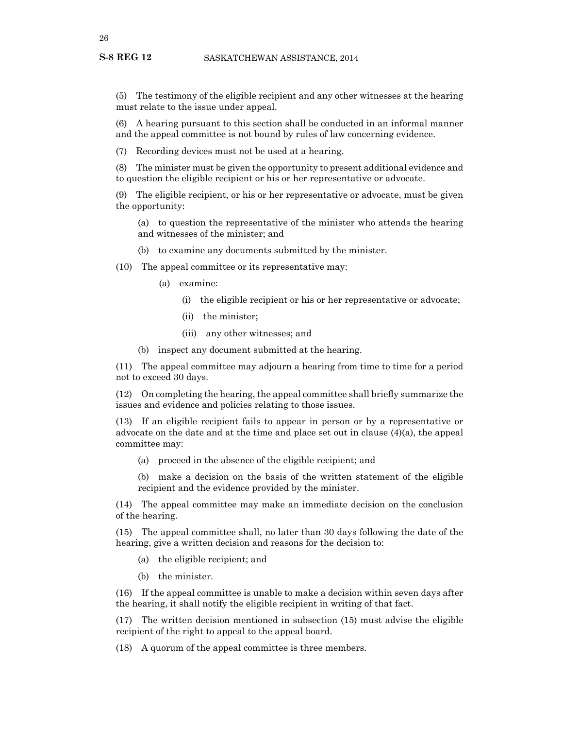(5) The testimony of the eligible recipient and any other witnesses at the hearing must relate to the issue under appeal.

(6) A hearing pursuant to this section shall be conducted in an informal manner and the appeal committee is not bound by rules of law concerning evidence.

(7) Recording devices must not be used at a hearing.

(8) The minister must be given the opportunity to present additional evidence and to question the eligible recipient or his or her representative or advocate.

(9) The eligible recipient, or his or her representative or advocate, must be given the opportunity:

(a) to question the representative of the minister who attends the hearing and witnesses of the minister; and

(b) to examine any documents submitted by the minister.

(10) The appeal committee or its representative may:

(a) examine:

(i) the eligible recipient or his or her representative or advocate;

(ii) the minister;

(iii) any other witnesses; and

(b) inspect any document submitted at the hearing.

(11) The appeal committee may adjourn a hearing from time to time for a period not to exceed 30 days.

(12) On completing the hearing, the appeal committee shall briefly summarize the issues and evidence and policies relating to those issues.

(13) If an eligible recipient fails to appear in person or by a representative or advocate on the date and at the time and place set out in clause (4)(a), the appeal committee may:

(a) proceed in the absence of the eligible recipient; and

(b) make a decision on the basis of the written statement of the eligible recipient and the evidence provided by the minister.

(14) The appeal committee may make an immediate decision on the conclusion of the hearing.

(15) The appeal committee shall, no later than 30 days following the date of the hearing, give a written decision and reasons for the decision to:

(a) the eligible recipient; and

(b) the minister.

(16) If the appeal committee is unable to make a decision within seven days after the hearing, it shall notify the eligible recipient in writing of that fact.

(17) The written decision mentioned in subsection (15) must advise the eligible recipient of the right to appeal to the appeal board.

(18) A quorum of the appeal committee is three members.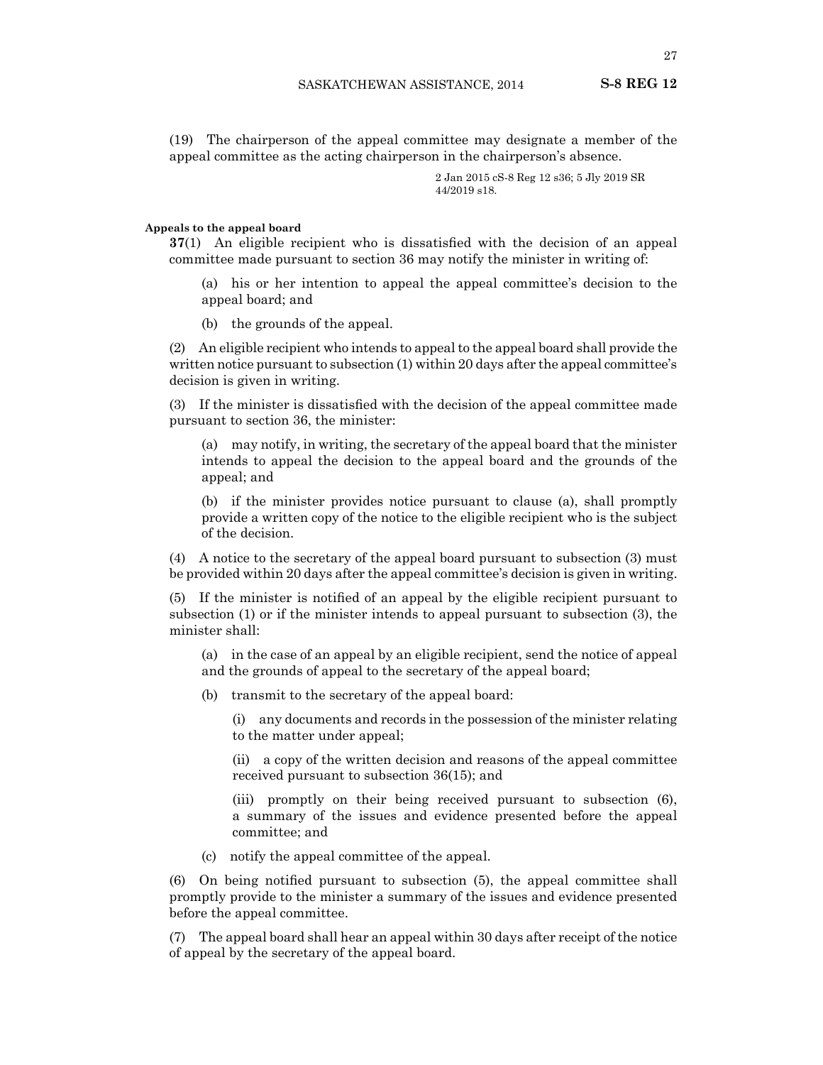(19) The chairperson of the appeal committee may designate a member of the appeal committee as the acting chairperson in the chairperson's absence.

2 Jan 2015 cS-8 Reg 12 s36; 5 Jly 2019 SR 44/2019 s18.

**Appeals to the appeal board**

**37**(1) An eligible recipient who is dissatisfied with the decision of an appeal committee made pursuant to section 36 may notify the minister in writing of:

(a) his or her intention to appeal the appeal committee's decision to the appeal board; and

(b) the grounds of the appeal.

(2) An eligible recipient who intends to appeal to the appeal board shall provide the written notice pursuant to subsection (1) within 20 days after the appeal committee's decision is given in writing.

(3) If the minister is dissatisfied with the decision of the appeal committee made pursuant to section 36, the minister:

(a) may notify, in writing, the secretary of the appeal board that the minister intends to appeal the decision to the appeal board and the grounds of the appeal; and

(b) if the minister provides notice pursuant to clause (a), shall promptly provide a written copy of the notice to the eligible recipient who is the subject of the decision.

(4) A notice to the secretary of the appeal board pursuant to subsection (3) must be provided within 20 days after the appeal committee's decision is given in writing.

(5) If the minister is notified of an appeal by the eligible recipient pursuant to subsection (1) or if the minister intends to appeal pursuant to subsection (3), the minister shall:

(a) in the case of an appeal by an eligible recipient, send the notice of appeal and the grounds of appeal to the secretary of the appeal board;

(b) transmit to the secretary of the appeal board:

(i) any documents and records in the possession of the minister relating to the matter under appeal;

(ii) a copy of the written decision and reasons of the appeal committee received pursuant to subsection 36(15); and

(iii) promptly on their being received pursuant to subsection (6), a summary of the issues and evidence presented before the appeal committee; and

(c) notify the appeal committee of the appeal.

(6) On being notified pursuant to subsection (5), the appeal committee shall promptly provide to the minister a summary of the issues and evidence presented before the appeal committee.

(7) The appeal board shall hear an appeal within 30 days after receipt of the notice of appeal by the secretary of the appeal board.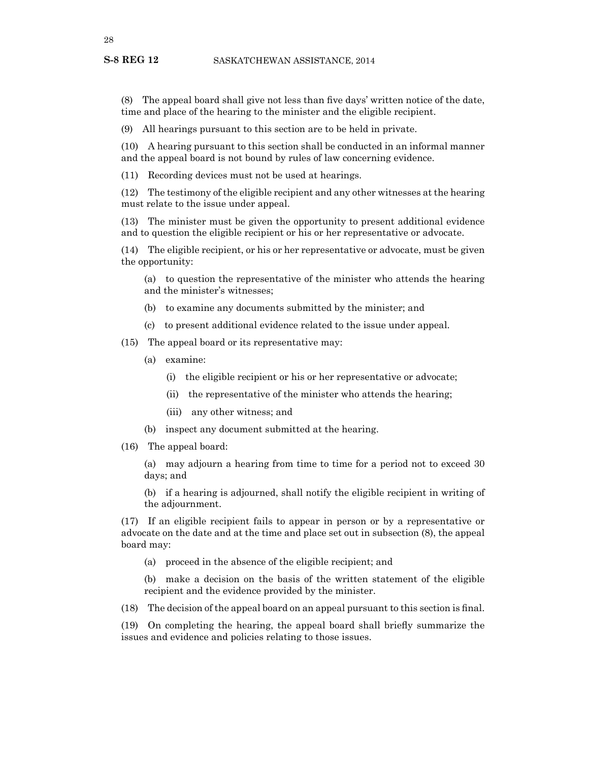(8) The appeal board shall give not less than five days' written notice of the date, time and place of the hearing to the minister and the eligible recipient.

(9) All hearings pursuant to this section are to be held in private.

(10) A hearing pursuant to this section shall be conducted in an informal manner and the appeal board is not bound by rules of law concerning evidence.

(11) Recording devices must not be used at hearings.

(12) The testimony of the eligible recipient and any other witnesses at the hearing must relate to the issue under appeal.

(13) The minister must be given the opportunity to present additional evidence and to question the eligible recipient or his or her representative or advocate.

(14) The eligible recipient, or his or her representative or advocate, must be given the opportunity:

(a) to question the representative of the minister who attends the hearing and the minister's witnesses;

(b) to examine any documents submitted by the minister; and

(c) to present additional evidence related to the issue under appeal.

(15) The appeal board or its representative may:

(a) examine:

(i) the eligible recipient or his or her representative or advocate;

(ii) the representative of the minister who attends the hearing;

(iii) any other witness; and

(b) inspect any document submitted at the hearing.

(16) The appeal board:

(a) may adjourn a hearing from time to time for a period not to exceed 30 days; and

(b) if a hearing is adjourned, shall notify the eligible recipient in writing of the adjournment.

(17) If an eligible recipient fails to appear in person or by a representative or advocate on the date and at the time and place set out in subsection (8), the appeal board may:

(a) proceed in the absence of the eligible recipient; and

(b) make a decision on the basis of the written statement of the eligible recipient and the evidence provided by the minister.

(18) The decision of the appeal board on an appeal pursuant to this section is final.

(19) On completing the hearing, the appeal board shall briefly summarize the issues and evidence and policies relating to those issues.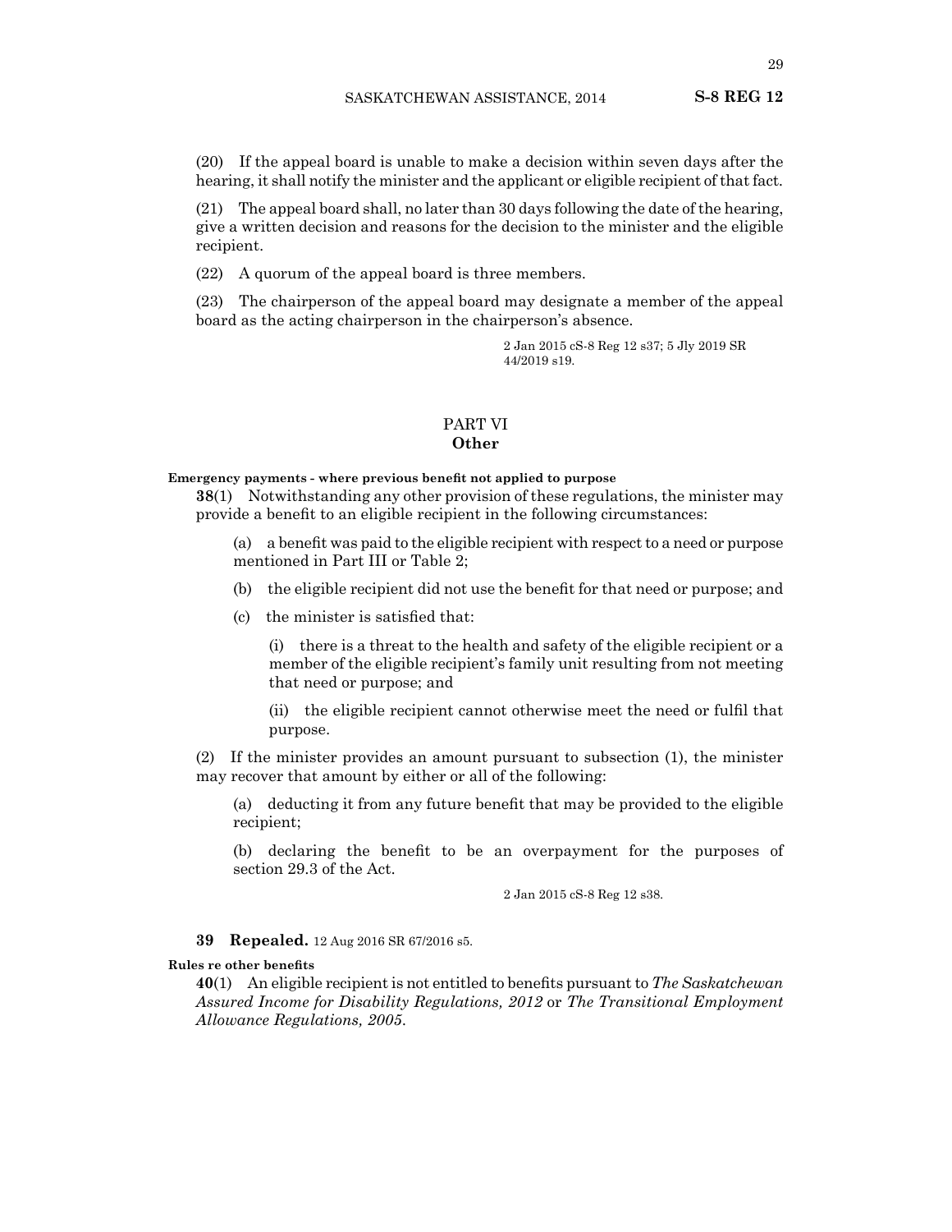(20) If the appeal board is unable to make a decision within seven days after the hearing, it shall notify the minister and the applicant or eligible recipient of that fact.

(21) The appeal board shall, no later than 30 days following the date of the hearing, give a written decision and reasons for the decision to the minister and the eligible recipient.

(22) A quorum of the appeal board is three members.

(23) The chairperson of the appeal board may designate a member of the appeal board as the acting chairperson in the chairperson's absence.

2 Jan 2015 cS-8 Reg 12 s37; 5 Jly 2019 SR 44/2019 s19.

## PART VI
## Other

**Emergency payments - where previous benefit not applied to purpose**

**38**(1) Notwithstanding any other provision of these regulations, the minister may provide a benefit to an eligible recipient in the following circumstances:

(a) a benefit was paid to the eligible recipient with respect to a need or purpose mentioned in Part III or Table 2;

(b) the eligible recipient did not use the benefit for that need or purpose; and

(c) the minister is satisfied that:

(i) there is a threat to the health and safety of the eligible recipient or a member of the eligible recipient's family unit resulting from not meeting that need or purpose; and

(ii) the eligible recipient cannot otherwise meet the need or fulfil that purpose.

(2) If the minister provides an amount pursuant to subsection (1), the minister may recover that amount by either or all of the following:

(a) deducting it from any future benefit that may be provided to the eligible recipient;

(b) declaring the benefit to be an overpayment for the purposes of section 29.3 of the Act.

2 Jan 2015 cS-8 Reg 12 s38.

**39 Repealed.** 12 Aug 2016 SR 67/2016 s5.

**Rules re other benefits**

**40**(1) An eligible recipient is not entitled to benefits pursuant to *The Saskatchewan Assured Income for Disability Regulations, 2012* or *The Transitional Employment Allowance Regulations, 2005*.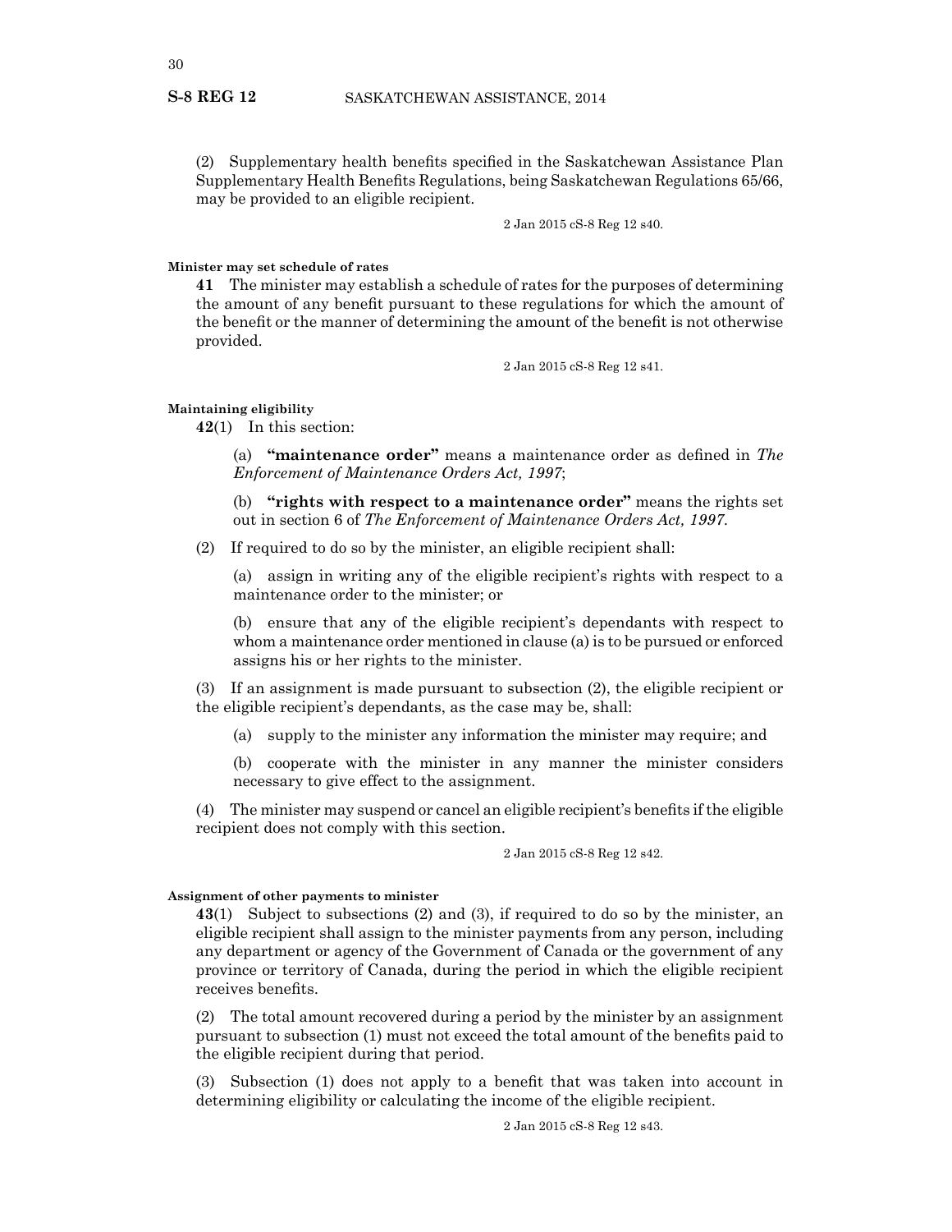(2) Supplementary health benefits specified in the Saskatchewan Assistance Plan Supplementary Health Benefits Regulations, being Saskatchewan Regulations 65/66, may be provided to an eligible recipient.

2 Jan 2015 cS-8 Reg 12 s40.

**Minister may set schedule of rates**

**41** The minister may establish a schedule of rates for the purposes of determining the amount of any benefit pursuant to these regulations for which the amount of the benefit or the manner of determining the amount of the benefit is not otherwise provided.

2 Jan 2015 cS-8 Reg 12 s41.

**Maintaining eligibility**

**42**(1) In this section:

(a) **"maintenance order"** means a maintenance order as defined in *The Enforcement of Maintenance Orders Act, 1997*;

(b) **"rights with respect to a maintenance order"** means the rights set out in section 6 of *The Enforcement of Maintenance Orders Act, 1997*.

(2) If required to do so by the minister, an eligible recipient shall:

(a) assign in writing any of the eligible recipient's rights with respect to a maintenance order to the minister; or

(b) ensure that any of the eligible recipient's dependants with respect to whom a maintenance order mentioned in clause (a) is to be pursued or enforced assigns his or her rights to the minister.

(3) If an assignment is made pursuant to subsection (2), the eligible recipient or the eligible recipient's dependants, as the case may be, shall:

(a) supply to the minister any information the minister may require; and

(b) cooperate with the minister in any manner the minister considers necessary to give effect to the assignment.

(4) The minister may suspend or cancel an eligible recipient's benefits if the eligible recipient does not comply with this section.

2 Jan 2015 cS-8 Reg 12 s42.

**Assignment of other payments to minister**

**43**(1) Subject to subsections (2) and (3), if required to do so by the minister, an eligible recipient shall assign to the minister payments from any person, including any department or agency of the Government of Canada or the government of any province or territory of Canada, during the period in which the eligible recipient receives benefits.

(2) The total amount recovered during a period by the minister by an assignment pursuant to subsection (1) must not exceed the total amount of the benefits paid to the eligible recipient during that period.

(3) Subsection (1) does not apply to a benefit that was taken into account in determining eligibility or calculating the income of the eligible recipient.

2 Jan 2015 cS-8 Reg 12 s43.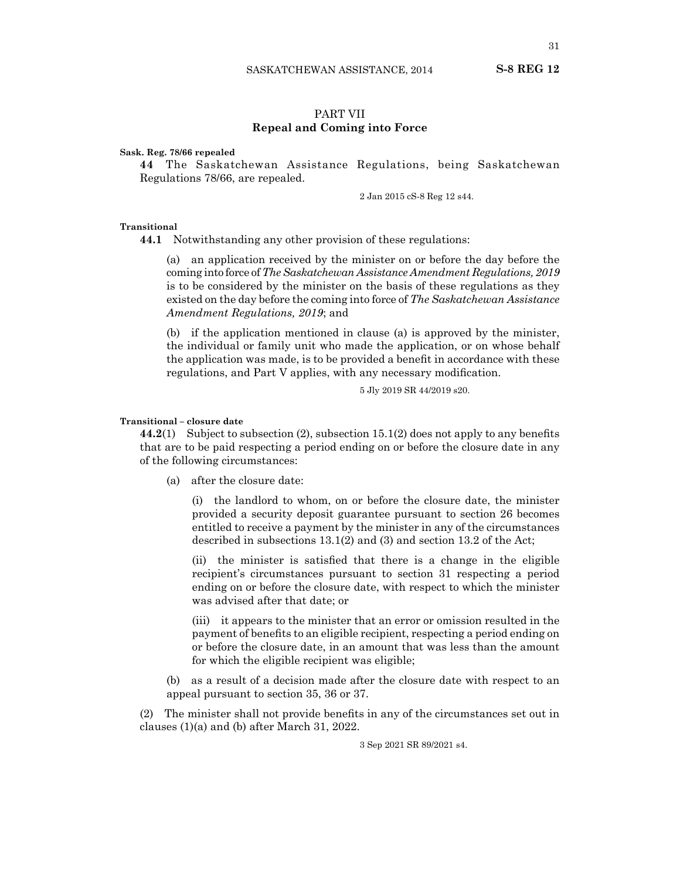## PART VII
## Repeal and Coming into Force

**Sask. Reg. 78/66 repealed**

**44** The Saskatchewan Assistance Regulations, being Saskatchewan Regulations 78/66, are repealed.

2 Jan 2015 cS-8 Reg 12 s44.

**Transitional**

**44.1** Notwithstanding any other provision of these regulations:

(a) an application received by the minister on or before the day before the coming into force of *The Saskatchewan Assistance Amendment Regulations, 2019* is to be considered by the minister on the basis of these regulations as they existed on the day before the coming into force of *The Saskatchewan Assistance Amendment Regulations, 2019*; and

(b) if the application mentioned in clause (a) is approved by the minister, the individual or family unit who made the application, or on whose behalf the application was made, is to be provided a benefit in accordance with these regulations, and Part V applies, with any necessary modification.

5 Jly 2019 SR 44/2019 s20.

**Transitional – closure date**

**44.2**(1) Subject to subsection (2), subsection 15.1(2) does not apply to any benefits that are to be paid respecting a period ending on or before the closure date in any of the following circumstances:

(a) after the closure date:

(i) the landlord to whom, on or before the closure date, the minister provided a security deposit guarantee pursuant to section 26 becomes entitled to receive a payment by the minister in any of the circumstances described in subsections 13.1(2) and (3) and section 13.2 of the Act;

(ii) the minister is satisfied that there is a change in the eligible recipient's circumstances pursuant to section 31 respecting a period ending on or before the closure date, with respect to which the minister was advised after that date; or

(iii) it appears to the minister that an error or omission resulted in the payment of benefits to an eligible recipient, respecting a period ending on or before the closure date, in an amount that was less than the amount for which the eligible recipient was eligible;

(b) as a result of a decision made after the closure date with respect to an appeal pursuant to section 35, 36 or 37.

(2) The minister shall not provide benefits in any of the circumstances set out in clauses (1)(a) and (b) after March 31, 2022.

3 Sep 2021 SR 89/2021 s4.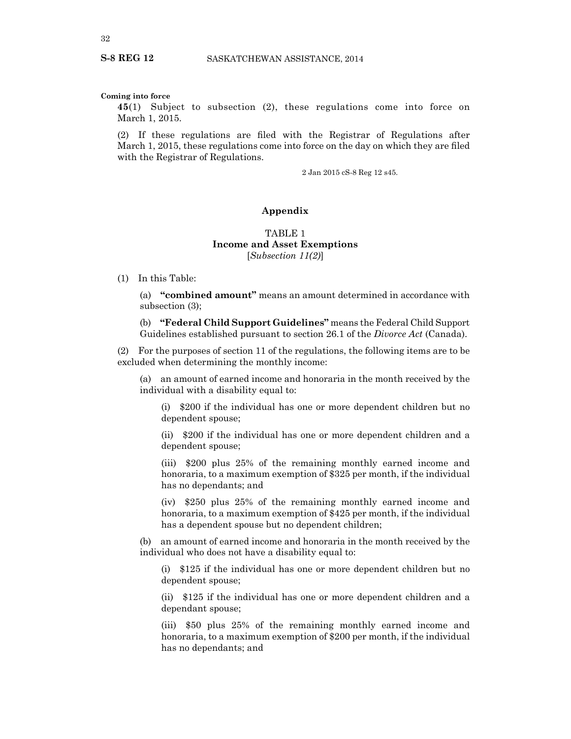**Coming into force**

**45**(1) Subject to subsection (2), these regulations come into force on March 1, 2015.

(2) If these regulations are filed with the Registrar of Regulations after March 1, 2015, these regulations come into force on the day on which they are filed with the Registrar of Regulations.

2 Jan 2015 cS-8 Reg 12 s45.

## Appendix

### TABLE 1
### Income and Asset Exemptions
[*Subsection 11(2)*]

(1) In this Table:

(a) **"combined amount"** means an amount determined in accordance with subsection (3);

(b) **"Federal Child Support Guidelines"** means the Federal Child Support Guidelines established pursuant to section 26.1 of the *Divorce Act* (Canada).

(2) For the purposes of section 11 of the regulations, the following items are to be excluded when determining the monthly income:

(a) an amount of earned income and honoraria in the month received by the individual with a disability equal to:

(i) $200 if the individual has one or more dependent children but no dependent spouse;

(ii) $200 if the individual has one or more dependent children and a dependent spouse;

(iii) $200 plus 25% of the remaining monthly earned income and honoraria, to a maximum exemption of $325 per month, if the individual has no dependants; and

(iv) $250 plus 25% of the remaining monthly earned income and honoraria, to a maximum exemption of $425 per month, if the individual has a dependent spouse but no dependent children;

(b) an amount of earned income and honoraria in the month received by the individual who does not have a disability equal to:

(i) $125 if the individual has one or more dependent children but no dependent spouse;

(ii) $125 if the individual has one or more dependent children and a dependant spouse;

(iii) $50 plus 25% of the remaining monthly earned income and honoraria, to a maximum exemption of $200 per month, if the individual has no dependants; and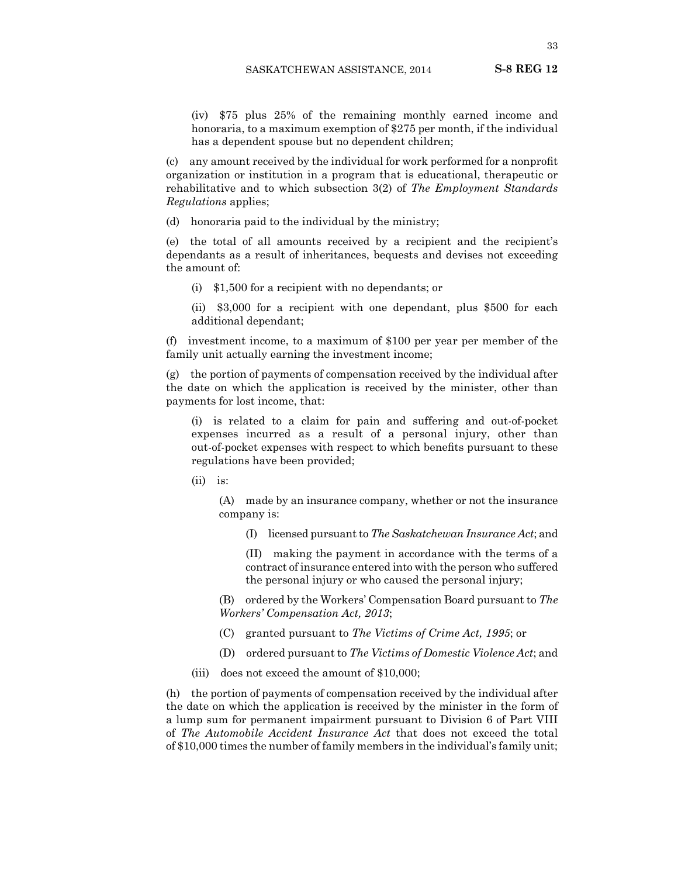(iv) $75 plus 25% of the remaining monthly earned income and honoraria, to a maximum exemption of $275 per month, if the individual has a dependent spouse but no dependent children;

(c) any amount received by the individual for work performed for a nonprofit organization or institution in a program that is educational, therapeutic or rehabilitative and to which subsection 3(2) of *The Employment Standards Regulations* applies;

(d) honoraria paid to the individual by the ministry;

(e) the total of all amounts received by a recipient and the recipient's dependants as a result of inheritances, bequests and devises not exceeding the amount of:

(i) $1,500 for a recipient with no dependants; or

(ii) $3,000 for a recipient with one dependant, plus $500 for each additional dependant;

(f) investment income, to a maximum of $100 per year per member of the family unit actually earning the investment income;

(g) the portion of payments of compensation received by the individual after the date on which the application is received by the minister, other than payments for lost income, that:

(i) is related to a claim for pain and suffering and out-of-pocket expenses incurred as a result of a personal injury, other than out-of-pocket expenses with respect to which benefits pursuant to these regulations have been provided;

(ii) is:

(A) made by an insurance company, whether or not the insurance company is:

(I) licensed pursuant to *The Saskatchewan Insurance Act*; and

(II) making the payment in accordance with the terms of a contract of insurance entered into with the person who suffered the personal injury or who caused the personal injury;

(B) ordered by the Workers' Compensation Board pursuant to *The Workers' Compensation Act, 2013*;

(C) granted pursuant to *The Victims of Crime Act, 1995*; or

(D) ordered pursuant to *The Victims of Domestic Violence Act*; and

(iii) does not exceed the amount of $10,000;

(h) the portion of payments of compensation received by the individual after the date on which the application is received by the minister in the form of a lump sum for permanent impairment pursuant to Division 6 of Part VIII of *The Automobile Accident Insurance Act* that does not exceed the total of $10,000 times the number of family members in the individual's family unit;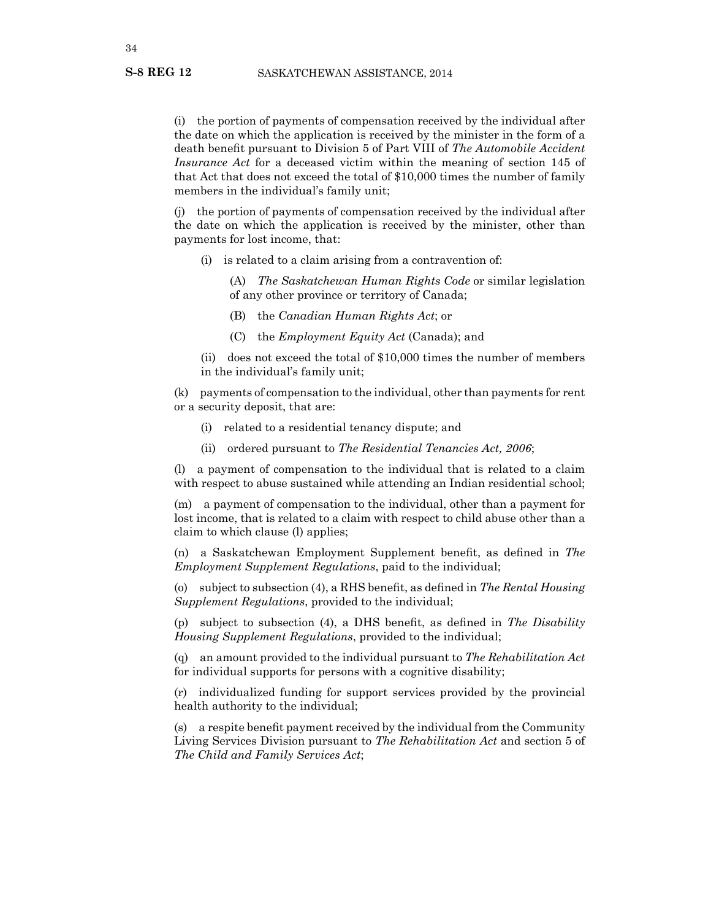(i) the portion of payments of compensation received by the individual after the date on which the application is received by the minister in the form of a death benefit pursuant to Division 5 of Part VIII of *The Automobile Accident Insurance Act* for a deceased victim within the meaning of section 145 of that Act that does not exceed the total of $10,000 times the number of family members in the individual's family unit;

(j) the portion of payments of compensation received by the individual after the date on which the application is received by the minister, other than payments for lost income, that:

(i) is related to a claim arising from a contravention of:

(A) *The Saskatchewan Human Rights Code* or similar legislation of any other province or territory of Canada;

(B) the *Canadian Human Rights Act*; or

(C) the *Employment Equity Act* (Canada); and

(ii) does not exceed the total of $10,000 times the number of members in the individual's family unit;

(k) payments of compensation to the individual, other than payments for rent or a security deposit, that are:

(i) related to a residential tenancy dispute; and

(ii) ordered pursuant to *The Residential Tenancies Act, 2006*;

(l) a payment of compensation to the individual that is related to a claim with respect to abuse sustained while attending an Indian residential school;

(m) a payment of compensation to the individual, other than a payment for lost income, that is related to a claim with respect to child abuse other than a claim to which clause (l) applies;

(n) a Saskatchewan Employment Supplement benefit, as defined in *The Employment Supplement Regulations*, paid to the individual;

(o) subject to subsection (4), a RHS benefit, as defined in *The Rental Housing Supplement Regulations*, provided to the individual;

(p) subject to subsection (4), a DHS benefit, as defined in *The Disability Housing Supplement Regulations*, provided to the individual;

(q) an amount provided to the individual pursuant to *The Rehabilitation Act* for individual supports for persons with a cognitive disability;

(r) individualized funding for support services provided by the provincial health authority to the individual;

(s) a respite benefit payment received by the individual from the Community Living Services Division pursuant to *The Rehabilitation Act* and section 5 of *The Child and Family Services Act*;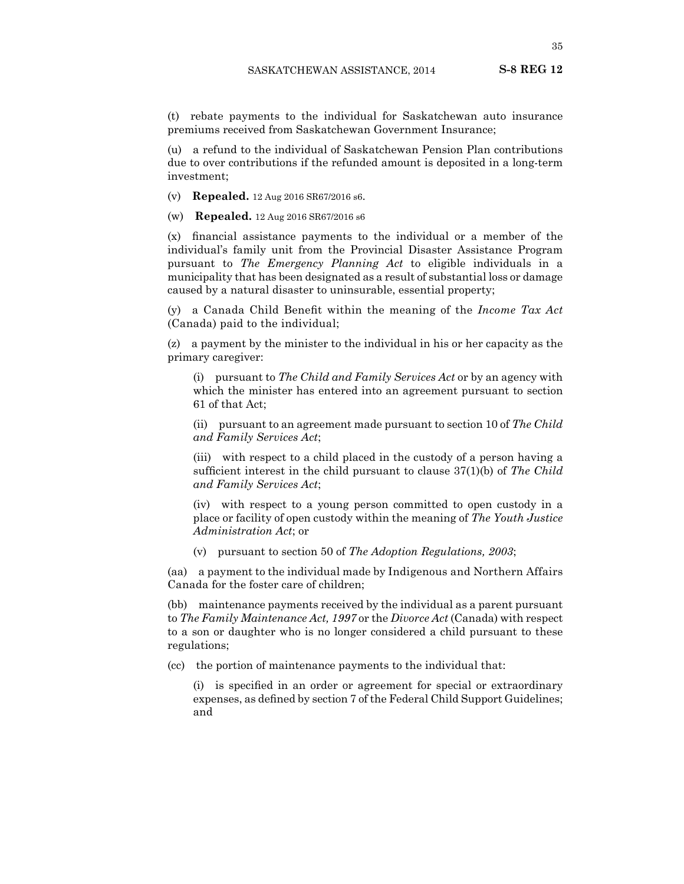(t) rebate payments to the individual for Saskatchewan auto insurance premiums received from Saskatchewan Government Insurance;

(u) a refund to the individual of Saskatchewan Pension Plan contributions due to over contributions if the refunded amount is deposited in a long-term investment;

(v) **Repealed.** 12 Aug 2016 SR67/2016 s6.

(w) **Repealed.** 12 Aug 2016 SR67/2016 s6

(x) financial assistance payments to the individual or a member of the individual's family unit from the Provincial Disaster Assistance Program pursuant to *The Emergency Planning Act* to eligible individuals in a municipality that has been designated as a result of substantial loss or damage caused by a natural disaster to uninsurable, essential property;

(y) a Canada Child Benefit within the meaning of the *Income Tax Act* (Canada) paid to the individual;

(z) a payment by the minister to the individual in his or her capacity as the primary caregiver:

(i) pursuant to *The Child and Family Services Act* or by an agency with which the minister has entered into an agreement pursuant to section 61 of that Act;

(ii) pursuant to an agreement made pursuant to section 10 of *The Child and Family Services Act*;

(iii) with respect to a child placed in the custody of a person having a sufficient interest in the child pursuant to clause 37(1)(b) of *The Child and Family Services Act*;

(iv) with respect to a young person committed to open custody in a place or facility of open custody within the meaning of *The Youth Justice Administration Act*; or

(v) pursuant to section 50 of *The Adoption Regulations, 2003*;

(aa) a payment to the individual made by Indigenous and Northern Affairs Canada for the foster care of children;

(bb) maintenance payments received by the individual as a parent pursuant to *The Family Maintenance Act, 1997* or the *Divorce Act* (Canada) with respect to a son or daughter who is no longer considered a child pursuant to these regulations;

(cc) the portion of maintenance payments to the individual that:

(i) is specified in an order or agreement for special or extraordinary expenses, as defined by section 7 of the Federal Child Support Guidelines; and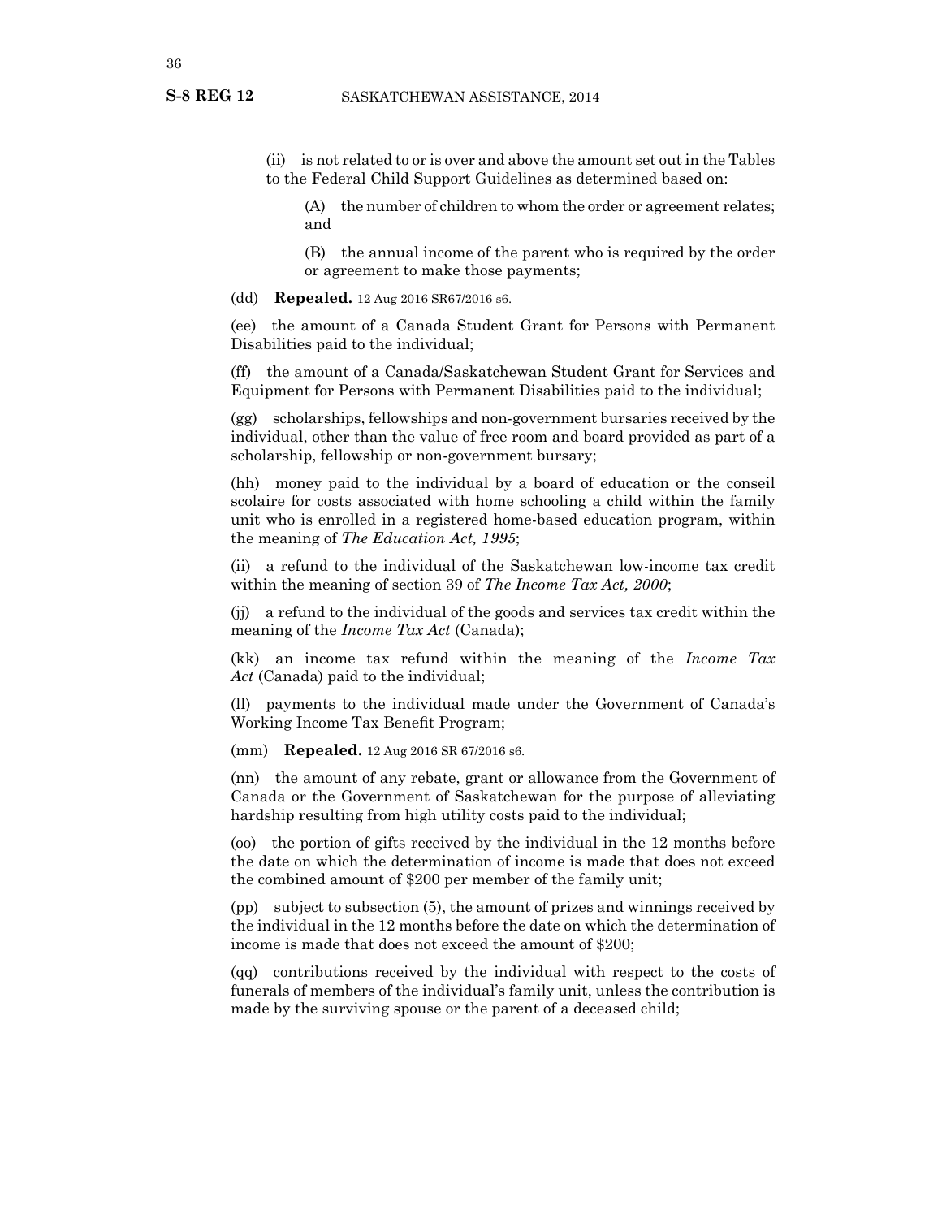(ii) is not related to or is over and above the amount set out in the Tables to the Federal Child Support Guidelines as determined based on:

(A) the number of children to whom the order or agreement relates; and

(B) the annual income of the parent who is required by the order or agreement to make those payments;

(dd) **Repealed.** 12 Aug 2016 SR67/2016 s6.

(ee) the amount of a Canada Student Grant for Persons with Permanent Disabilities paid to the individual;

(ff) the amount of a Canada/Saskatchewan Student Grant for Services and Equipment for Persons with Permanent Disabilities paid to the individual;

(gg) scholarships, fellowships and non-government bursaries received by the individual, other than the value of free room and board provided as part of a scholarship, fellowship or non-government bursary;

(hh) money paid to the individual by a board of education or the conseil scolaire for costs associated with home schooling a child within the family unit who is enrolled in a registered home-based education program, within the meaning of *The Education Act, 1995*;

(ii) a refund to the individual of the Saskatchewan low-income tax credit within the meaning of section 39 of *The Income Tax Act, 2000*;

(jj) a refund to the individual of the goods and services tax credit within the meaning of the *Income Tax Act* (Canada);

(kk) an income tax refund within the meaning of the *Income Tax Act* (Canada) paid to the individual;

(ll) payments to the individual made under the Government of Canada's Working Income Tax Benefit Program;

(mm) **Repealed.** 12 Aug 2016 SR 67/2016 s6.

(nn) the amount of any rebate, grant or allowance from the Government of Canada or the Government of Saskatchewan for the purpose of alleviating hardship resulting from high utility costs paid to the individual;

(oo) the portion of gifts received by the individual in the 12 months before the date on which the determination of income is made that does not exceed the combined amount of $200 per member of the family unit;

(pp) subject to subsection (5), the amount of prizes and winnings received by the individual in the 12 months before the date on which the determination of income is made that does not exceed the amount of $200;

(qq) contributions received by the individual with respect to the costs of funerals of members of the individual's family unit, unless the contribution is made by the surviving spouse or the parent of a deceased child;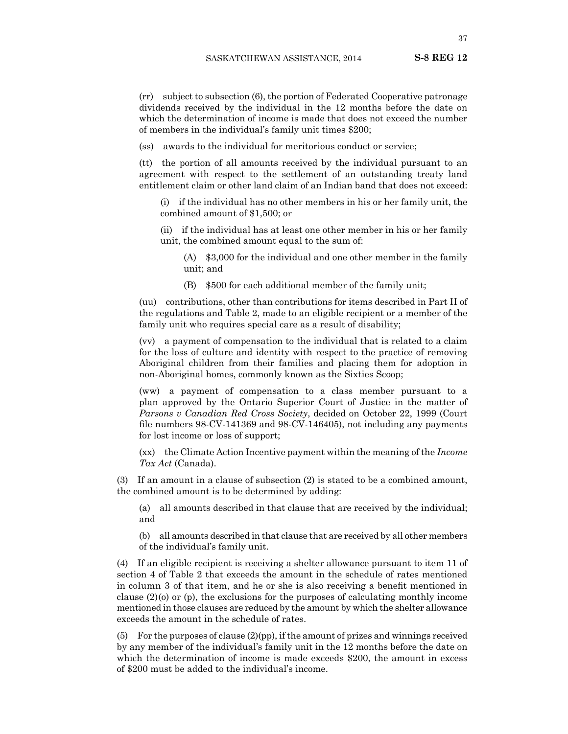(rr) subject to subsection (6), the portion of Federated Cooperative patronage dividends received by the individual in the 12 months before the date on which the determination of income is made that does not exceed the number of members in the individual's family unit times $200;

(ss) awards to the individual for meritorious conduct or service;

(tt) the portion of all amounts received by the individual pursuant to an agreement with respect to the settlement of an outstanding treaty land entitlement claim or other land claim of an Indian band that does not exceed:

(i) if the individual has no other members in his or her family unit, the combined amount of $1,500; or

(ii) if the individual has at least one other member in his or her family unit, the combined amount equal to the sum of:

(A) $3,000 for the individual and one other member in the family unit; and

(B) $500 for each additional member of the family unit;

(uu) contributions, other than contributions for items described in Part II of the regulations and Table 2, made to an eligible recipient or a member of the family unit who requires special care as a result of disability;

(vv) a payment of compensation to the individual that is related to a claim for the loss of culture and identity with respect to the practice of removing Aboriginal children from their families and placing them for adoption in non-Aboriginal homes, commonly known as the Sixties Scoop;

(ww) a payment of compensation to a class member pursuant to a plan approved by the Ontario Superior Court of Justice in the matter of *Parsons v Canadian Red Cross Society*, decided on October 22, 1999 (Court file numbers 98-CV-141369 and 98-CV-146405), not including any payments for lost income or loss of support;

(xx) the Climate Action Incentive payment within the meaning of the *Income Tax Act* (Canada).

(3) If an amount in a clause of subsection (2) is stated to be a combined amount, the combined amount is to be determined by adding:

(a) all amounts described in that clause that are received by the individual; and

(b) all amounts described in that clause that are received by all other members of the individual's family unit.

(4) If an eligible recipient is receiving a shelter allowance pursuant to item 11 of section 4 of Table 2 that exceeds the amount in the schedule of rates mentioned in column 3 of that item, and he or she is also receiving a benefit mentioned in clause (2)(o) or (p), the exclusions for the purposes of calculating monthly income mentioned in those clauses are reduced by the amount by which the shelter allowance exceeds the amount in the schedule of rates.

(5) For the purposes of clause (2)(pp), if the amount of prizes and winnings received by any member of the individual's family unit in the 12 months before the date on which the determination of income is made exceeds $200, the amount in excess of $200 must be added to the individual's income.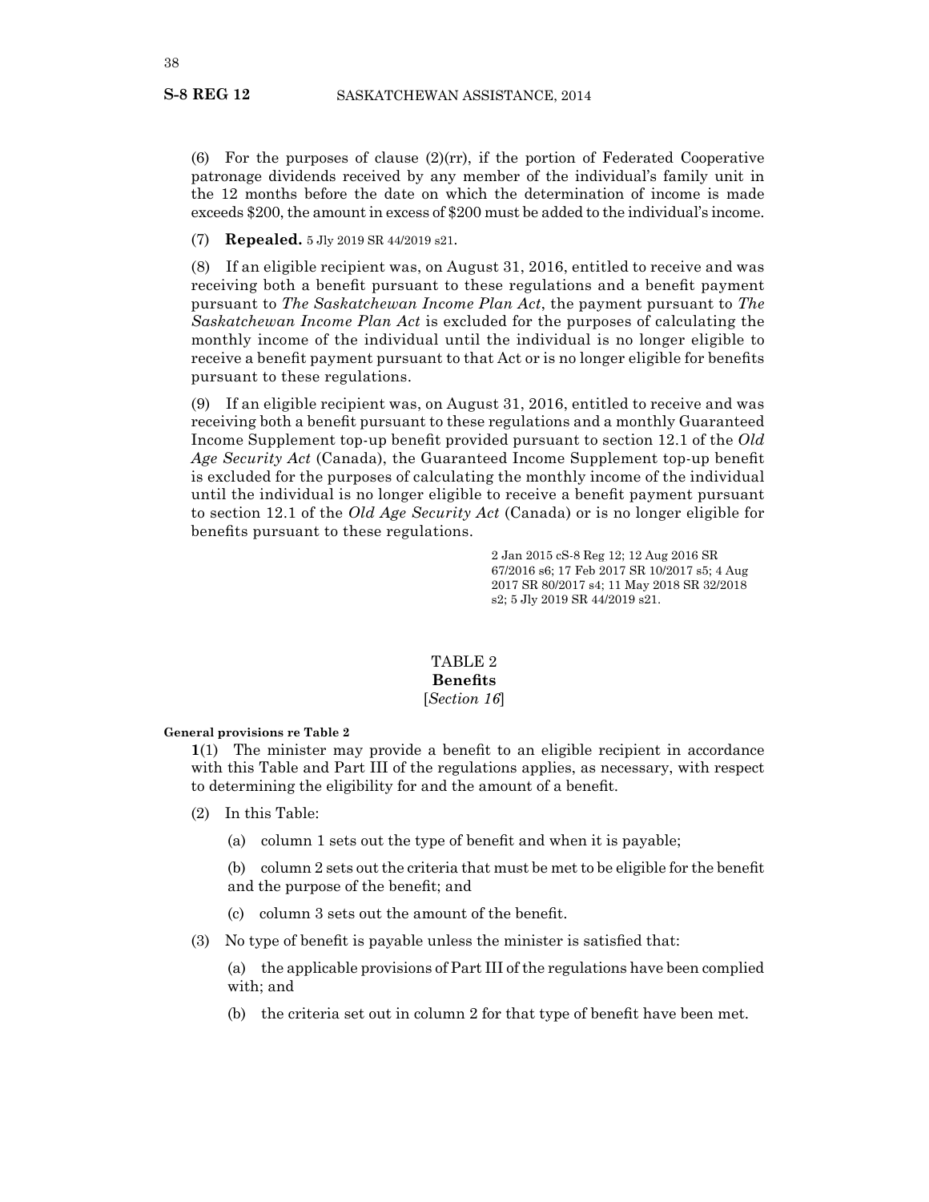(6) For the purposes of clause (2)(rr), if the portion of Federated Cooperative patronage dividends received by any member of the individual's family unit in the 12 months before the date on which the determination of income is made exceeds $200, the amount in excess of $200 must be added to the individual's income.

(7) **Repealed.** 5 Jly 2019 SR 44/2019 s21.

(8) If an eligible recipient was, on August 31, 2016, entitled to receive and was receiving both a benefit pursuant to these regulations and a benefit payment pursuant to *The Saskatchewan Income Plan Act*, the payment pursuant to *The Saskatchewan Income Plan Act* is excluded for the purposes of calculating the monthly income of the individual until the individual is no longer eligible to receive a benefit payment pursuant to that Act or is no longer eligible for benefits pursuant to these regulations.

(9) If an eligible recipient was, on August 31, 2016, entitled to receive and was receiving both a benefit pursuant to these regulations and a monthly Guaranteed Income Supplement top-up benefit provided pursuant to section 12.1 of the *Old Age Security Act* (Canada), the Guaranteed Income Supplement top-up benefit is excluded for the purposes of calculating the monthly income of the individual until the individual is no longer eligible to receive a benefit payment pursuant to section 12.1 of the *Old Age Security Act* (Canada) or is no longer eligible for benefits pursuant to these regulations.

2 Jan 2015 cS-8 Reg 12; 12 Aug 2016 SR 67/2016 s6; 17 Feb 2017 SR 10/2017 s5; 4 Aug 2017 SR 80/2017 s4; 11 May 2018 SR 32/2018 s2; 5 Jly 2019 SR 44/2019 s21.

## TABLE 2
## Benefits
[*Section 16*]

**General provisions re Table 2**

**1**(1) The minister may provide a benefit to an eligible recipient in accordance with this Table and Part III of the regulations applies, as necessary, with respect to determining the eligibility for and the amount of a benefit.

(2) In this Table:

(a) column 1 sets out the type of benefit and when it is payable;

(b) column 2 sets out the criteria that must be met to be eligible for the benefit and the purpose of the benefit; and

(c) column 3 sets out the amount of the benefit.

(3) No type of benefit is payable unless the minister is satisfied that:

(a) the applicable provisions of Part III of the regulations have been complied with; and

(b) the criteria set out in column 2 for that type of benefit have been met.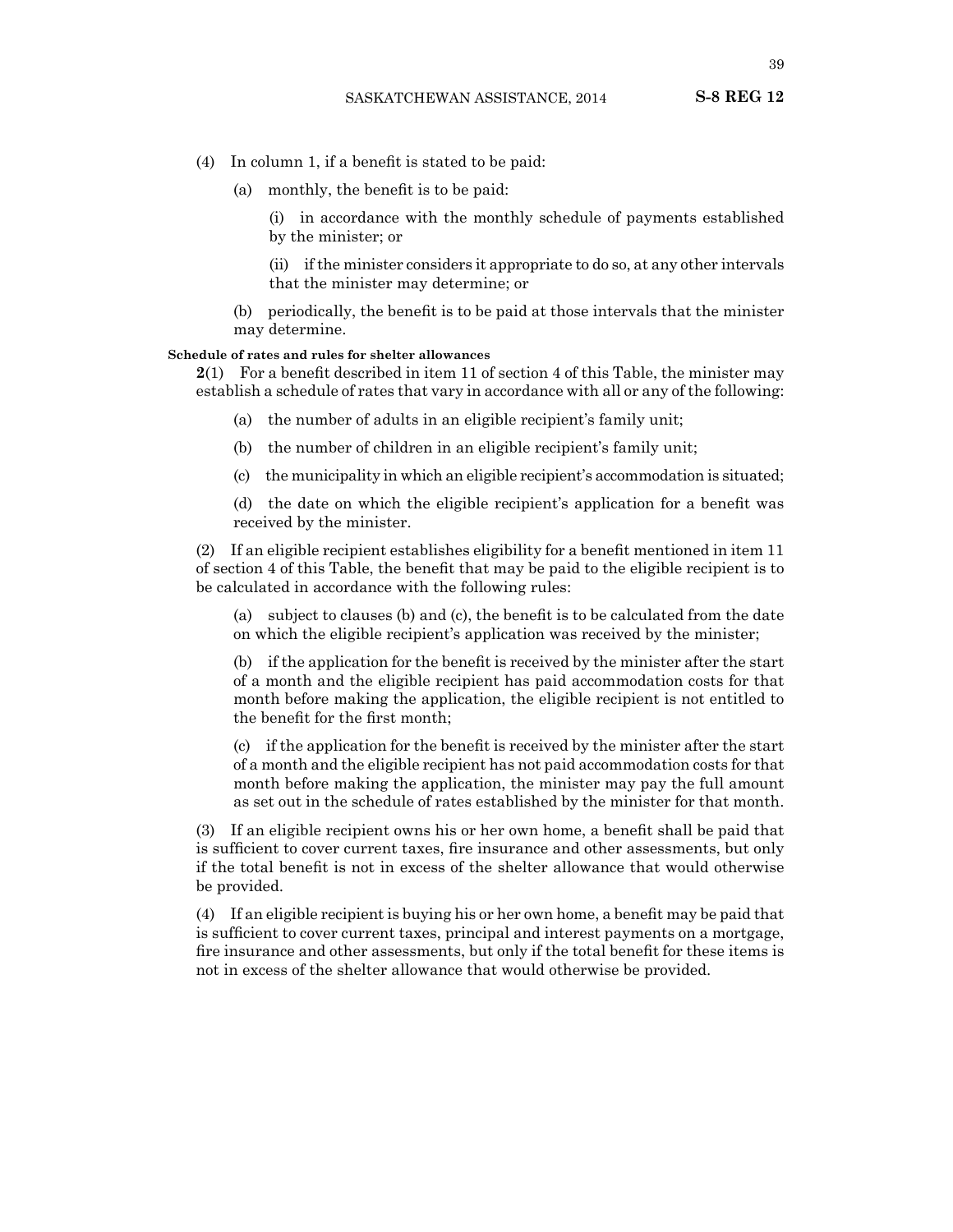(4) In column 1, if a benefit is stated to be paid:

(a) monthly, the benefit is to be paid:

(i) in accordance with the monthly schedule of payments established by the minister; or

(ii) if the minister considers it appropriate to do so, at any other intervals that the minister may determine; or

(b) periodically, the benefit is to be paid at those intervals that the minister may determine.

**Schedule of rates and rules for shelter allowances**

**2**(1) For a benefit described in item 11 of section 4 of this Table, the minister may establish a schedule of rates that vary in accordance with all or any of the following:

(a) the number of adults in an eligible recipient's family unit;

(b) the number of children in an eligible recipient's family unit;

(c) the municipality in which an eligible recipient's accommodation is situated;

(d) the date on which the eligible recipient's application for a benefit was received by the minister.

(2) If an eligible recipient establishes eligibility for a benefit mentioned in item 11 of section 4 of this Table, the benefit that may be paid to the eligible recipient is to be calculated in accordance with the following rules:

(a) subject to clauses (b) and (c), the benefit is to be calculated from the date on which the eligible recipient's application was received by the minister;

(b) if the application for the benefit is received by the minister after the start of a month and the eligible recipient has paid accommodation costs for that month before making the application, the eligible recipient is not entitled to the benefit for the first month;

(c) if the application for the benefit is received by the minister after the start of a month and the eligible recipient has not paid accommodation costs for that month before making the application, the minister may pay the full amount as set out in the schedule of rates established by the minister for that month.

(3) If an eligible recipient owns his or her own home, a benefit shall be paid that is sufficient to cover current taxes, fire insurance and other assessments, but only if the total benefit is not in excess of the shelter allowance that would otherwise be provided.

(4) If an eligible recipient is buying his or her own home, a benefit may be paid that is sufficient to cover current taxes, principal and interest payments on a mortgage, fire insurance and other assessments, but only if the total benefit for these items is not in excess of the shelter allowance that would otherwise be provided.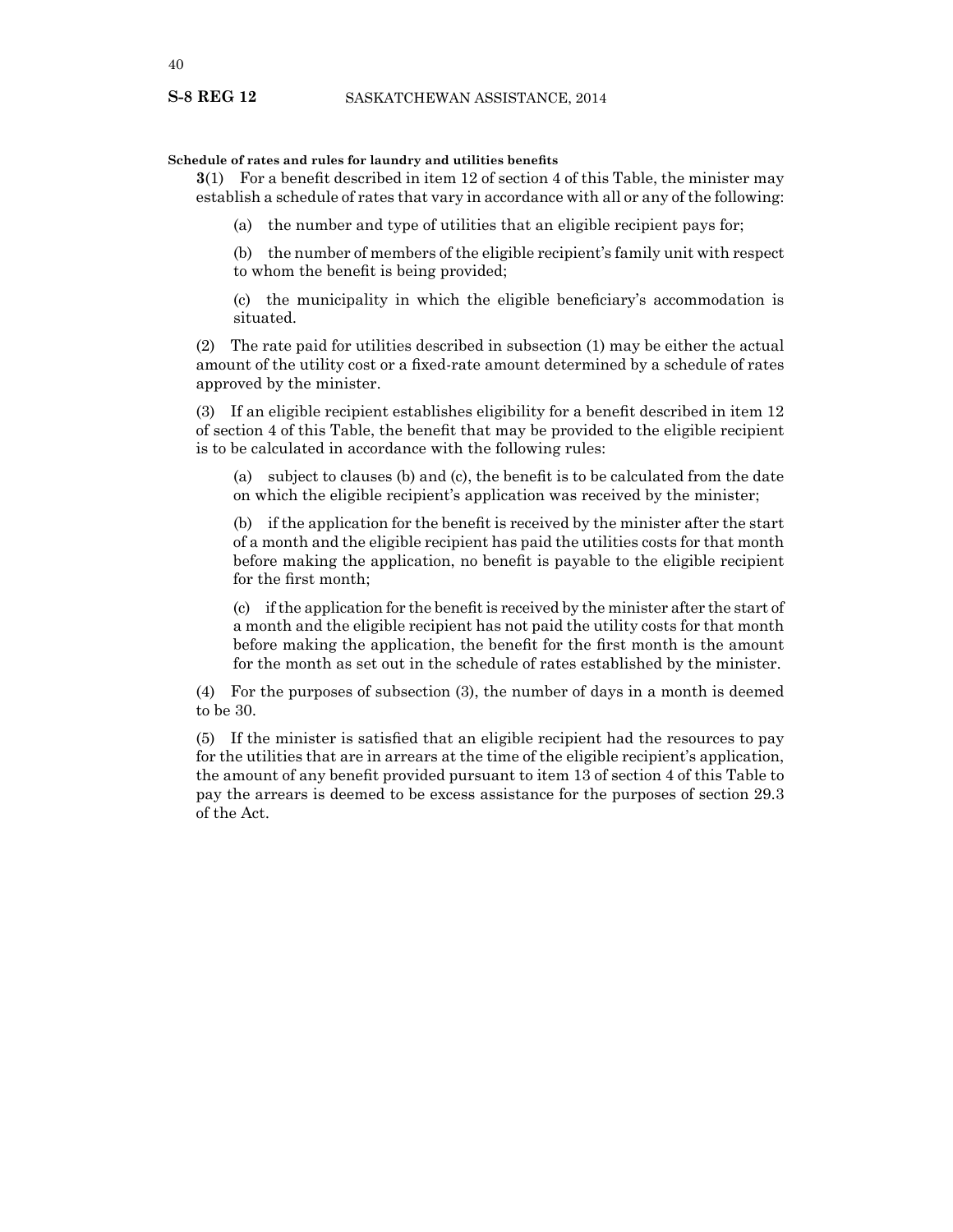**Schedule of rates and rules for laundry and utilities benefits**

**3**(1) For a benefit described in item 12 of section 4 of this Table, the minister may establish a schedule of rates that vary in accordance with all or any of the following:

(a) the number and type of utilities that an eligible recipient pays for;

(b) the number of members of the eligible recipient's family unit with respect to whom the benefit is being provided;

(c) the municipality in which the eligible beneficiary's accommodation is situated.

(2) The rate paid for utilities described in subsection (1) may be either the actual amount of the utility cost or a fixed-rate amount determined by a schedule of rates approved by the minister.

(3) If an eligible recipient establishes eligibility for a benefit described in item 12 of section 4 of this Table, the benefit that may be provided to the eligible recipient is to be calculated in accordance with the following rules:

(a) subject to clauses (b) and (c), the benefit is to be calculated from the date on which the eligible recipient's application was received by the minister;

(b) if the application for the benefit is received by the minister after the start of a month and the eligible recipient has paid the utilities costs for that month before making the application, no benefit is payable to the eligible recipient for the first month;

(c) if the application for the benefit is received by the minister after the start of a month and the eligible recipient has not paid the utility costs for that month before making the application, the benefit for the first month is the amount for the month as set out in the schedule of rates established by the minister.

(4) For the purposes of subsection (3), the number of days in a month is deemed to be 30.

(5) If the minister is satisfied that an eligible recipient had the resources to pay for the utilities that are in arrears at the time of the eligible recipient's application, the amount of any benefit provided pursuant to item 13 of section 4 of this Table to pay the arrears is deemed to be excess assistance for the purposes of section 29.3 of the Act.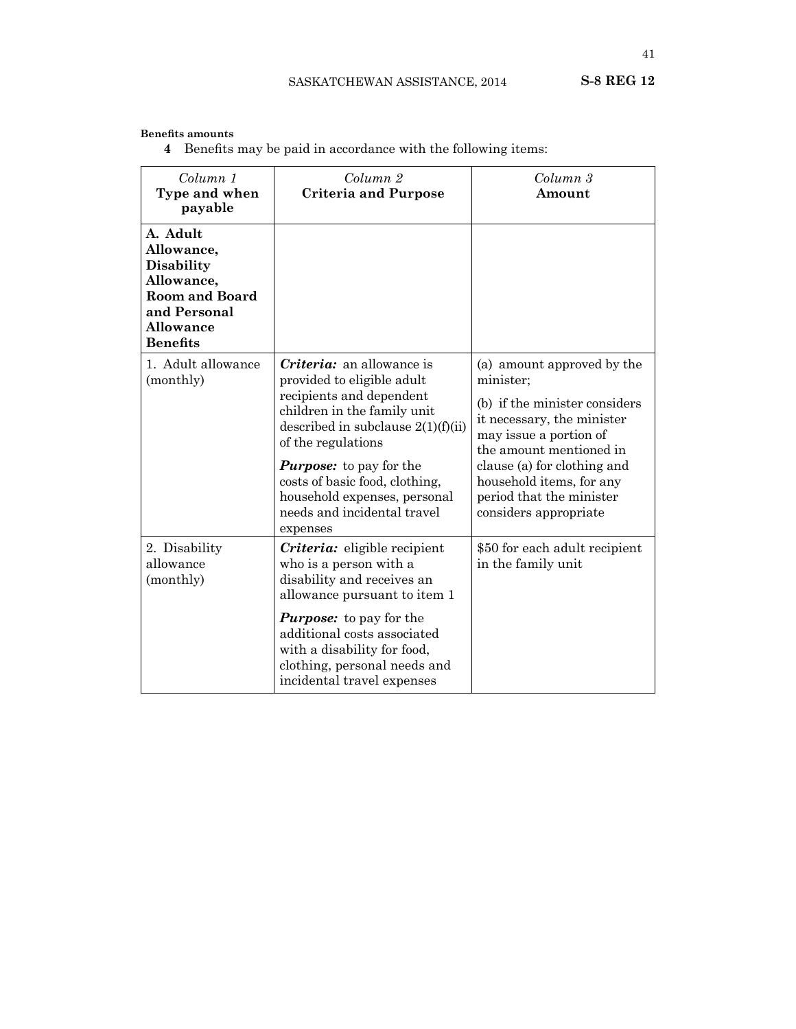**Benefits amounts**

**4** Benefits may be paid in accordance with the following items:

| *Column 1* **Type and when payable** | *Column 2* **Criteria and Purpose** | *Column 3* **Amount** |
|---|---|---|
| **A. Adult Allowance, Disability Allowance, Room and Board and Personal Allowance Benefits** | | |
| 1. Adult allowance (monthly) | ***Criteria:*** an allowance is provided to eligible adult recipients and dependent children in the family unit described in subclause 2(1)(f)(ii) of the regulations<br><br>***Purpose:*** to pay for the costs of basic food, clothing, household expenses, personal needs and incidental travel expenses | (a) amount approved by the minister;<br><br>(b) if the minister considers it necessary, the minister may issue a portion of the amount mentioned in clause (a) for clothing and household items, for any period that the minister considers appropriate |
| 2. Disability allowance (monthly) | ***Criteria:*** eligible recipient who is a person with a disability and receives an allowance pursuant to item 1<br><br>***Purpose:*** to pay for the additional costs associated with a disability for food, clothing, personal needs and incidental travel expenses | $50 for each adult recipient in the family unit |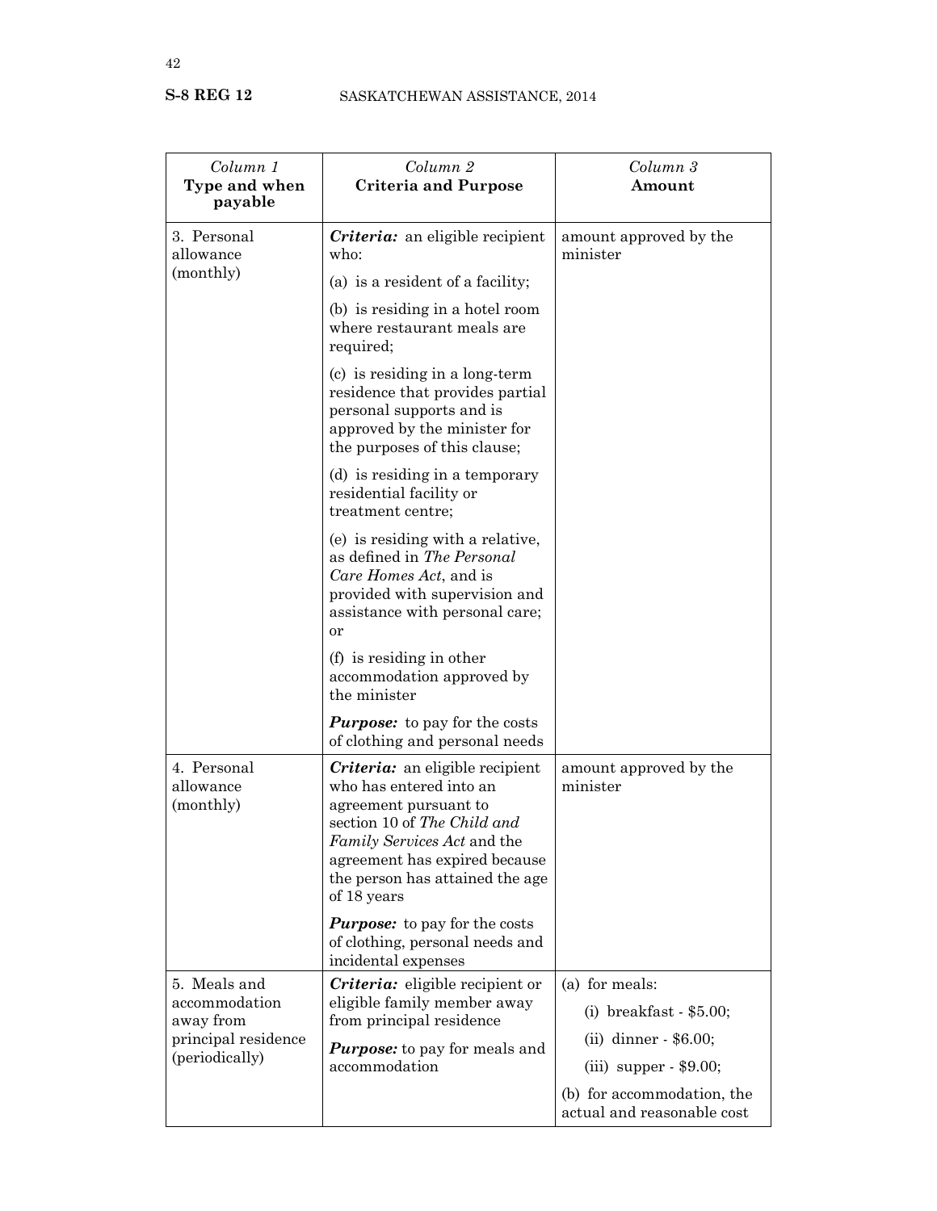| *Column 1* **Type and when payable** | *Column 2* **Criteria and Purpose** | *Column 3* **Amount** |
|---|---|---|
| 3. Personal allowance (monthly) | ***Criteria:*** an eligible recipient who:<br>(a) is a resident of a facility;<br>(b) is residing in a hotel room where restaurant meals are required;<br>(c) is residing in a long-term residence that provides partial personal supports and is approved by the minister for the purposes of this clause;<br>(d) is residing in a temporary residential facility or treatment centre;<br>(e) is residing with a relative, as defined in *The Personal Care Homes Act*, and is provided with supervision and assistance with personal care; or<br>(f) is residing in other accommodation approved by the minister<br>***Purpose:*** to pay for the costs of clothing and personal needs | amount approved by the minister |
| 4. Personal allowance (monthly) | ***Criteria:*** an eligible recipient who has entered into an agreement pursuant to section 10 of *The Child and Family Services Act* and the agreement has expired because the person has attained the age of 18 years<br>***Purpose:*** to pay for the costs of clothing, personal needs and incidental expenses | amount approved by the minister |
| 5. Meals and accommodation away from principal residence (periodically) | ***Criteria:*** eligible recipient or eligible family member away from principal residence<br>***Purpose:*** to pay for meals and accommodation | (a) for meals:<br>(i) breakfast - $5.00;<br>(ii) dinner - $6.00;<br>(iii) supper - $9.00;<br>(b) for accommodation, the actual and reasonable cost |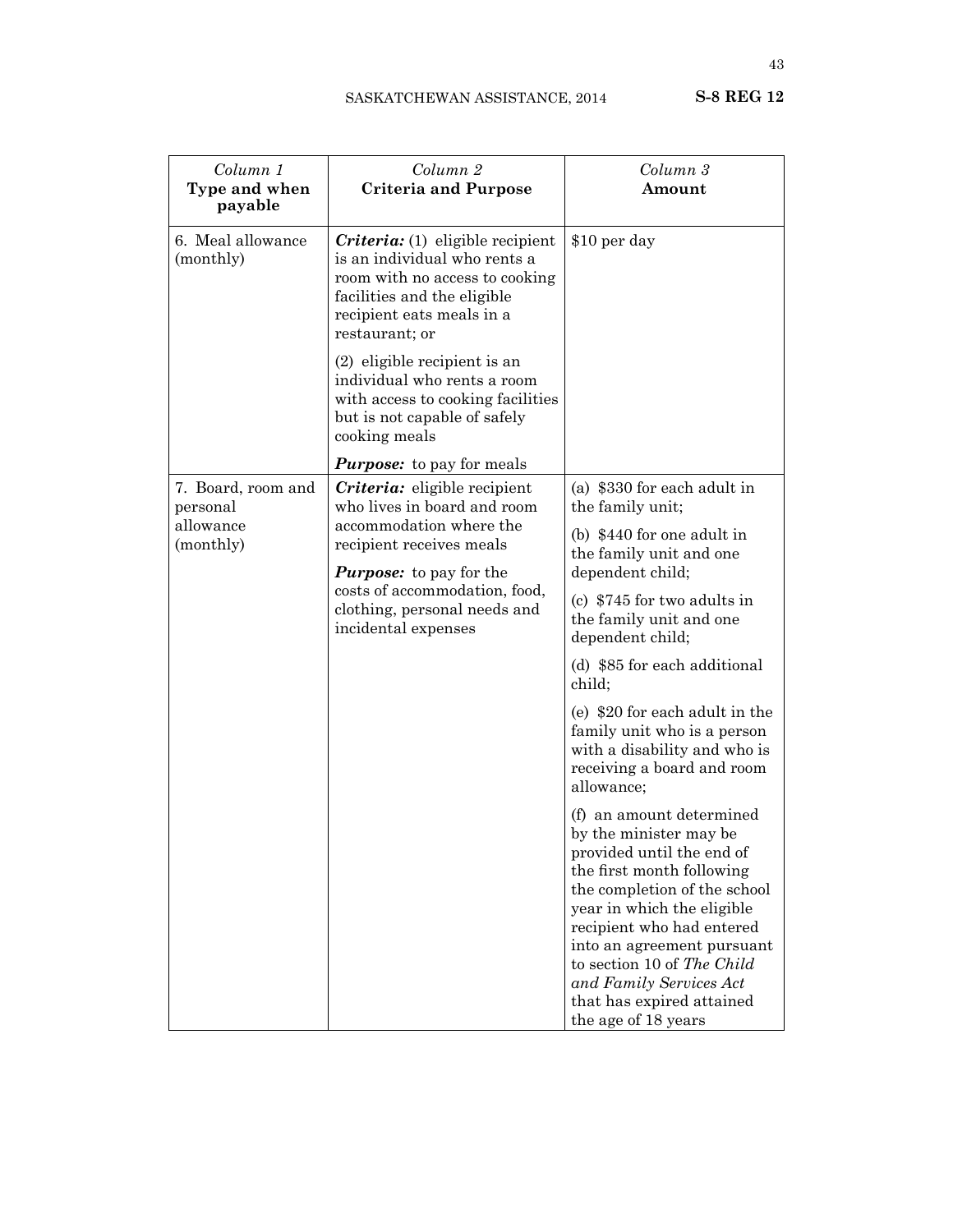| *Column 1* **Type and when payable** | *Column 2* **Criteria and Purpose** | *Column 3* **Amount** |
|---|---|---|
| 6. Meal allowance (monthly) | ***Criteria:*** (1) eligible recipient is an individual who rents a room with no access to cooking facilities and the eligible recipient eats meals in a restaurant; or<br><br>(2) eligible recipient is an individual who rents a room with access to cooking facilities but is not capable of safely cooking meals<br><br>***Purpose:*** to pay for meals | $10 per day |
| 7. Board, room and personal allowance (monthly) | ***Criteria:*** eligible recipient who lives in board and room accommodation where the recipient receives meals<br><br>***Purpose:*** to pay for the costs of accommodation, food, clothing, personal needs and incidental expenses | (a) $330 for each adult in the family unit;<br><br>(b) $440 for one adult in the family unit and one dependent child;<br><br>(c) $745 for two adults in the family unit and one dependent child;<br><br>(d) $85 for each additional child;<br><br>(e) $20 for each adult in the family unit who is a person with a disability and who is receiving a board and room allowance;<br><br>(f) an amount determined by the minister may be provided until the end of the first month following the completion of the school year in which the eligible recipient who had entered into an agreement pursuant to section 10 of *The Child and Family Services Act* that has expired attained the age of 18 years |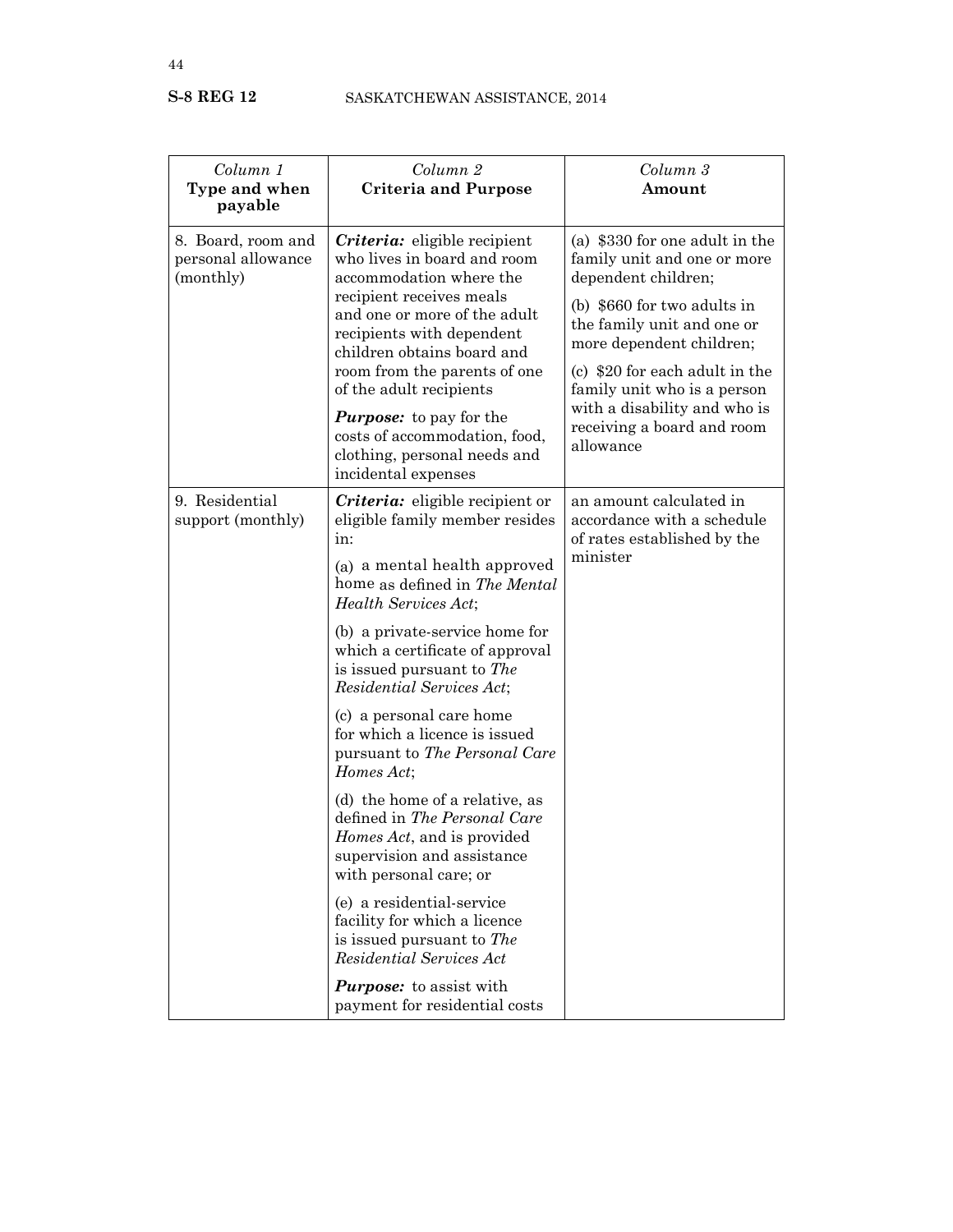| *Column 1* **Type and when payable** | *Column 2* **Criteria and Purpose** | *Column 3* **Amount** |
|---|---|---|
| 8. Board, room and personal allowance (monthly) | ***Criteria:*** eligible recipient who lives in board and room accommodation where the recipient receives meals and one or more of the adult recipients with dependent children obtains board and room from the parents of one of the adult recipients<br><br>***Purpose:*** to pay for the costs of accommodation, food, clothing, personal needs and incidental expenses | (a) $330 for one adult in the family unit and one or more dependent children;<br><br>(b) $660 for two adults in the family unit and one or more dependent children;<br><br>(c) $20 for each adult in the family unit who is a person with a disability and who is receiving a board and room allowance |
| 9. Residential support (monthly) | ***Criteria:*** eligible recipient or eligible family member resides in:<br><br>(a) a mental health approved home as defined in *The Mental Health Services Act*;<br><br>(b) a private-service home for which a certificate of approval is issued pursuant to *The Residential Services Act*;<br><br>(c) a personal care home for which a licence is issued pursuant to *The Personal Care Homes Act*;<br><br>(d) the home of a relative, as defined in *The Personal Care Homes Act*, and is provided supervision and assistance with personal care; or<br><br>(e) a residential-service facility for which a licence is issued pursuant to *The Residential Services Act*<br><br>***Purpose:*** to assist with payment for residential costs | an amount calculated in accordance with a schedule of rates established by the minister |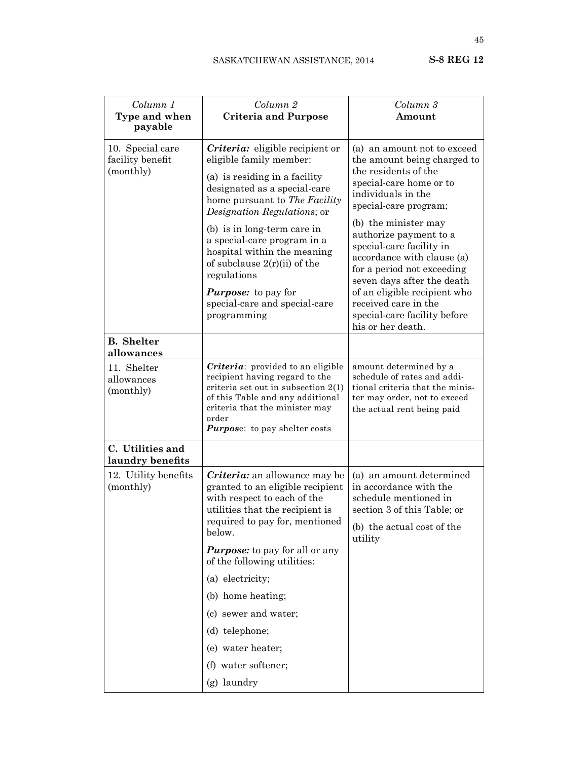| *Column 1*<br>**Type and when payable** | *Column 2*<br>**Criteria and Purpose** | *Column 3*<br>**Amount** |
|---|---|---|
| 10. Special care facility benefit (monthly) | ***Criteria:*** eligible recipient or eligible family member:<br>(a) is residing in a facility designated as a special-care home pursuant to *The Facility Designation Regulations*; or<br>(b) is in long-term care in a special-care program in a hospital within the meaning of subclause 2(r)(ii) of the regulations<br>***Purpose:*** to pay for special-care and special-care programming | (a) an amount not to exceed the amount being charged to the residents of the special-care home or to individuals in the special-care program;<br>(b) the minister may authorize payment to a special-care facility in accordance with clause (a) for a period not exceeding seven days after the death of an eligible recipient who received care in the special-care facility before his or her death. |
| **B. Shelter allowances** | | |
| 11. Shelter allowances (monthly) | ***Criteria***: provided to an eligible recipient having regard to the criteria set out in subsection 2(1) of this Table and any additional criteria that the minister may order<br>***Purpos***e: to pay shelter costs | amount determined by a schedule of rates and additional criteria that the minister may order, not to exceed the actual rent being paid |
| **C. Utilities and laundry benefits** | | |
| 12. Utility benefits (monthly) | ***Criteria:*** an allowance may be granted to an eligible recipient with respect to each of the utilities that the recipient is required to pay for, mentioned below.<br>***Purpose:*** to pay for all or any of the following utilities:<br>(a) electricity;<br>(b) home heating;<br>(c) sewer and water;<br>(d) telephone;<br>(e) water heater;<br>(f) water softener;<br>(g) laundry | (a) an amount determined in accordance with the schedule mentioned in section 3 of this Table; or<br>(b) the actual cost of the utility |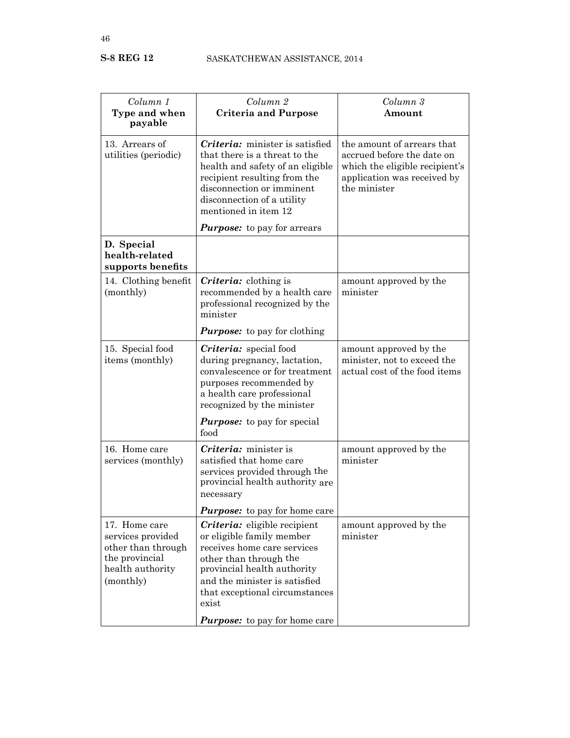| *Column 1* **Type and when payable** | *Column 2* **Criteria and Purpose** | *Column 3* **Amount** |
|---|---|---|
| 13. Arrears of utilities (periodic) | ***Criteria:*** minister is satisfied that there is a threat to the health and safety of an eligible recipient resulting from the disconnection or imminent disconnection of a utility mentioned in item 12<br><br>***Purpose:*** to pay for arrears | the amount of arrears that accrued before the date on which the eligible recipient's application was received by the minister |
| **D. Special health-related supports benefits** | | |
| 14. Clothing benefit (monthly) | ***Criteria:*** clothing is recommended by a health care professional recognized by the minister<br><br>***Purpose:*** to pay for clothing | amount approved by the minister |
| 15. Special food items (monthly) | ***Criteria:*** special food during pregnancy, lactation, convalescence or for treatment purposes recommended by a health care professional recognized by the minister<br><br>***Purpose:*** to pay for special food | amount approved by the minister, not to exceed the actual cost of the food items |
| 16. Home care services (monthly) | ***Criteria:*** minister is satisfied that home care services provided through the provincial health authority are necessary<br><br>***Purpose:*** to pay for home care | amount approved by the minister |
| 17. Home care services provided other than through the provincial health authority (monthly) | ***Criteria:*** eligible recipient or eligible family member receives home care services other than through the provincial health authority and the minister is satisfied that exceptional circumstances exist<br><br>***Purpose:*** to pay for home care | amount approved by the minister |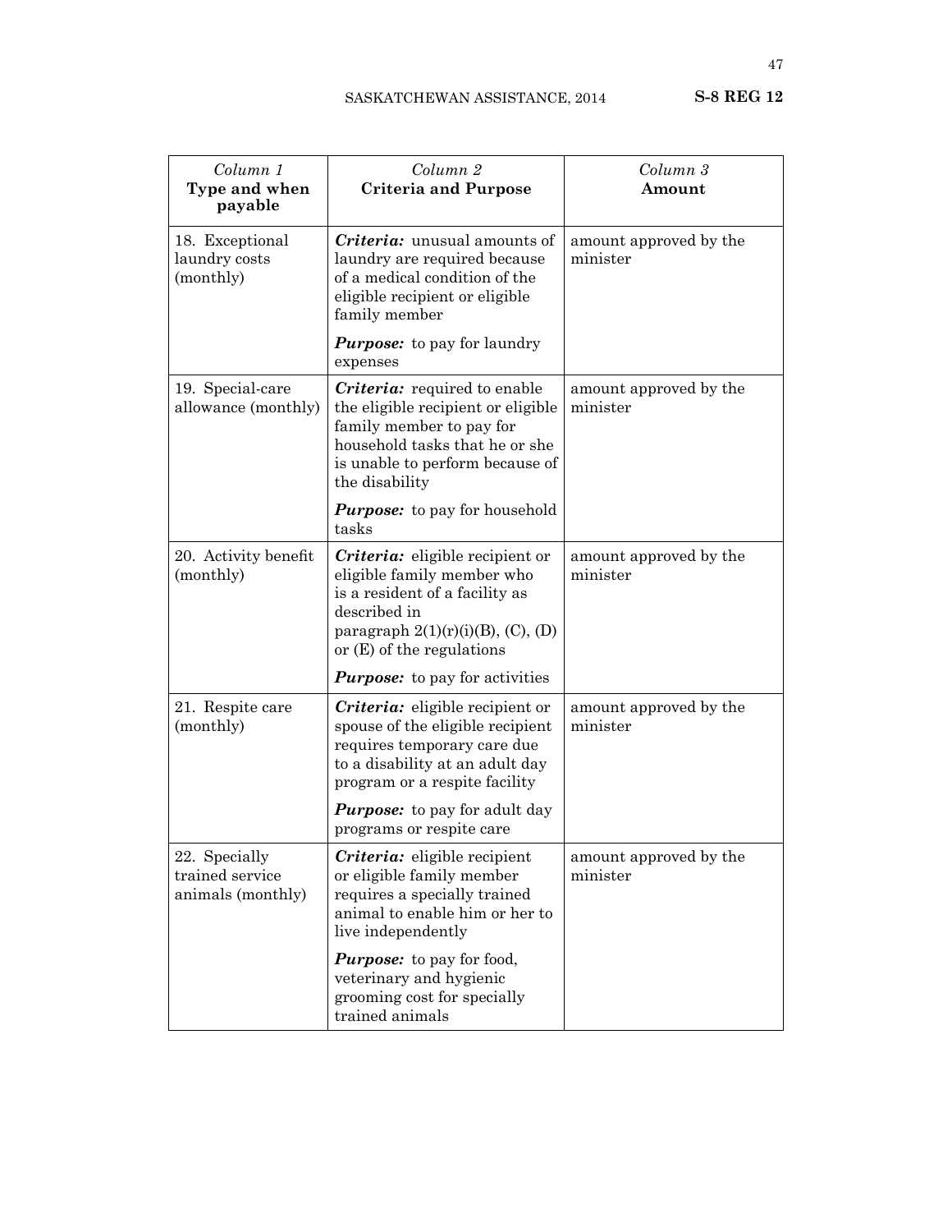| *Column 1* **Type and when payable** | *Column 2* **Criteria and Purpose** | *Column 3* **Amount** |
|---|---|---|
| 18. Exceptional laundry costs (monthly) | ***Criteria:*** unusual amounts of laundry are required because of a medical condition of the eligible recipient or eligible family member<br><br>***Purpose:*** to pay for laundry expenses | amount approved by the minister |
| 19. Special-care allowance (monthly) | ***Criteria:*** required to enable the eligible recipient or eligible family member to pay for household tasks that he or she is unable to perform because of the disability<br><br>***Purpose:*** to pay for household tasks | amount approved by the minister |
| 20. Activity benefit (monthly) | ***Criteria:*** eligible recipient or eligible family member who is a resident of a facility as described in paragraph 2(1)(r)(i)(B), (C), (D) or (E) of the regulations<br><br>***Purpose:*** to pay for activities | amount approved by the minister |
| 21. Respite care (monthly) | ***Criteria:*** eligible recipient or spouse of the eligible recipient requires temporary care due to a disability at an adult day program or a respite facility<br><br>***Purpose:*** to pay for adult day programs or respite care | amount approved by the minister |
| 22. Specially trained service animals (monthly) | ***Criteria:*** eligible recipient or eligible family member requires a specially trained animal to enable him or her to live independently<br><br>***Purpose:*** to pay for food, veterinary and hygienic grooming cost for specially trained animals | amount approved by the minister |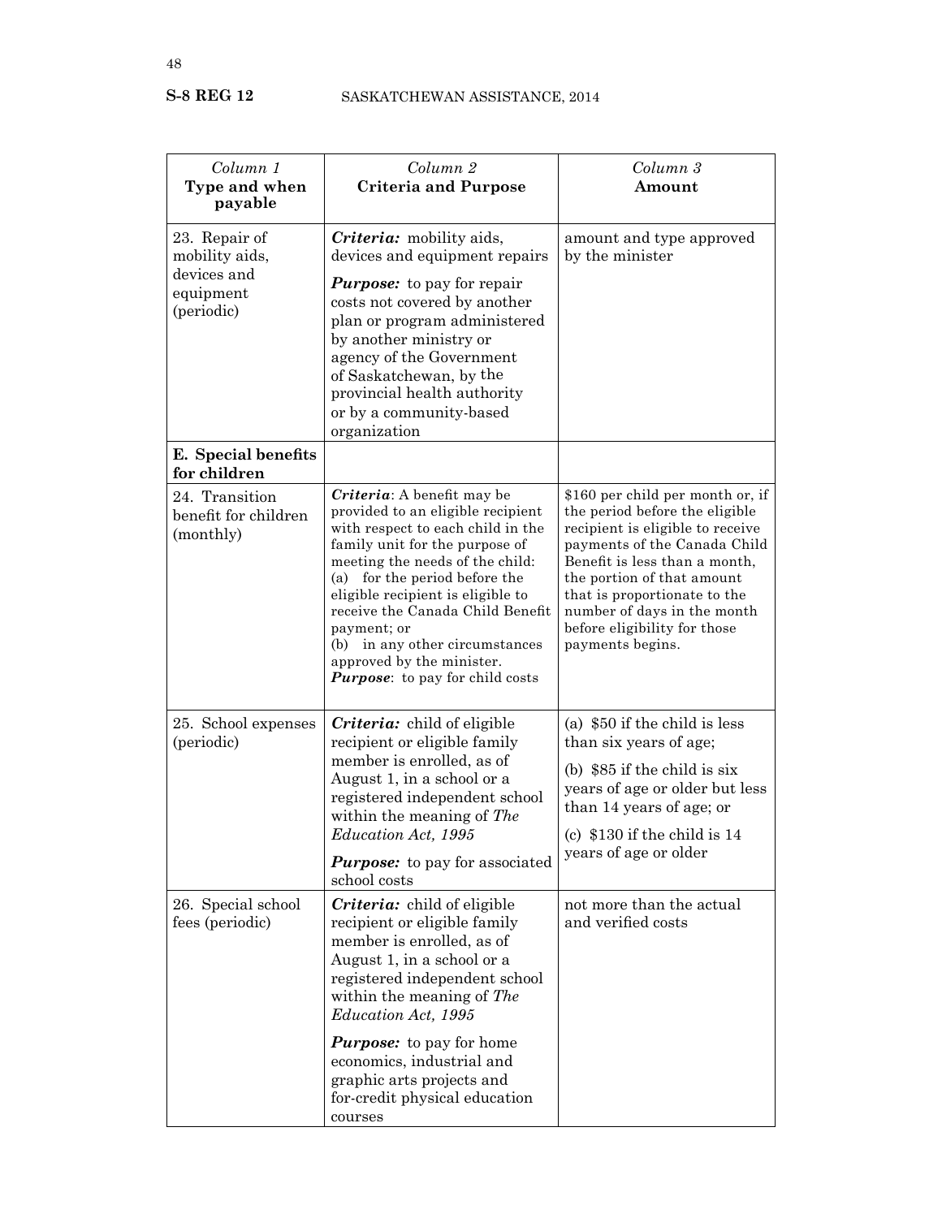| *Column 1* **Type and when payable** | *Column 2* **Criteria and Purpose** | *Column 3* **Amount** |
|---|---|---|
| 23. Repair of mobility aids, devices and equipment (periodic) | ***Criteria:*** mobility aids, devices and equipment repairs<br><br>***Purpose:*** to pay for repair costs not covered by another plan or program administered by another ministry or agency of the Government of Saskatchewan, by the provincial health authority or by a community-based organization | amount and type approved by the minister |
| **E. Special benefits for children** | | |
| 24. Transition benefit for children (monthly) | ***Criteria***: A benefit may be provided to an eligible recipient with respect to each child in the family unit for the purpose of meeting the needs of the child:<br>(a) for the period before the eligible recipient is eligible to receive the Canada Child Benefit payment; or<br>(b) in any other circumstances approved by the minister.<br>***Purpose***: to pay for child costs | $160 per child per month or, if the period before the eligible recipient is eligible to receive payments of the Canada Child Benefit is less than a month, the portion of that amount that is proportionate to the number of days in the month before eligibility for those payments begins. |
| 25. School expenses (periodic) | ***Criteria:*** child of eligible recipient or eligible family member is enrolled, as of August 1, in a school or a registered independent school within the meaning of *The Education Act, 1995*<br><br>***Purpose:*** to pay for associated school costs | (a) $50 if the child is less than six years of age;<br><br>(b) $85 if the child is six years of age or older but less than 14 years of age; or<br><br>(c) $130 if the child is 14 years of age or older |
| 26. Special school fees (periodic) | ***Criteria:*** child of eligible recipient or eligible family member is enrolled, as of August 1, in a school or a registered independent school within the meaning of *The Education Act, 1995*<br><br>***Purpose:*** to pay for home economics, industrial and graphic arts projects and for-credit physical education courses | not more than the actual and verified costs |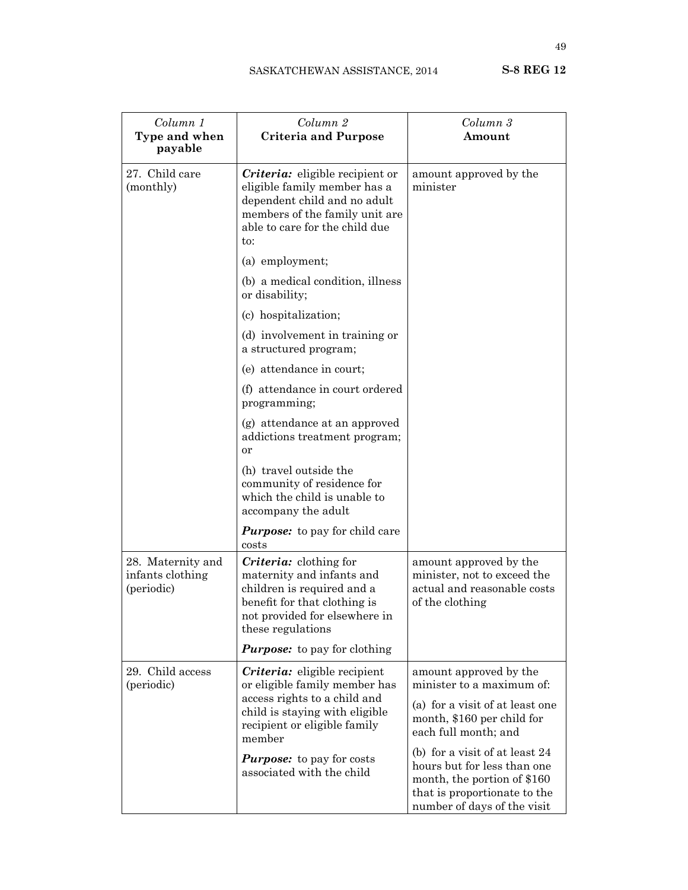| *Column 1*<br>**Type and when payable** | *Column 2*<br>**Criteria and Purpose** | *Column 3*<br>**Amount** |
|---|---|---|
| 27. Child care (monthly) | ***Criteria:*** eligible recipient or eligible family member has a dependent child and no adult members of the family unit are able to care for the child due to:<br>(a) employment;<br>(b) a medical condition, illness or disability;<br>(c) hospitalization;<br>(d) involvement in training or a structured program;<br>(e) attendance in court;<br>(f) attendance in court ordered programming;<br>(g) attendance at an approved addictions treatment program; or<br>(h) travel outside the community of residence for which the child is unable to accompany the adult<br>***Purpose:*** to pay for child care costs | amount approved by the minister |
| 28. Maternity and infants clothing (periodic) | ***Criteria:*** clothing for maternity and infants and children is required and a benefit for that clothing is not provided for elsewhere in these regulations<br>***Purpose:*** to pay for clothing | amount approved by the minister, not to exceed the actual and reasonable costs of the clothing |
| 29. Child access (periodic) | ***Criteria:*** eligible recipient or eligible family member has access rights to a child and child is staying with eligible recipient or eligible family member<br>***Purpose:*** to pay for costs associated with the child | amount approved by the minister to a maximum of:<br>(a) for a visit of at least one month, $160 per child for each full month; and<br>(b) for a visit of at least 24 hours but for less than one month, the portion of $160 that is proportionate to the number of days of the visit |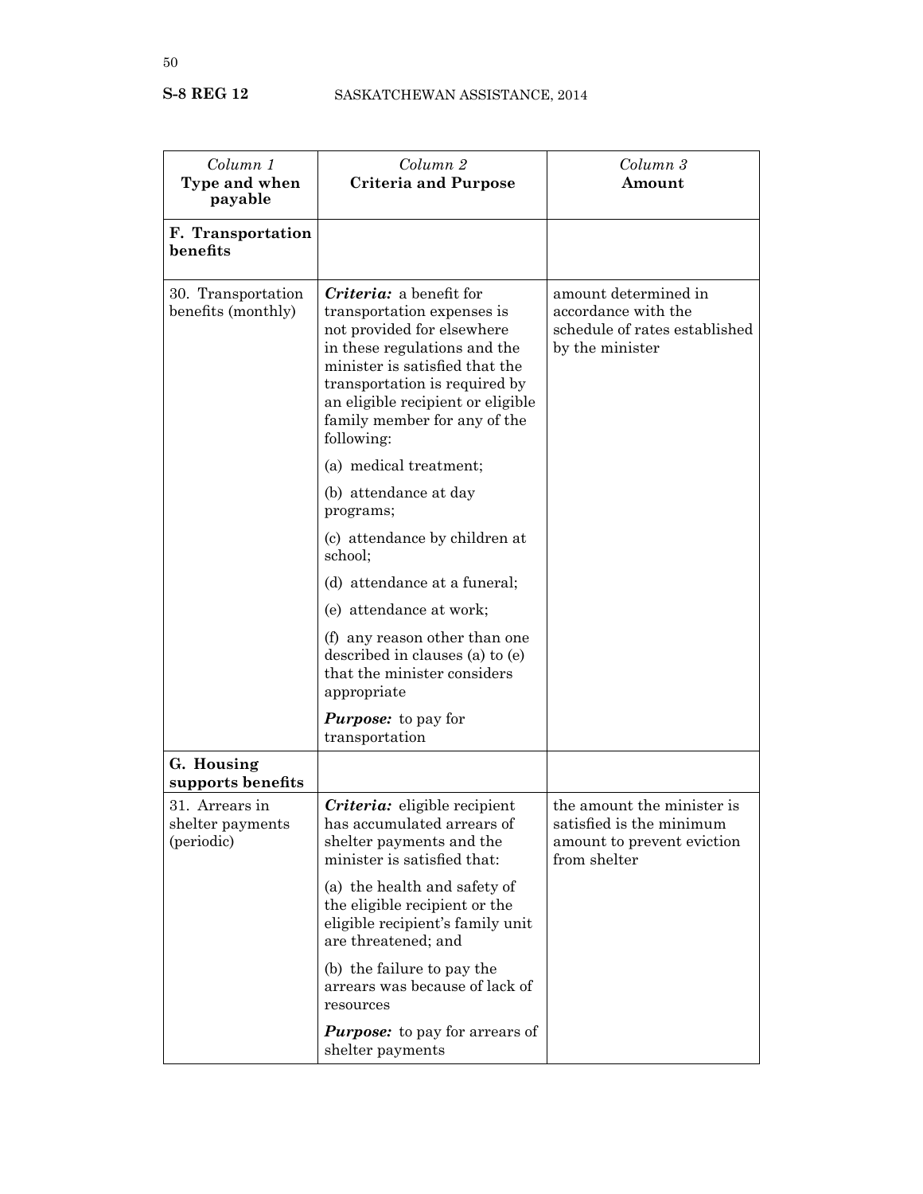| *Column 1* **Type and when payable** | *Column 2* **Criteria and Purpose** | *Column 3* **Amount** |
|---|---|---|
| **F. Transportation benefits** | | |
| 30. Transportation benefits (monthly) | ***Criteria:*** a benefit for transportation expenses is not provided for elsewhere in these regulations and the minister is satisfied that the transportation is required by an eligible recipient or eligible family member for any of the following:<br><br>(a) medical treatment;<br><br>(b) attendance at day programs;<br><br>(c) attendance by children at school;<br><br>(d) attendance at a funeral;<br><br>(e) attendance at work;<br><br>(f) any reason other than one described in clauses (a) to (e) that the minister considers appropriate<br><br>***Purpose:*** to pay for transportation | amount determined in accordance with the schedule of rates established by the minister |
| **G. Housing supports benefits** | | |
| 31. Arrears in shelter payments (periodic) | ***Criteria:*** eligible recipient has accumulated arrears of shelter payments and the minister is satisfied that:<br><br>(a) the health and safety of the eligible recipient or the eligible recipient's family unit are threatened; and<br><br>(b) the failure to pay the arrears was because of lack of resources<br><br>***Purpose:*** to pay for arrears of shelter payments | the amount the minister is satisfied is the minimum amount to prevent eviction from shelter |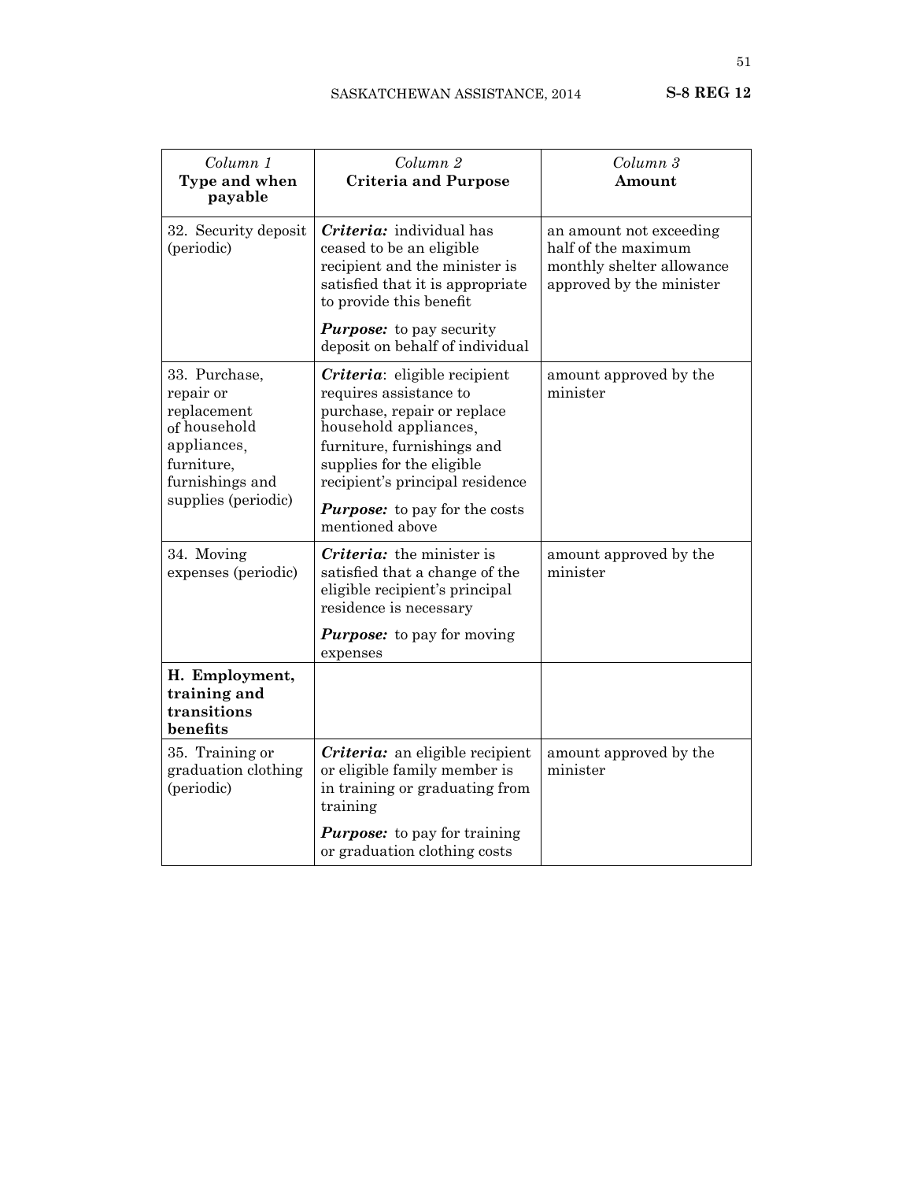| *Column 1* **Type and when payable** | *Column 2* **Criteria and Purpose** | *Column 3* **Amount** |
|---|---|---|
| 32. Security deposit (periodic) | ***Criteria:*** individual has ceased to be an eligible recipient and the minister is satisfied that it is appropriate to provide this benefit<br><br>***Purpose:*** to pay security deposit on behalf of individual | an amount not exceeding half of the maximum monthly shelter allowance approved by the minister |
| 33. Purchase, repair or replacement of household appliances, furniture, furnishings and supplies (periodic) | ***Criteria***: eligible recipient requires assistance to purchase, repair or replace household appliances, furniture, furnishings and supplies for the eligible recipient's principal residence<br><br>***Purpose:*** to pay for the costs mentioned above | amount approved by the minister |
| 34. Moving expenses (periodic) | ***Criteria:*** the minister is satisfied that a change of the eligible recipient's principal residence is necessary<br><br>***Purpose:*** to pay for moving expenses | amount approved by the minister |
| **H. Employment, training and transitions benefits** | | |
| 35. Training or graduation clothing (periodic) | ***Criteria:*** an eligible recipient or eligible family member is in training or graduating from training<br><br>***Purpose:*** to pay for training or graduation clothing costs | amount approved by the minister |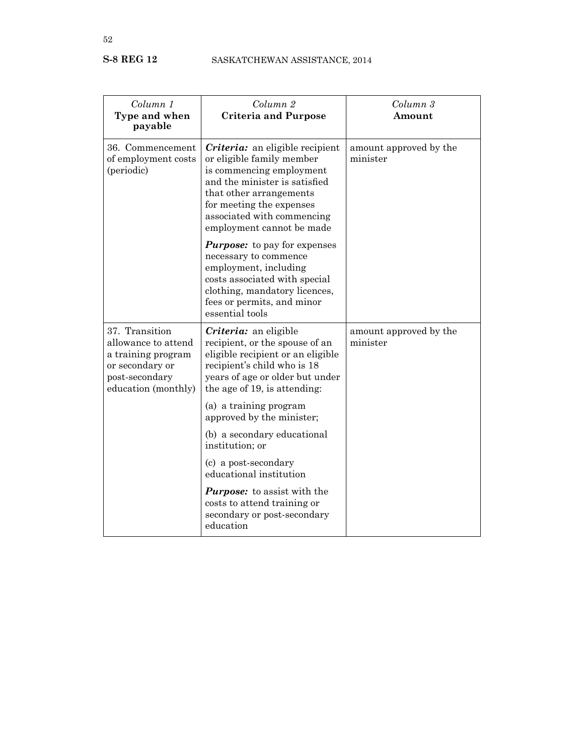| *Column 1* **Type and when payable** | *Column 2* **Criteria and Purpose** | *Column 3* **Amount** |
|---|---|---|
| 36. Commencement of employment costs (periodic) | ***Criteria:*** an eligible recipient or eligible family member is commencing employment and the minister is satisfied that other arrangements for meeting the expenses associated with commencing employment cannot be made<br><br>***Purpose:*** to pay for expenses necessary to commence employment, including costs associated with special clothing, mandatory licences, fees or permits, and minor essential tools | amount approved by the minister |
| 37. Transition allowance to attend a training program or secondary or post-secondary education (monthly) | ***Criteria:*** an eligible recipient, or the spouse of an eligible recipient or an eligible recipient's child who is 18 years of age or older but under the age of 19, is attending:<br><br>(a) a training program approved by the minister;<br><br>(b) a secondary educational institution; or<br><br>(c) a post-secondary educational institution<br><br>***Purpose:*** to assist with the costs to attend training or secondary or post-secondary education | amount approved by the minister |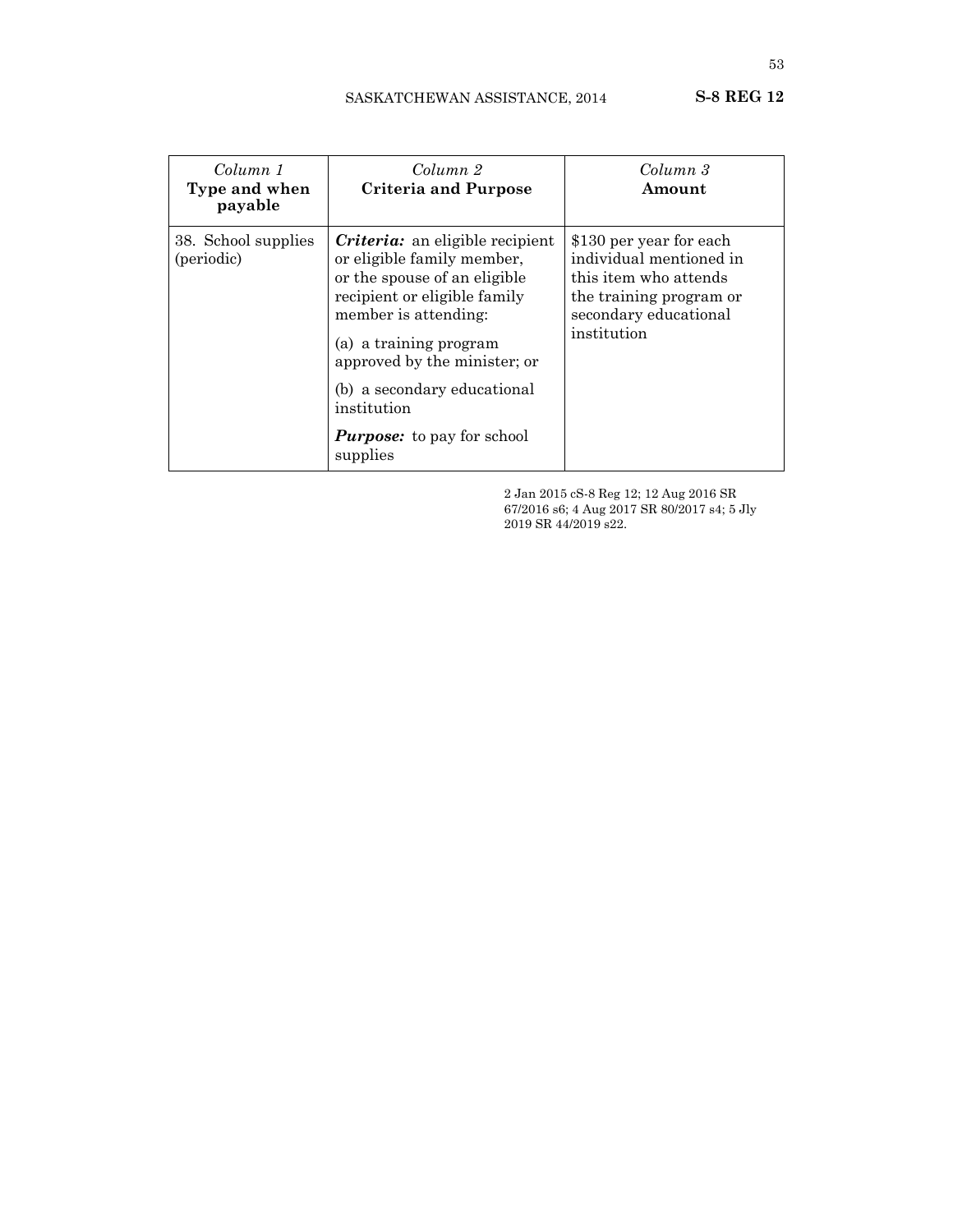| *Column 1*<br>**Type and when payable** | *Column 2*<br>**Criteria and Purpose** | *Column 3*<br>**Amount** |
|---|---|---|
| 38. School supplies (periodic) | ***Criteria:*** an eligible recipient or eligible family member, or the spouse of an eligible recipient or eligible family member is attending:<br>(a) a training program approved by the minister; or<br>(b) a secondary educational institution<br>***Purpose:*** to pay for school supplies | $130 per year for each individual mentioned in this item who attends the training program or secondary educational institution |

2 Jan 2015 cS-8 Reg 12; 12 Aug 2016 SR 67/2016 s6; 4 Aug 2017 SR 80/2017 s4; 5 Jly 2019 SR 44/2019 s22.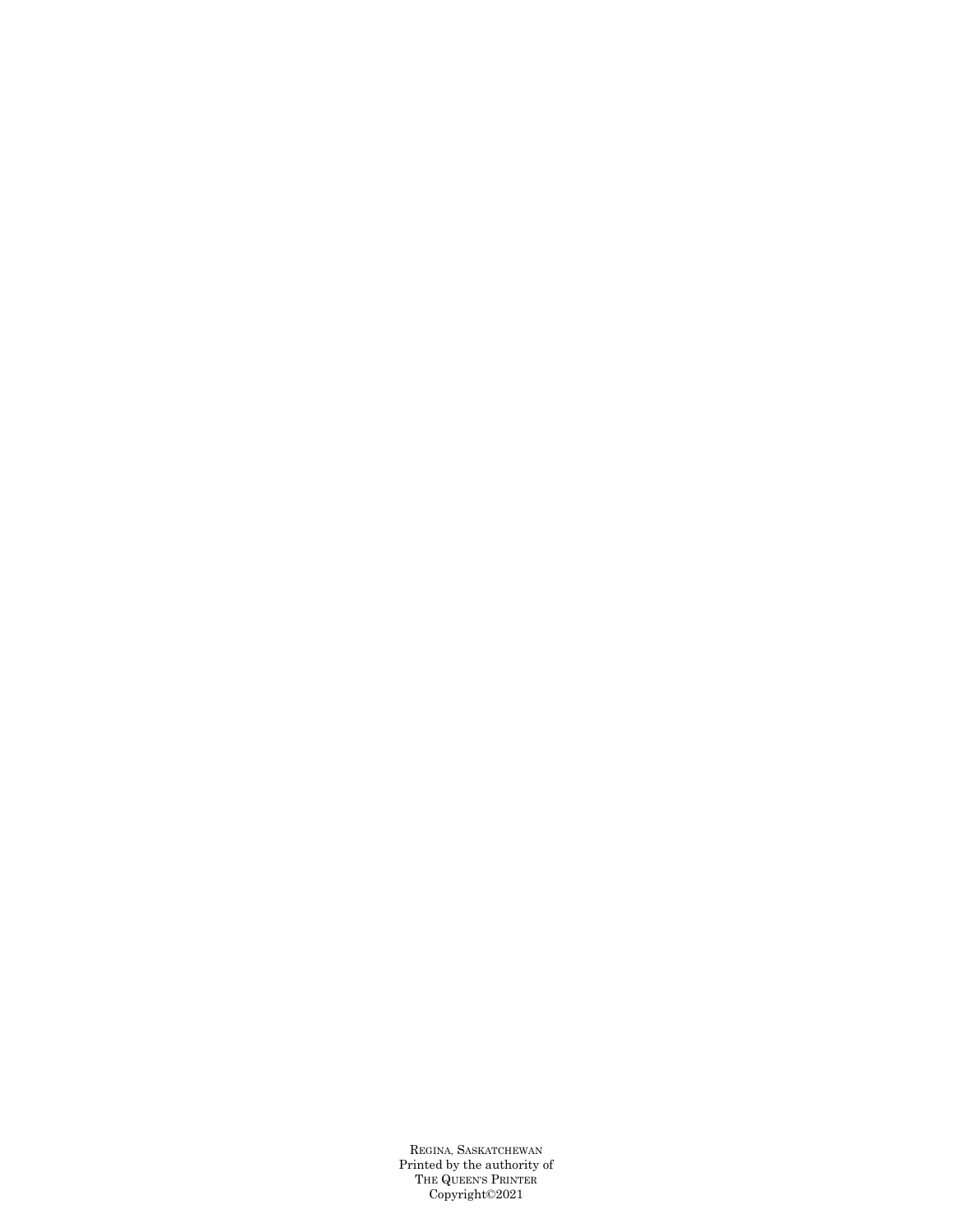Regina, Saskatchewan
Printed by the authority of
The Queen's Printer
Copyright©2021